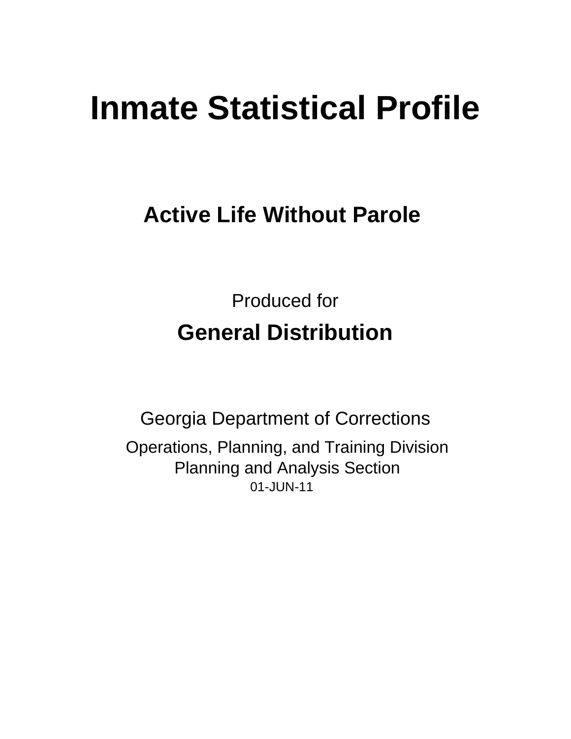# Inmate Statistical Profile

## Active Life Without Parole

Produced for

**General Distribution**

Georgia Department of Corrections

Operations, Planning, and Training Division
Planning and Analysis Section
01-JUN-11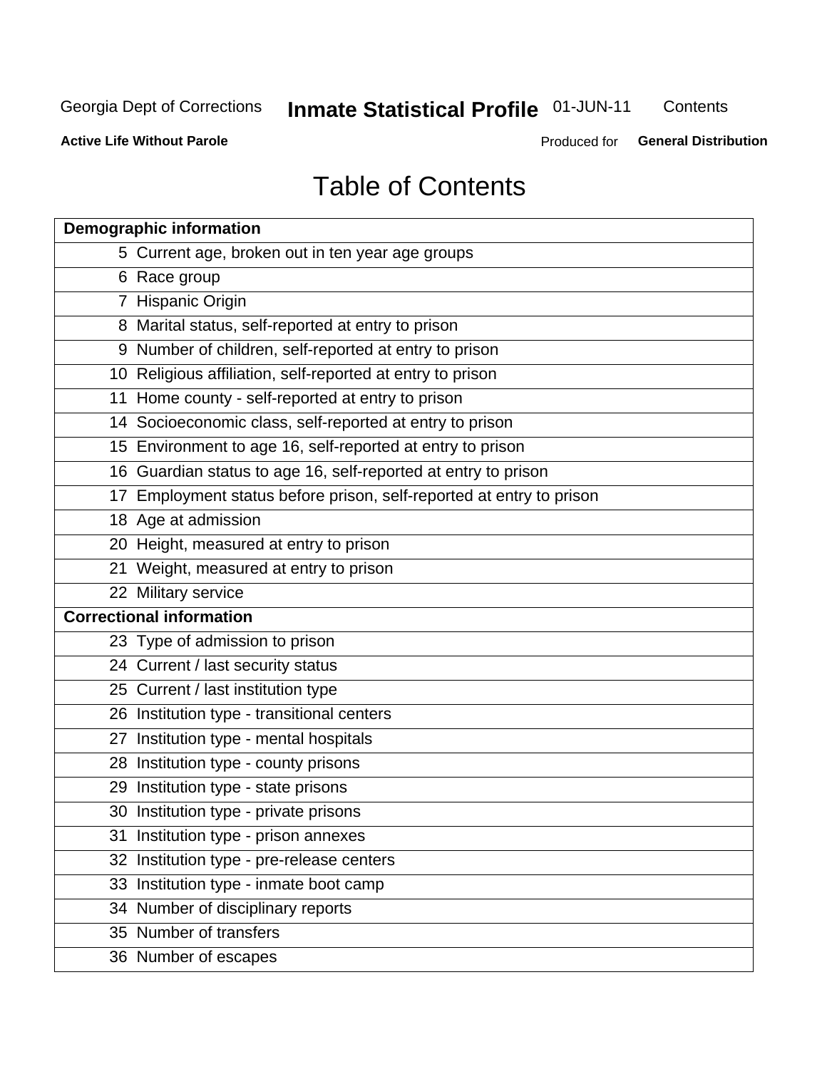# Table of Contents

| Demographic information | |
|---|---|
| 5 | Current age, broken out in ten year age groups |
| 6 | Race group |
| 7 | Hispanic Origin |
| 8 | Marital status, self-reported at entry to prison |
| 9 | Number of children, self-reported at entry to prison |
| 10 | Religious affiliation, self-reported at entry to prison |
| 11 | Home county - self-reported at entry to prison |
| 14 | Socioeconomic class, self-reported at entry to prison |
| 15 | Environment to age 16, self-reported at entry to prison |
| 16 | Guardian status to age 16, self-reported at entry to prison |
| 17 | Employment status before prison, self-reported at entry to prison |
| 18 | Age at admission |
| 20 | Height, measured at entry to prison |
| 21 | Weight, measured at entry to prison |
| 22 | Military service |
| **Correctional information** | |
| 23 | Type of admission to prison |
| 24 | Current / last security status |
| 25 | Current / last institution type |
| 26 | Institution type - transitional centers |
| 27 | Institution type - mental hospitals |
| 28 | Institution type - county prisons |
| 29 | Institution type - state prisons |
| 30 | Institution type - private prisons |
| 31 | Institution type - prison annexes |
| 32 | Institution type - pre-release centers |
| 33 | Institution type - inmate boot camp |
| 34 | Number of disciplinary reports |
| 35 | Number of transfers |
| 36 | Number of escapes |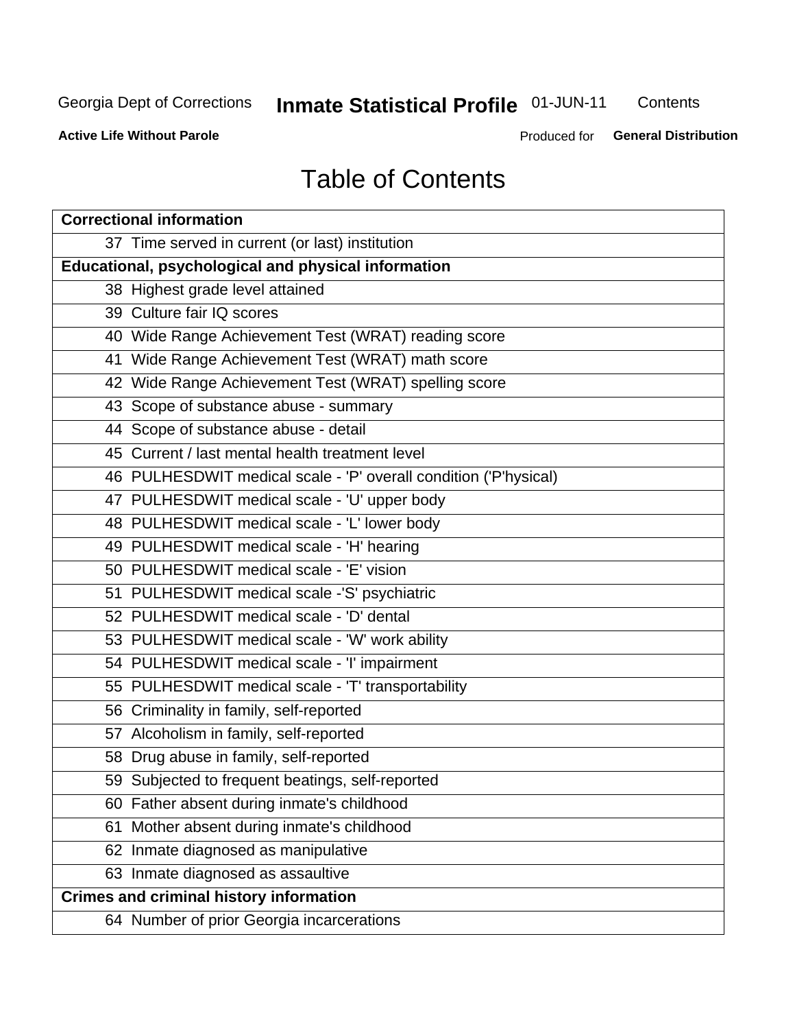# Table of Contents

| Correctional information |
|---|
| 37 Time served in current (or last) institution |
| **Educational, psychological and physical information** |
| 38 Highest grade level attained |
| 39 Culture fair IQ scores |
| 40 Wide Range Achievement Test (WRAT) reading score |
| 41 Wide Range Achievement Test (WRAT) math score |
| 42 Wide Range Achievement Test (WRAT) spelling score |
| 43 Scope of substance abuse - summary |
| 44 Scope of substance abuse - detail |
| 45 Current / last mental health treatment level |
| 46 PULHESDWIT medical scale - 'P' overall condition ('P'hysical) |
| 47 PULHESDWIT medical scale - 'U' upper body |
| 48 PULHESDWIT medical scale - 'L' lower body |
| 49 PULHESDWIT medical scale - 'H' hearing |
| 50 PULHESDWIT medical scale - 'E' vision |
| 51 PULHESDWIT medical scale -'S' psychiatric |
| 52 PULHESDWIT medical scale - 'D' dental |
| 53 PULHESDWIT medical scale - 'W' work ability |
| 54 PULHESDWIT medical scale - 'I' impairment |
| 55 PULHESDWIT medical scale - 'T' transportability |
| 56 Criminality in family, self-reported |
| 57 Alcoholism in family, self-reported |
| 58 Drug abuse in family, self-reported |
| 59 Subjected to frequent beatings, self-reported |
| 60 Father absent during inmate's childhood |
| 61 Mother absent during inmate's childhood |
| 62 Inmate diagnosed as manipulative |
| 63 Inmate diagnosed as assaultive |
| **Crimes and criminal history information** |
| 64 Number of prior Georgia incarcerations |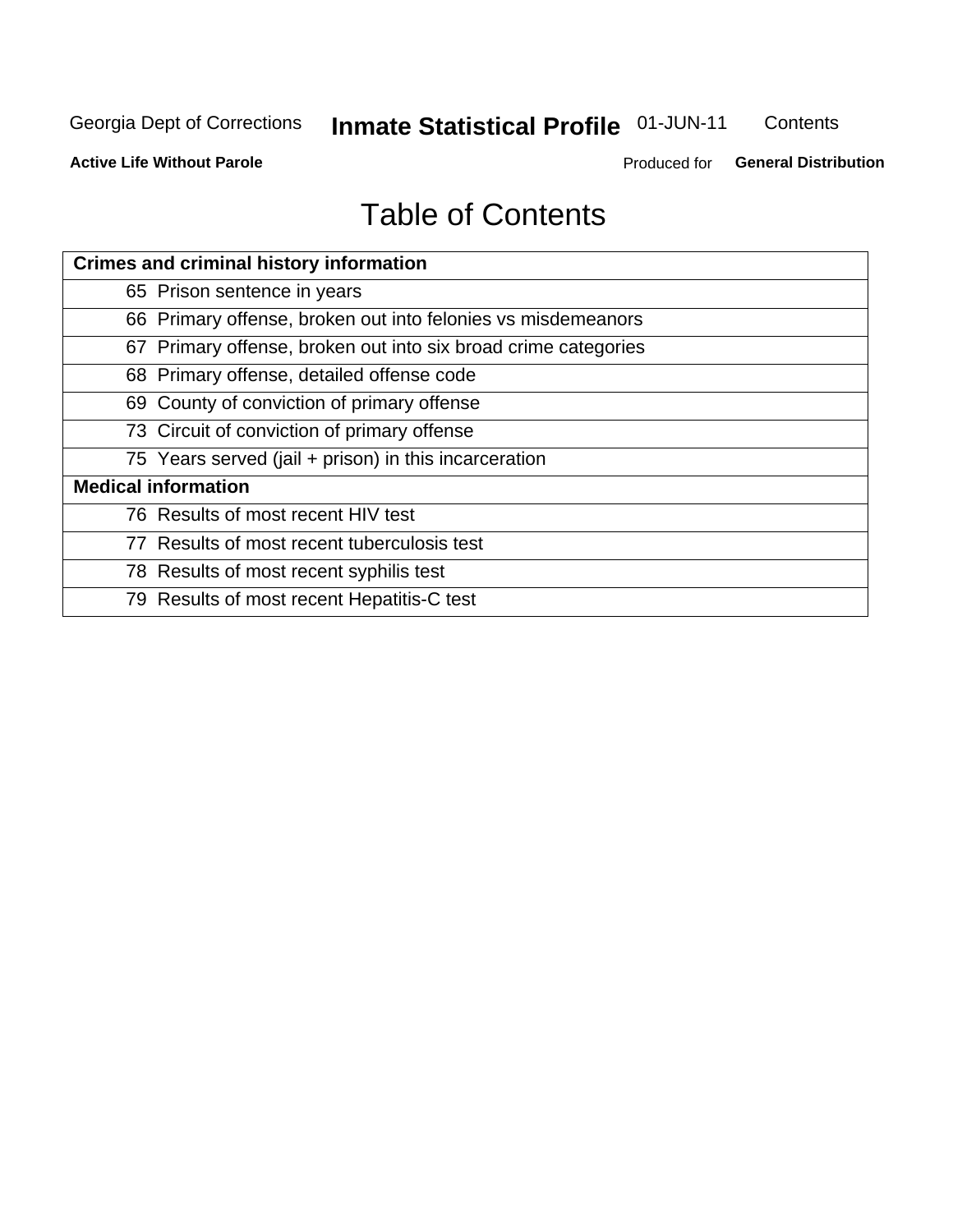# Table of Contents

| Crimes and criminal history information |
|---|
| 65 Prison sentence in years |
| 66 Primary offense, broken out into felonies vs misdemeanors |
| 67 Primary offense, broken out into six broad crime categories |
| 68 Primary offense, detailed offense code |
| 69 County of conviction of primary offense |
| 73 Circuit of conviction of primary offense |
| 75 Years served (jail + prison) in this incarceration |
| **Medical information** |
| 76 Results of most recent HIV test |
| 77 Results of most recent tuberculosis test |
| 78 Results of most recent syphilis test |
| 79 Results of most recent Hepatitis-C test |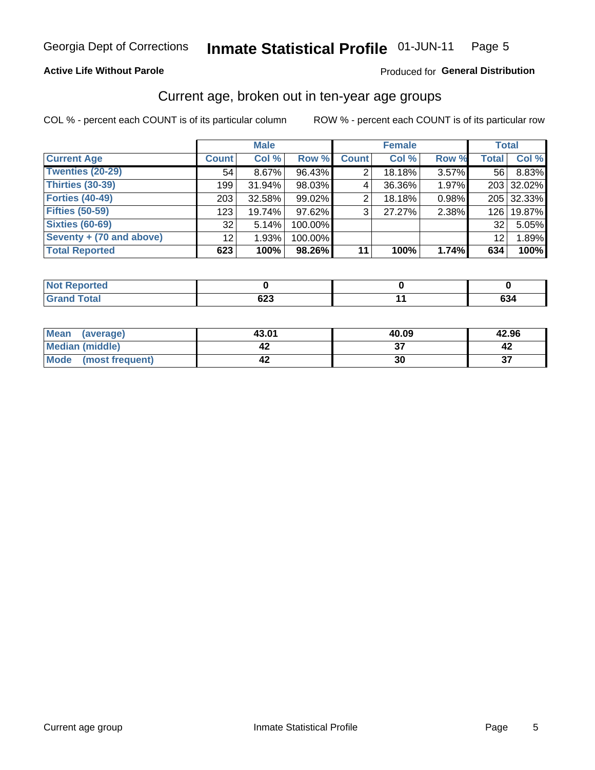Georgia Dept of Corrections **Inmate Statistical Profile** 01-JUN-11

**Active Life Without Parole**

Produced for **General Distribution**

## Current age, broken out in ten-year age groups

COL % - percent each COUNT is of its particular column

ROW % - percent each COUNT is of its particular row

| | Male | | | Female | | | Total | |
|---|---|---|---|---|---|---|---|---|
| **Current Age** | **Count** | **Col %** | **Row %** | **Count** | **Col %** | **Row %** | **Total** | **Col %** |
| Twenties (20-29) | 54 | 8.67% | 96.43% | 2 | 18.18% | 3.57% | 56 | 8.83% |
| Thirties (30-39) | 199 | 31.94% | 98.03% | 4 | 36.36% | 1.97% | 203 | 32.02% |
| Forties (40-49) | 203 | 32.58% | 99.02% | 2 | 18.18% | 0.98% | 205 | 32.33% |
| Fifties (50-59) | 123 | 19.74% | 97.62% | 3 | 27.27% | 2.38% | 126 | 19.87% |
| Sixties (60-69) | 32 | 5.14% | 100.00% | | | | 32 | 5.05% |
| Seventy + (70 and above) | 12 | 1.93% | 100.00% | | | | 12 | 1.89% |
| **Total Reported** | **623** | **100%** | **98.26%** | **11** | **100%** | **1.74%** | **634** | **100%** |

| | Male | Female | Total |
|---|---|---|---|
| Not Reported | **0** | **0** | **0** |
| Grand Total | **623** | **11** | **634** |

| | Male | Female | Total |
|---|---|---|---|
| Mean (average) | **43.01** | **40.09** | **42.96** |
| Median (middle) | **42** | **37** | **42** |
| Mode (most frequent) | **42** | **30** | **37** |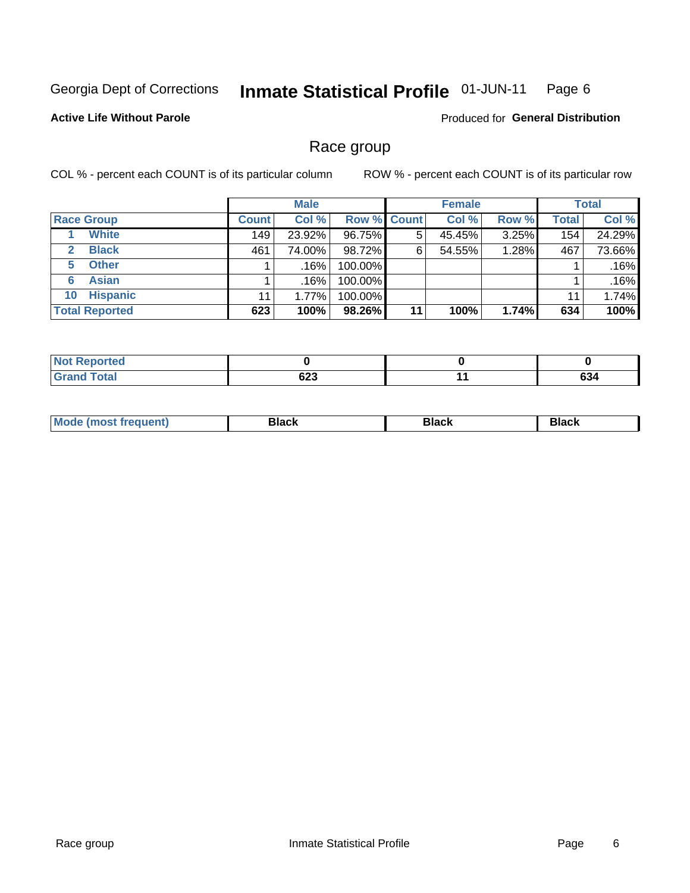Georgia Dept of Corrections **Inmate Statistical Profile** 01-JUN-11

**Active Life Without Parole**

Produced for **General Distribution**

## Race group

COL % - percent each COUNT is of its particular column

ROW % - percent each COUNT is of its particular row

| | Male | | | Female | | | Total | |
|---|---|---|---|---|---|---|---|---|
| **Race Group** | **Count** | **Col %** | **Row %** | **Count** | **Col %** | **Row %** | **Total** | **Col %** |
| 1 **White** | 149 | 23.92% | 96.75% | 5 | 45.45% | 3.25% | 154 | 24.29% |
| 2 **Black** | 461 | 74.00% | 98.72% | 6 | 54.55% | 1.28% | 467 | 73.66% |
| 5 **Other** | 1 | .16% | 100.00% | | | | 1 | .16% |
| 6 **Asian** | 1 | .16% | 100.00% | | | | 1 | .16% |
| 10 **Hispanic** | 11 | 1.77% | 100.00% | | | | 11 | 1.74% |
| **Total Reported** | **623** | **100%** | **98.26%** | **11** | **100%** | **1.74%** | **634** | **100%** |

| | Male | Female | Total |
|---|---|---|---|
| **Not Reported** | **0** | **0** | **0** |
| **Grand Total** | **623** | **11** | **634** |

| | Male | Female | Total |
|---|---|---|---|
| **Mode (most frequent)** | **Black** | **Black** | **Black** |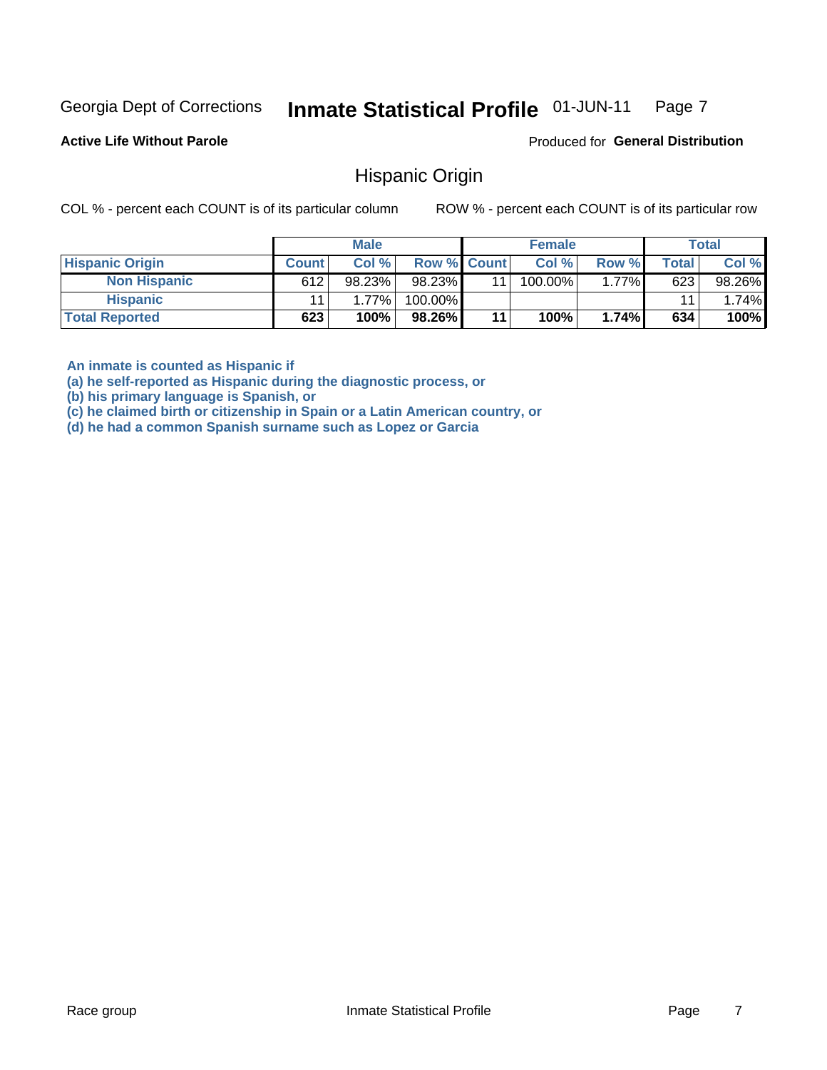Georgia Dept of Corrections **Inmate Statistical Profile** 01-JUN-11

**Active Life Without Parole**

Produced for **General Distribution**

## Hispanic Origin

COL % - percent each COUNT is of its particular column

ROW % - percent each COUNT is of its particular row

| | Male | | | Female | | | Total | |
|---|---|---|---|---|---|---|---|---|
| **Hispanic Origin** | **Count** | **Col %** | **Row %** | **Count** | **Col %** | **Row %** | **Total** | **Col %** |
| **Non Hispanic** | 612 | 98.23% | 98.23% | 11 | 100.00% | 1.77% | 623 | 98.26% |
| **Hispanic** | 11 | 1.77% | 100.00% | | | | 11 | 1.74% |
| **Total Reported** | **623** | **100%** | **98.26%** | **11** | **100%** | **1.74%** | **634** | **100%** |

**An inmate is counted as Hispanic if**
**(a) he self-reported as Hispanic during the diagnostic process, or**
**(b) his primary language is Spanish, or**
**(c) he claimed birth or citizenship in Spain or a Latin American country, or**
**(d) he had a common Spanish surname such as Lopez or Garcia**

Race group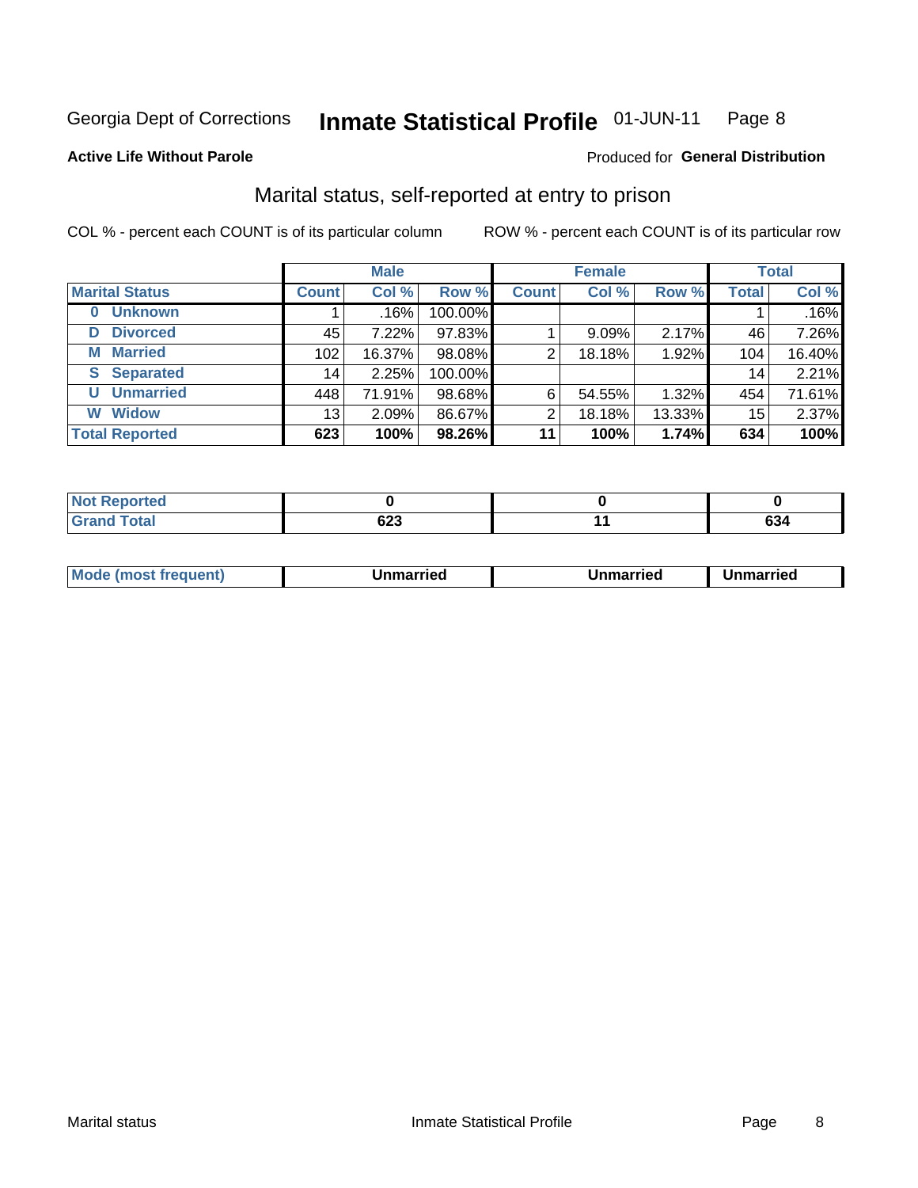Georgia Dept of Corrections **Inmate Statistical Profile** 01-JUN-11

**Active Life Without Parole**

Produced for **General Distribution**

## Marital status, self-reported at entry to prison

COL % - percent each COUNT is of its particular column

ROW % - percent each COUNT is of its particular row

| | Male | | | Female | | | Total | |
|---|---|---|---|---|---|---|---|---|
| **Marital Status** | **Count** | **Col %** | **Row %** | **Count** | **Col %** | **Row %** | **Total** | **Col %** |
| **0 Unknown** | 1 | .16% | 100.00% | | | | 1 | .16% |
| **D Divorced** | 45 | 7.22% | 97.83% | 1 | 9.09% | 2.17% | 46 | 7.26% |
| **M Married** | 102 | 16.37% | 98.08% | 2 | 18.18% | 1.92% | 104 | 16.40% |
| **S Separated** | 14 | 2.25% | 100.00% | | | | 14 | 2.21% |
| **U Unmarried** | 448 | 71.91% | 98.68% | 6 | 54.55% | 1.32% | 454 | 71.61% |
| **W Widow** | 13 | 2.09% | 86.67% | 2 | 18.18% | 13.33% | 15 | 2.37% |
| **Total Reported** | **623** | **100%** | **98.26%** | **11** | **100%** | **1.74%** | **634** | **100%** |

| | Male | Female | Total |
|---|---|---|---|
| **Not Reported** | **0** | **0** | **0** |
| **Grand Total** | **623** | **11** | **634** |

| | Male | Female | Total |
|---|---|---|---|
| **Mode (most frequent)** | **Unmarried** | **Unmarried** | **Unmarried** |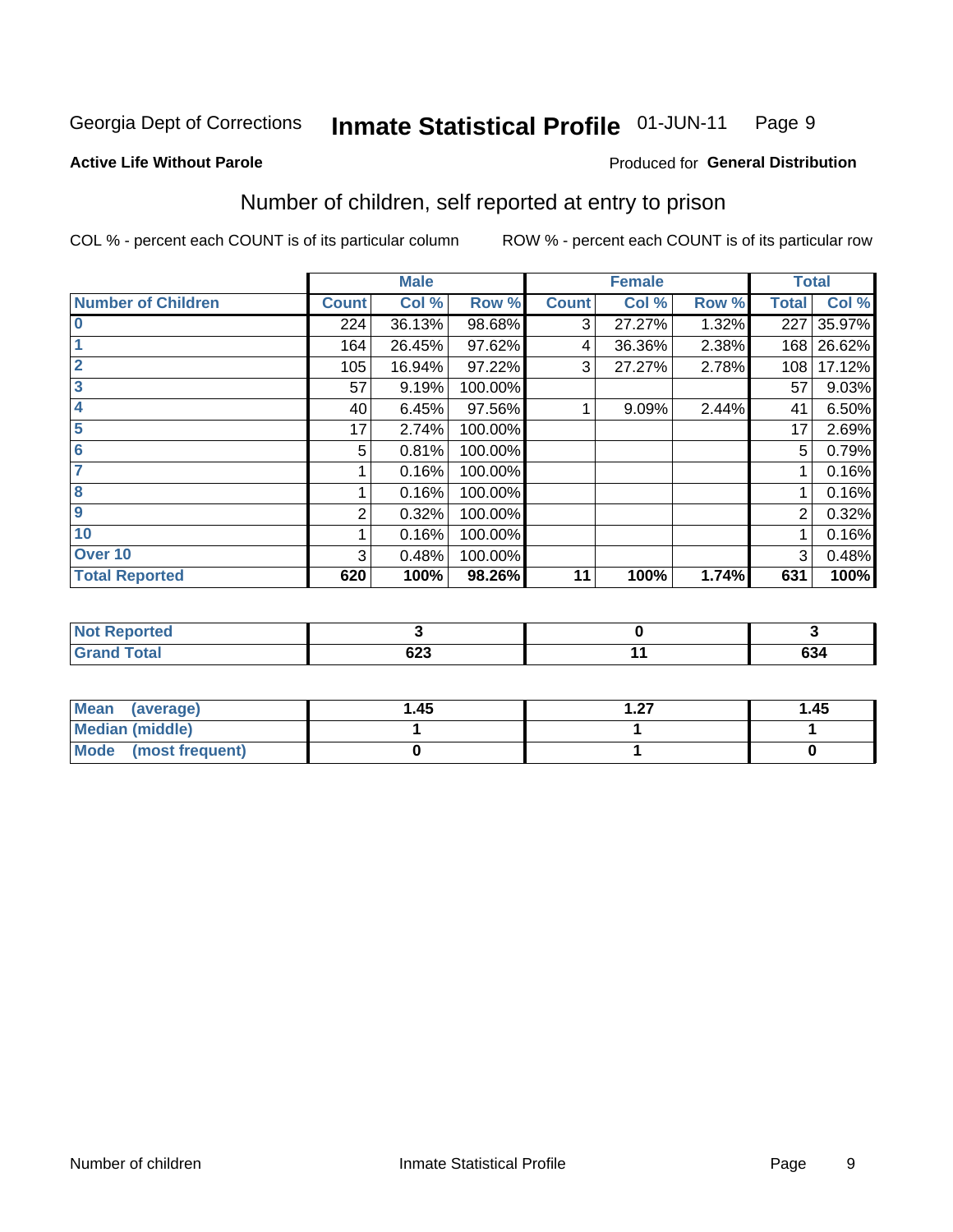Georgia Dept of Corrections **Inmate Statistical Profile** 01-JUN-11

**Active Life Without Parole**

Produced for **General Distribution**

## Number of children, self reported at entry to prison

COL % - percent each COUNT is of its particular column

ROW % - percent each COUNT is of its particular row

| | Male | | | Female | | | Total | |
|---|---|---|---|---|---|---|---|---|
| **Number of Children** | **Count** | **Col %** | **Row %** | **Count** | **Col %** | **Row %** | **Total** | **Col %** |
| **0** | 224 | 36.13% | 98.68% | 3 | 27.27% | 1.32% | 227 | 35.97% |
| **1** | 164 | 26.45% | 97.62% | 4 | 36.36% | 2.38% | 168 | 26.62% |
| **2** | 105 | 16.94% | 97.22% | 3 | 27.27% | 2.78% | 108 | 17.12% |
| **3** | 57 | 9.19% | 100.00% | | | | 57 | 9.03% |
| **4** | 40 | 6.45% | 97.56% | 1 | 9.09% | 2.44% | 41 | 6.50% |
| **5** | 17 | 2.74% | 100.00% | | | | 17 | 2.69% |
| **6** | 5 | 0.81% | 100.00% | | | | 5 | 0.79% |
| **7** | 1 | 0.16% | 100.00% | | | | 1 | 0.16% |
| **8** | 1 | 0.16% | 100.00% | | | | 1 | 0.16% |
| **9** | 2 | 0.32% | 100.00% | | | | 2 | 0.32% |
| **10** | 1 | 0.16% | 100.00% | | | | 1 | 0.16% |
| **Over 10** | 3 | 0.48% | 100.00% | | | | 3 | 0.48% |
| **Total Reported** | **620** | **100%** | **98.26%** | **11** | **100%** | **1.74%** | **631** | **100%** |

| | Male | Female | Total |
|---|---|---|---|
| **Not Reported** | **3** | **0** | **3** |
| **Grand Total** | **623** | **11** | **634** |

| | Male | Female | Total |
|---|---|---|---|
| **Mean (average)** | **1.45** | **1.27** | **1.45** |
| **Median (middle)** | **1** | **1** | **1** |
| **Mode (most frequent)** | **0** | **1** | **0** |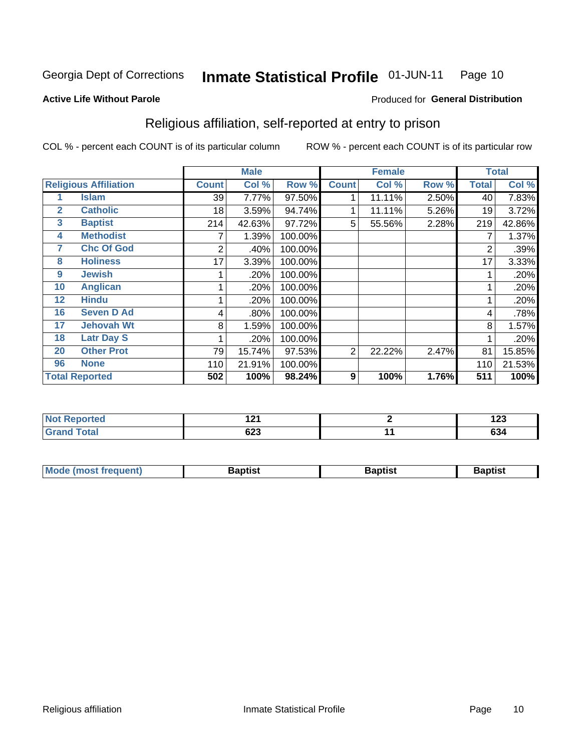Georgia Dept of Corrections **Inmate Statistical Profile** 01-JUN-11

**Active Life Without Parole**

Produced for **General Distribution**

## Religious affiliation, self-reported at entry to prison

COL % - percent each COUNT is of its particular column    ROW % - percent each COUNT is of its particular row

| Religious Affiliation | | Male | | | Female | | | Total | |
|---|---|---|---|---|---|---|---|---|---|
| | | Count | Col % | Row % | Count | Col % | Row % | Total | Col % |
| 1 | Islam | 39 | 7.77% | 97.50% | 1 | 11.11% | 2.50% | 40 | 7.83% |
| 2 | Catholic | 18 | 3.59% | 94.74% | 1 | 11.11% | 5.26% | 19 | 3.72% |
| 3 | Baptist | 214 | 42.63% | 97.72% | 5 | 55.56% | 2.28% | 219 | 42.86% |
| 4 | Methodist | 7 | 1.39% | 100.00% | | | | 7 | 1.37% |
| 7 | Chc Of God | 2 | .40% | 100.00% | | | | 2 | .39% |
| 8 | Holiness | 17 | 3.39% | 100.00% | | | | 17 | 3.33% |
| 9 | Jewish | 1 | .20% | 100.00% | | | | 1 | .20% |
| 10 | Anglican | 1 | .20% | 100.00% | | | | 1 | .20% |
| 12 | Hindu | 1 | .20% | 100.00% | | | | 1 | .20% |
| 16 | Seven D Ad | 4 | .80% | 100.00% | | | | 4 | .78% |
| 17 | Jehovah Wt | 8 | 1.59% | 100.00% | | | | 8 | 1.57% |
| 18 | Latr Day S | 1 | .20% | 100.00% | | | | 1 | .20% |
| 20 | Other Prot | 79 | 15.74% | 97.53% | 2 | 22.22% | 2.47% | 81 | 15.85% |
| 96 | None | 110 | 21.91% | 100.00% | | | | 110 | 21.53% |
| **Total Reported** | | **502** | **100%** | **98.24%** | **9** | **100%** | **1.76%** | **511** | **100%** |

| | Male | Female | Total |
|---|---|---|---|
| Not Reported | 121 | 2 | 123 |
| Grand Total | 623 | 11 | 634 |

| | Male | Female | Total |
|---|---|---|---|
| Mode (most frequent) | Baptist | Baptist | Baptist |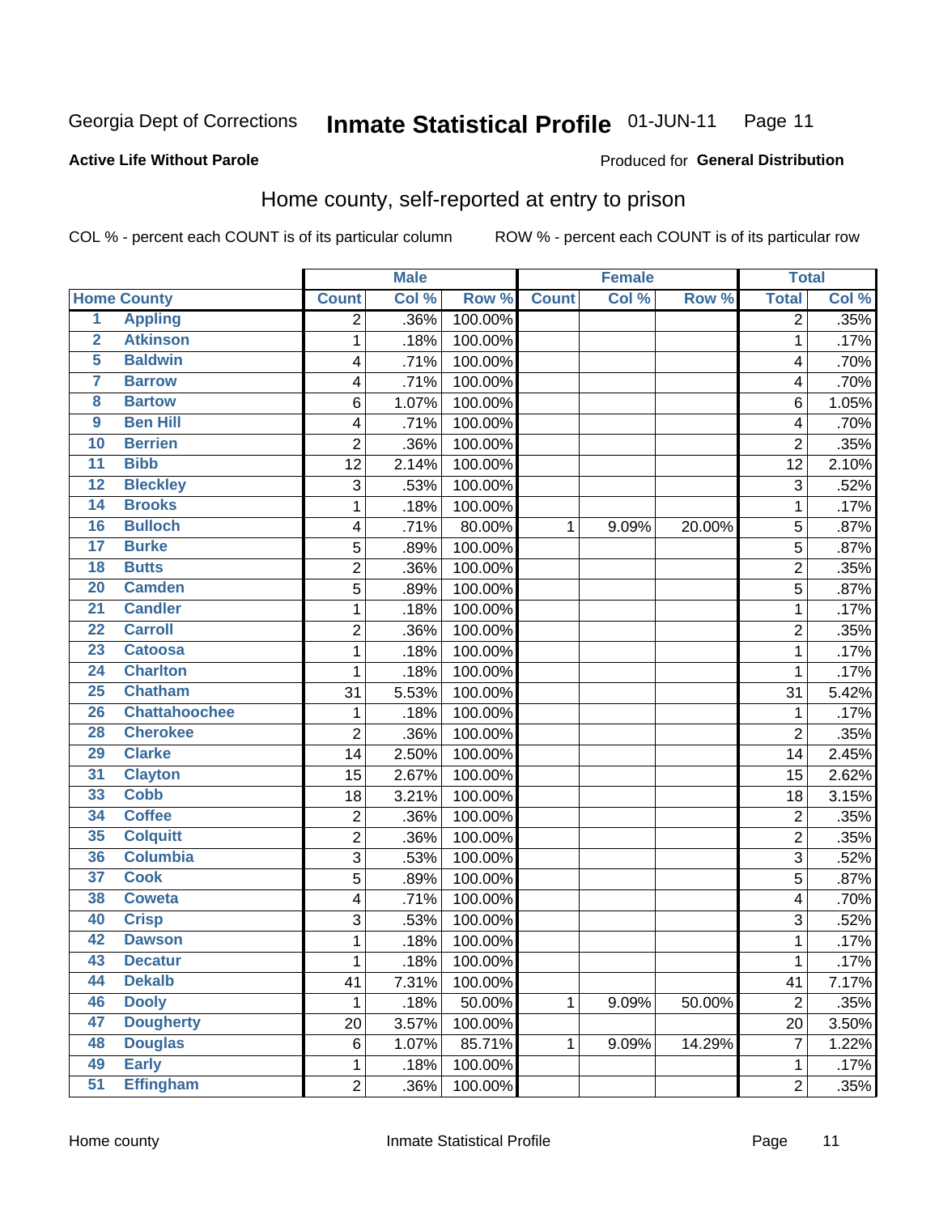Georgia Dept of Corrections **Inmate Statistical Profile** 01-JUN-11

**Active Life Without Parole**

Produced for **General Distribution**

## Home county, self-reported at entry to prison

COL % - percent each COUNT is of its particular column ROW % - percent each COUNT is of its particular row

| Home County | | Male | | | Female | | | Total | |
|---|---|---|---|---|---|---|---|---|---|
| | | Count | Col % | Row % | Count | Col % | Row % | Total | Col % |
| 1 | Appling | 2 | .36% | 100.00% | | | | 2 | .35% |
| 2 | Atkinson | 1 | .18% | 100.00% | | | | 1 | .17% |
| 5 | Baldwin | 4 | .71% | 100.00% | | | | 4 | .70% |
| 7 | Barrow | 4 | .71% | 100.00% | | | | 4 | .70% |
| 8 | Bartow | 6 | 1.07% | 100.00% | | | | 6 | 1.05% |
| 9 | Ben Hill | 4 | .71% | 100.00% | | | | 4 | .70% |
| 10 | Berrien | 2 | .36% | 100.00% | | | | 2 | .35% |
| 11 | Bibb | 12 | 2.14% | 100.00% | | | | 12 | 2.10% |
| 12 | Bleckley | 3 | .53% | 100.00% | | | | 3 | .52% |
| 14 | Brooks | 1 | .18% | 100.00% | | | | 1 | .17% |
| 16 | Bulloch | 4 | .71% | 80.00% | 1 | 9.09% | 20.00% | 5 | .87% |
| 17 | Burke | 5 | .89% | 100.00% | | | | 5 | .87% |
| 18 | Butts | 2 | .36% | 100.00% | | | | 2 | .35% |
| 20 | Camden | 5 | .89% | 100.00% | | | | 5 | .87% |
| 21 | Candler | 1 | .18% | 100.00% | | | | 1 | .17% |
| 22 | Carroll | 2 | .36% | 100.00% | | | | 2 | .35% |
| 23 | Catoosa | 1 | .18% | 100.00% | | | | 1 | .17% |
| 24 | Charlton | 1 | .18% | 100.00% | | | | 1 | .17% |
| 25 | Chatham | 31 | 5.53% | 100.00% | | | | 31 | 5.42% |
| 26 | Chattahoochee | 1 | .18% | 100.00% | | | | 1 | .17% |
| 28 | Cherokee | 2 | .36% | 100.00% | | | | 2 | .35% |
| 29 | Clarke | 14 | 2.50% | 100.00% | | | | 14 | 2.45% |
| 31 | Clayton | 15 | 2.67% | 100.00% | | | | 15 | 2.62% |
| 33 | Cobb | 18 | 3.21% | 100.00% | | | | 18 | 3.15% |
| 34 | Coffee | 2 | .36% | 100.00% | | | | 2 | .35% |
| 35 | Colquitt | 2 | .36% | 100.00% | | | | 2 | .35% |
| 36 | Columbia | 3 | .53% | 100.00% | | | | 3 | .52% |
| 37 | Cook | 5 | .89% | 100.00% | | | | 5 | .87% |
| 38 | Coweta | 4 | .71% | 100.00% | | | | 4 | .70% |
| 40 | Crisp | 3 | .53% | 100.00% | | | | 3 | .52% |
| 42 | Dawson | 1 | .18% | 100.00% | | | | 1 | .17% |
| 43 | Decatur | 1 | .18% | 100.00% | | | | 1 | .17% |
| 44 | Dekalb | 41 | 7.31% | 100.00% | | | | 41 | 7.17% |
| 46 | Dooly | 1 | .18% | 50.00% | 1 | 9.09% | 50.00% | 2 | .35% |
| 47 | Dougherty | 20 | 3.57% | 100.00% | | | | 20 | 3.50% |
| 48 | Douglas | 6 | 1.07% | 85.71% | 1 | 9.09% | 14.29% | 7 | 1.22% |
| 49 | Early | 1 | .18% | 100.00% | | | | 1 | .17% |
| 51 | Effingham | 2 | .36% | 100.00% | | | | 2 | .35% |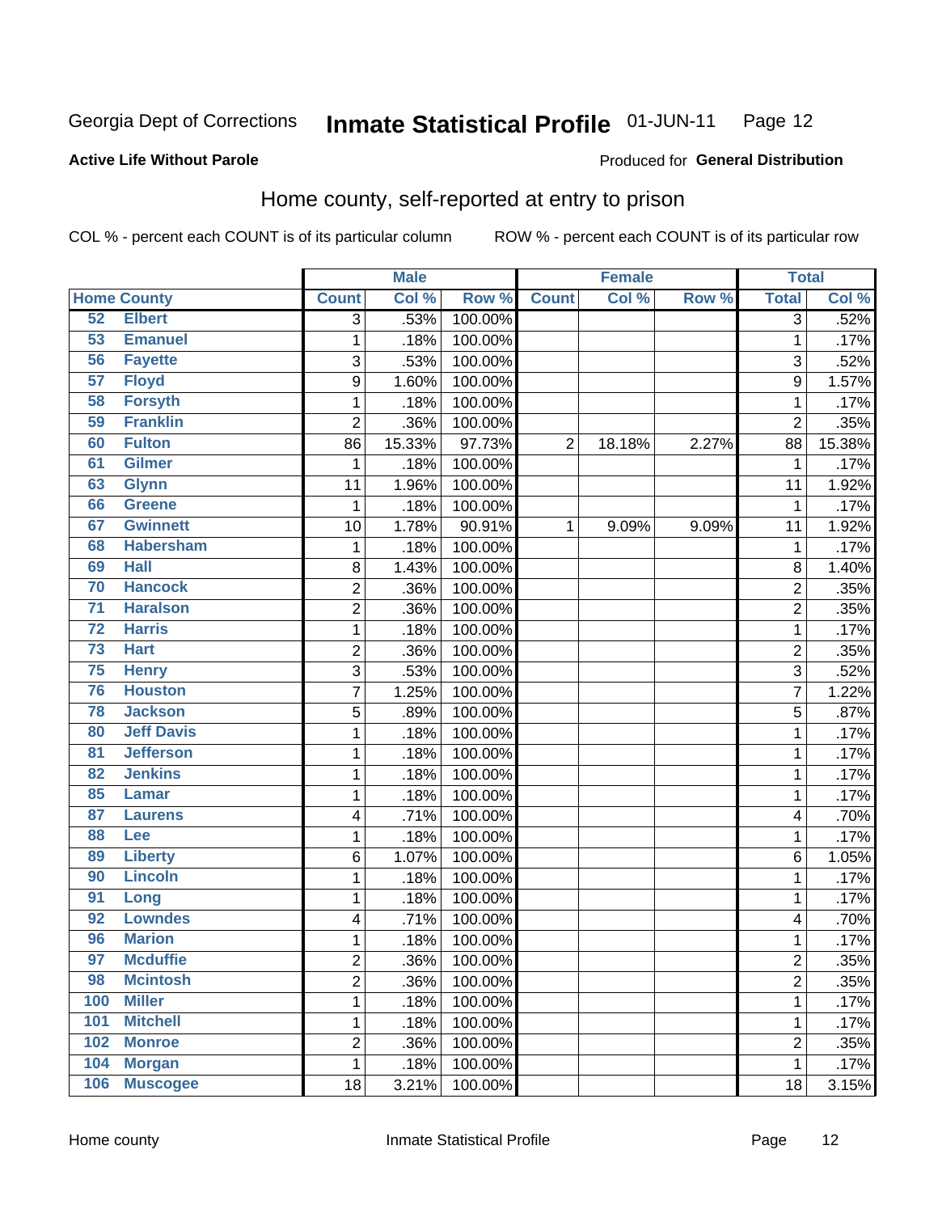Georgia Dept of Corrections **Inmate Statistical Profile** 01-JUN-11

**Active Life Without Parole**

Produced for **General Distribution**

## Home county, self-reported at entry to prison

COL % - percent each COUNT is of its particular column ROW % - percent each COUNT is of its particular row

| Home County | | Male | | | Female | | | Total | |
|---|---|---|---|---|---|---|---|---|---|
| | | Count | Col % | Row % | Count | Col % | Row % | Total | Col % |
| 52 | Elbert | 3 | .53% | 100.00% | | | | 3 | .52% |
| 53 | Emanuel | 1 | .18% | 100.00% | | | | 1 | .17% |
| 56 | Fayette | 3 | .53% | 100.00% | | | | 3 | .52% |
| 57 | Floyd | 9 | 1.60% | 100.00% | | | | 9 | 1.57% |
| 58 | Forsyth | 1 | .18% | 100.00% | | | | 1 | .17% |
| 59 | Franklin | 2 | .36% | 100.00% | | | | 2 | .35% |
| 60 | Fulton | 86 | 15.33% | 97.73% | 2 | 18.18% | 2.27% | 88 | 15.38% |
| 61 | Gilmer | 1 | .18% | 100.00% | | | | 1 | .17% |
| 63 | Glynn | 11 | 1.96% | 100.00% | | | | 11 | 1.92% |
| 66 | Greene | 1 | .18% | 100.00% | | | | 1 | .17% |
| 67 | Gwinnett | 10 | 1.78% | 90.91% | 1 | 9.09% | 9.09% | 11 | 1.92% |
| 68 | Habersham | 1 | .18% | 100.00% | | | | 1 | .17% |
| 69 | Hall | 8 | 1.43% | 100.00% | | | | 8 | 1.40% |
| 70 | Hancock | 2 | .36% | 100.00% | | | | 2 | .35% |
| 71 | Haralson | 2 | .36% | 100.00% | | | | 2 | .35% |
| 72 | Harris | 1 | .18% | 100.00% | | | | 1 | .17% |
| 73 | Hart | 2 | .36% | 100.00% | | | | 2 | .35% |
| 75 | Henry | 3 | .53% | 100.00% | | | | 3 | .52% |
| 76 | Houston | 7 | 1.25% | 100.00% | | | | 7 | 1.22% |
| 78 | Jackson | 5 | .89% | 100.00% | | | | 5 | .87% |
| 80 | Jeff Davis | 1 | .18% | 100.00% | | | | 1 | .17% |
| 81 | Jefferson | 1 | .18% | 100.00% | | | | 1 | .17% |
| 82 | Jenkins | 1 | .18% | 100.00% | | | | 1 | .17% |
| 85 | Lamar | 1 | .18% | 100.00% | | | | 1 | .17% |
| 87 | Laurens | 4 | .71% | 100.00% | | | | 4 | .70% |
| 88 | Lee | 1 | .18% | 100.00% | | | | 1 | .17% |
| 89 | Liberty | 6 | 1.07% | 100.00% | | | | 6 | 1.05% |
| 90 | Lincoln | 1 | .18% | 100.00% | | | | 1 | .17% |
| 91 | Long | 1 | .18% | 100.00% | | | | 1 | .17% |
| 92 | Lowndes | 4 | .71% | 100.00% | | | | 4 | .70% |
| 96 | Marion | 1 | .18% | 100.00% | | | | 1 | .17% |
| 97 | Mcduffie | 2 | .36% | 100.00% | | | | 2 | .35% |
| 98 | Mcintosh | 2 | .36% | 100.00% | | | | 2 | .35% |
| 100 | Miller | 1 | .18% | 100.00% | | | | 1 | .17% |
| 101 | Mitchell | 1 | .18% | 100.00% | | | | 1 | .17% |
| 102 | Monroe | 2 | .36% | 100.00% | | | | 2 | .35% |
| 104 | Morgan | 1 | .18% | 100.00% | | | | 1 | .17% |
| 106 | Muscogee | 18 | 3.21% | 100.00% | | | | 18 | 3.15% |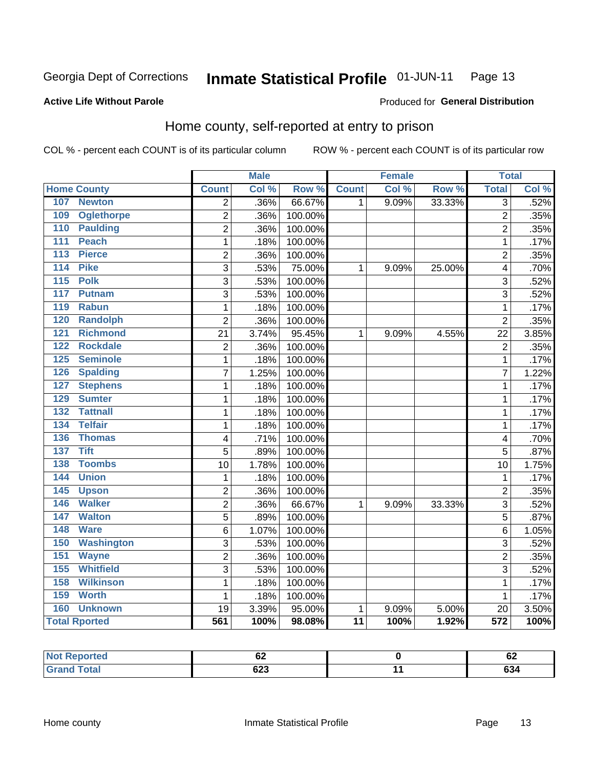Georgia Dept of Corrections **Inmate Statistical Profile** 01-JUN-11 Page 13

**Active Life Without Parole**

Produced for **General Distribution**

## Home county, self-reported at entry to prison

COL % - percent each COUNT is of its particular column ROW % - percent each COUNT is of its particular row

| Home County | Male | | | Female | | | Total | |
|---|---|---|---|---|---|---|---|---|
| | Count | Col % | Row % | Count | Col % | Row % | Total | Col % |
| 107 Newton | 2 | .36% | 66.67% | 1 | 9.09% | 33.33% | 3 | .52% |
| 109 Oglethorpe | 2 | .36% | 100.00% | | | | 2 | .35% |
| 110 Paulding | 2 | .36% | 100.00% | | | | 2 | .35% |
| 111 Peach | 1 | .18% | 100.00% | | | | 1 | .17% |
| 113 Pierce | 2 | .36% | 100.00% | | | | 2 | .35% |
| 114 Pike | 3 | .53% | 75.00% | 1 | 9.09% | 25.00% | 4 | .70% |
| 115 Polk | 3 | .53% | 100.00% | | | | 3 | .52% |
| 117 Putnam | 3 | .53% | 100.00% | | | | 3 | .52% |
| 119 Rabun | 1 | .18% | 100.00% | | | | 1 | .17% |
| 120 Randolph | 2 | .36% | 100.00% | | | | 2 | .35% |
| 121 Richmond | 21 | 3.74% | 95.45% | 1 | 9.09% | 4.55% | 22 | 3.85% |
| 122 Rockdale | 2 | .36% | 100.00% | | | | 2 | .35% |
| 125 Seminole | 1 | .18% | 100.00% | | | | 1 | .17% |
| 126 Spalding | 7 | 1.25% | 100.00% | | | | 7 | 1.22% |
| 127 Stephens | 1 | .18% | 100.00% | | | | 1 | .17% |
| 129 Sumter | 1 | .18% | 100.00% | | | | 1 | .17% |
| 132 Tattnall | 1 | .18% | 100.00% | | | | 1 | .17% |
| 134 Telfair | 1 | .18% | 100.00% | | | | 1 | .17% |
| 136 Thomas | 4 | .71% | 100.00% | | | | 4 | .70% |
| 137 Tift | 5 | .89% | 100.00% | | | | 5 | .87% |
| 138 Toombs | 10 | 1.78% | 100.00% | | | | 10 | 1.75% |
| 144 Union | 1 | .18% | 100.00% | | | | 1 | .17% |
| 145 Upson | 2 | .36% | 100.00% | | | | 2 | .35% |
| 146 Walker | 2 | .36% | 66.67% | 1 | 9.09% | 33.33% | 3 | .52% |
| 147 Walton | 5 | .89% | 100.00% | | | | 5 | .87% |
| 148 Ware | 6 | 1.07% | 100.00% | | | | 6 | 1.05% |
| 150 Washington | 3 | .53% | 100.00% | | | | 3 | .52% |
| 151 Wayne | 2 | .36% | 100.00% | | | | 2 | .35% |
| 155 Whitfield | 3 | .53% | 100.00% | | | | 3 | .52% |
| 158 Wilkinson | 1 | .18% | 100.00% | | | | 1 | .17% |
| 159 Worth | 1 | .18% | 100.00% | | | | 1 | .17% |
| 160 Unknown | 19 | 3.39% | 95.00% | 1 | 9.09% | 5.00% | 20 | 3.50% |
| **Total Rported** | **561** | **100%** | **98.08%** | **11** | **100%** | **1.92%** | **572** | **100%** |

| | Male | Female | Total |
|---|---|---|---|
| Not Reported | 62 | 0 | 62 |
| Grand Total | 623 | 11 | 634 |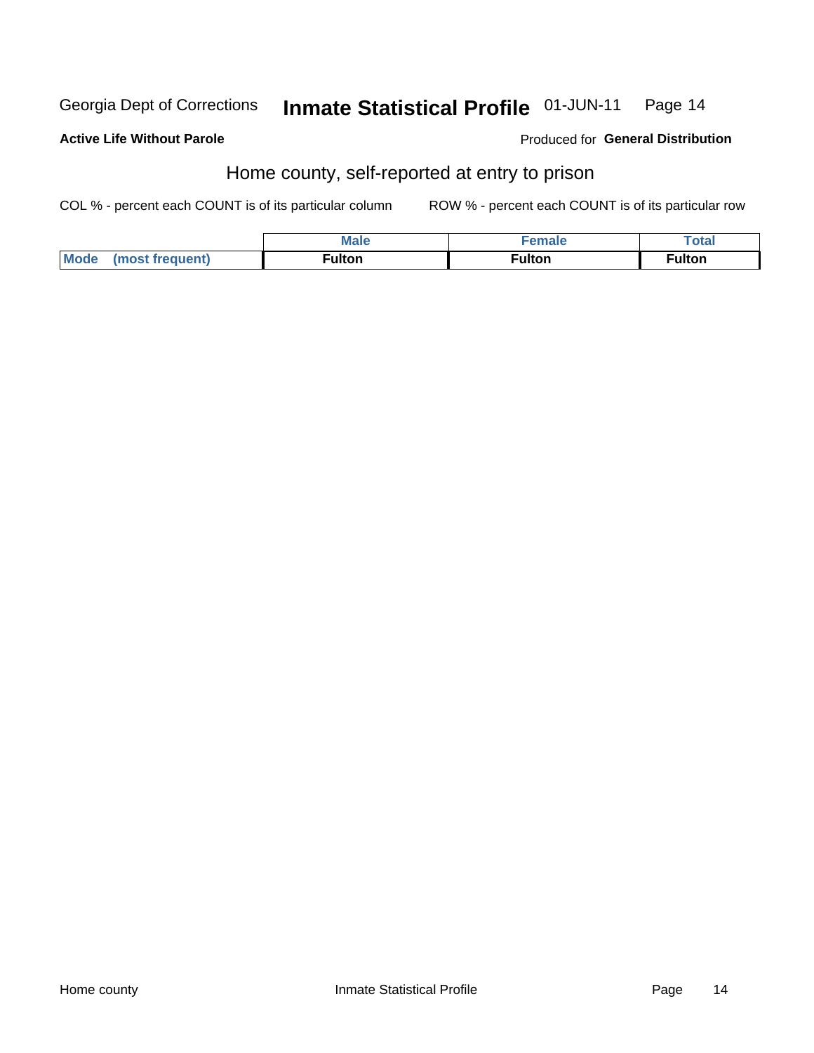Georgia Dept of Corrections **Inmate Statistical Profile** 01-JUN-11

**Active Life Without Parole**

Produced for **General Distribution**

## Home county, self-reported at entry to prison

COL % - percent each COUNT is of its particular column

ROW % - percent each COUNT is of its particular row

| | Male | Female | Total |
|---|---|---|---|
| **Mode (most frequent)** | **Fulton** | **Fulton** | **Fulton** |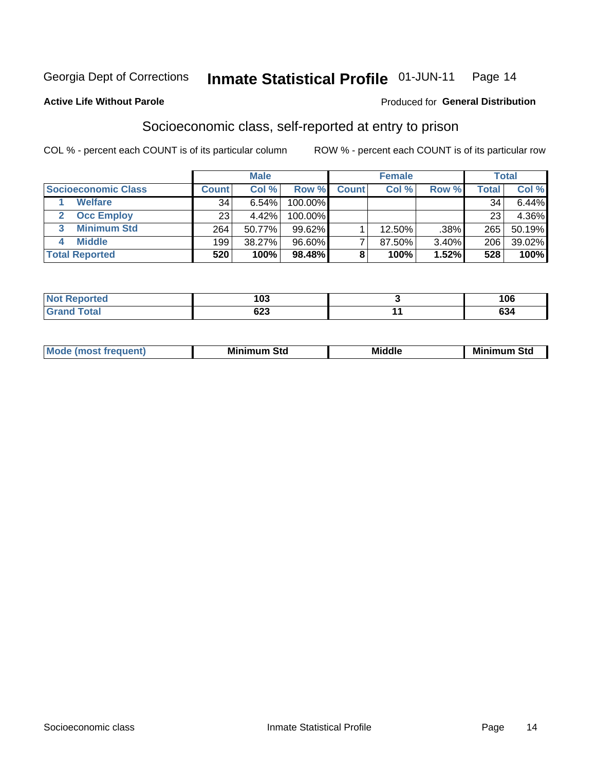Georgia Dept of Corrections **Inmate Statistical Profile** 01-JUN-11

**Active Life Without Parole**

Produced for **General Distribution**

## Socioeconomic class, self-reported at entry to prison

COL % - percent each COUNT is of its particular column

ROW % - percent each COUNT is of its particular row

| | Male | | | Female | | | Total | |
|---|---|---|---|---|---|---|---|---|
| **Socioeconomic Class** | **Count** | **Col %** | **Row %** | **Count** | **Col %** | **Row %** | **Total** | **Col %** |
| 1 **Welfare** | 34 | 6.54% | 100.00% | | | | 34 | 6.44% |
| 2 **Occ Employ** | 23 | 4.42% | 100.00% | | | | 23 | 4.36% |
| 3 **Minimum Std** | 264 | 50.77% | 99.62% | 1 | 12.50% | .38% | 265 | 50.19% |
| 4 **Middle** | 199 | 38.27% | 96.60% | 7 | 87.50% | 3.40% | 206 | 39.02% |
| **Total Reported** | **520** | **100%** | **98.48%** | **8** | **100%** | **1.52%** | **528** | **100%** |

| | Male | Female | Total |
|---|---|---|---|
| **Not Reported** | **103** | **3** | **106** |
| **Grand Total** | **623** | **11** | **634** |

| | Male | Female | Total |
|---|---|---|---|
| **Mode (most frequent)** | **Minimum Std** | **Middle** | **Minimum Std** |

Socioeconomic class Inmate Statistical Profile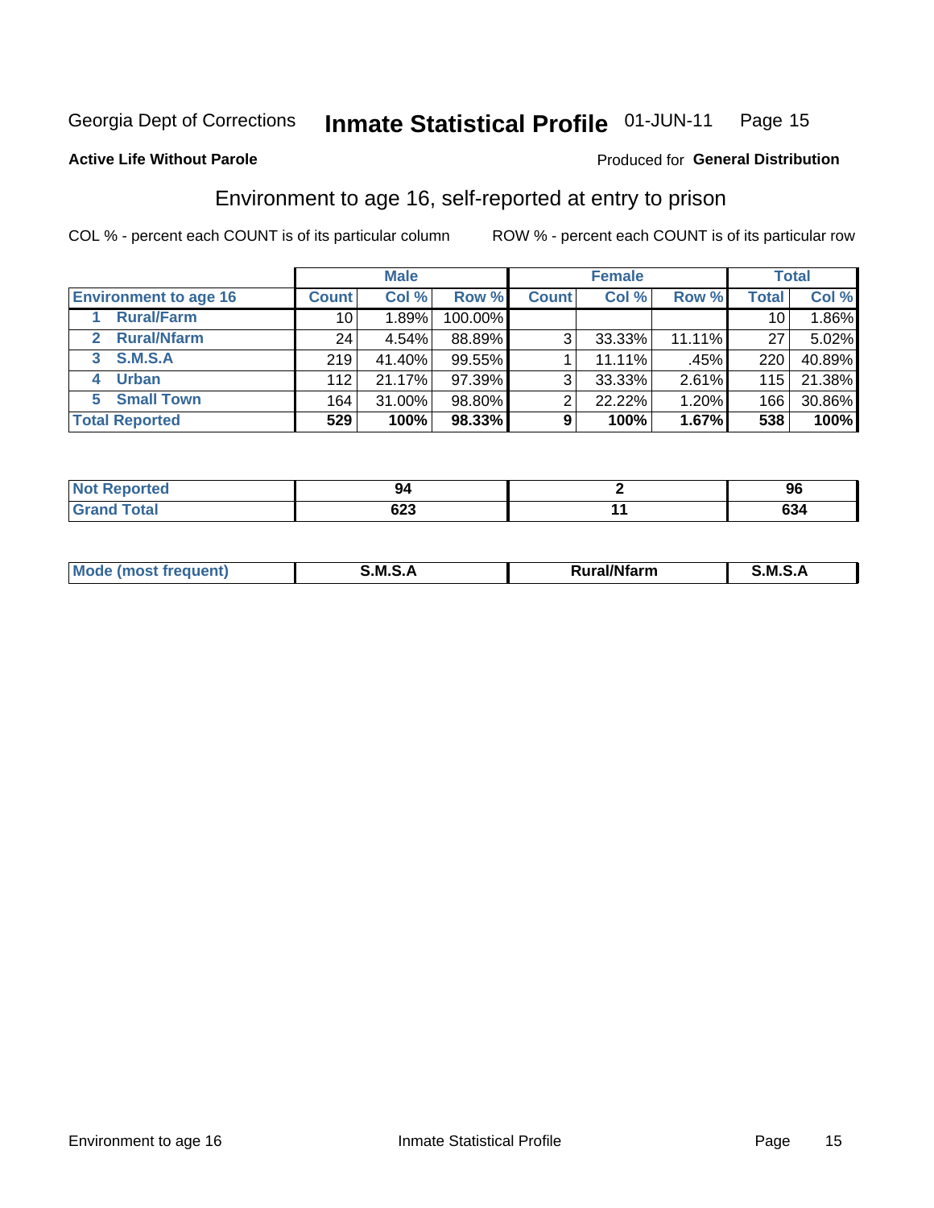Georgia Dept of Corrections **Inmate Statistical Profile** 01-JUN-11

**Active Life Without Parole**

Produced for **General Distribution**

## Environment to age 16, self-reported at entry to prison

COL % - percent each COUNT is of its particular column ROW % - percent each COUNT is of its particular row

| | Male | | | Female | | | Total | |
|---|---|---|---|---|---|---|---|---|
| **Environment to age 16** | **Count** | **Col %** | **Row %** | **Count** | **Col %** | **Row %** | **Total** | **Col %** |
| 1 **Rural/Farm** | 10 | 1.89% | 100.00% | | | | 10 | 1.86% |
| 2 **Rural/Nfarm** | 24 | 4.54% | 88.89% | 3 | 33.33% | 11.11% | 27 | 5.02% |
| 3 **S.M.S.A** | 219 | 41.40% | 99.55% | 1 | 11.11% | .45% | 220 | 40.89% |
| 4 **Urban** | 112 | 21.17% | 97.39% | 3 | 33.33% | 2.61% | 115 | 21.38% |
| 5 **Small Town** | 164 | 31.00% | 98.80% | 2 | 22.22% | 1.20% | 166 | 30.86% |
| **Total Reported** | **529** | **100%** | **98.33%** | **9** | **100%** | **1.67%** | **538** | **100%** |

| | Male | Female | Total |
|---|---|---|---|
| **Not Reported** | **94** | **2** | **96** |
| **Grand Total** | **623** | **11** | **634** |

| | Male | Female | Total |
|---|---|---|---|
| **Mode (most frequent)** | **S.M.S.A** | **Rural/Nfarm** | **S.M.S.A** |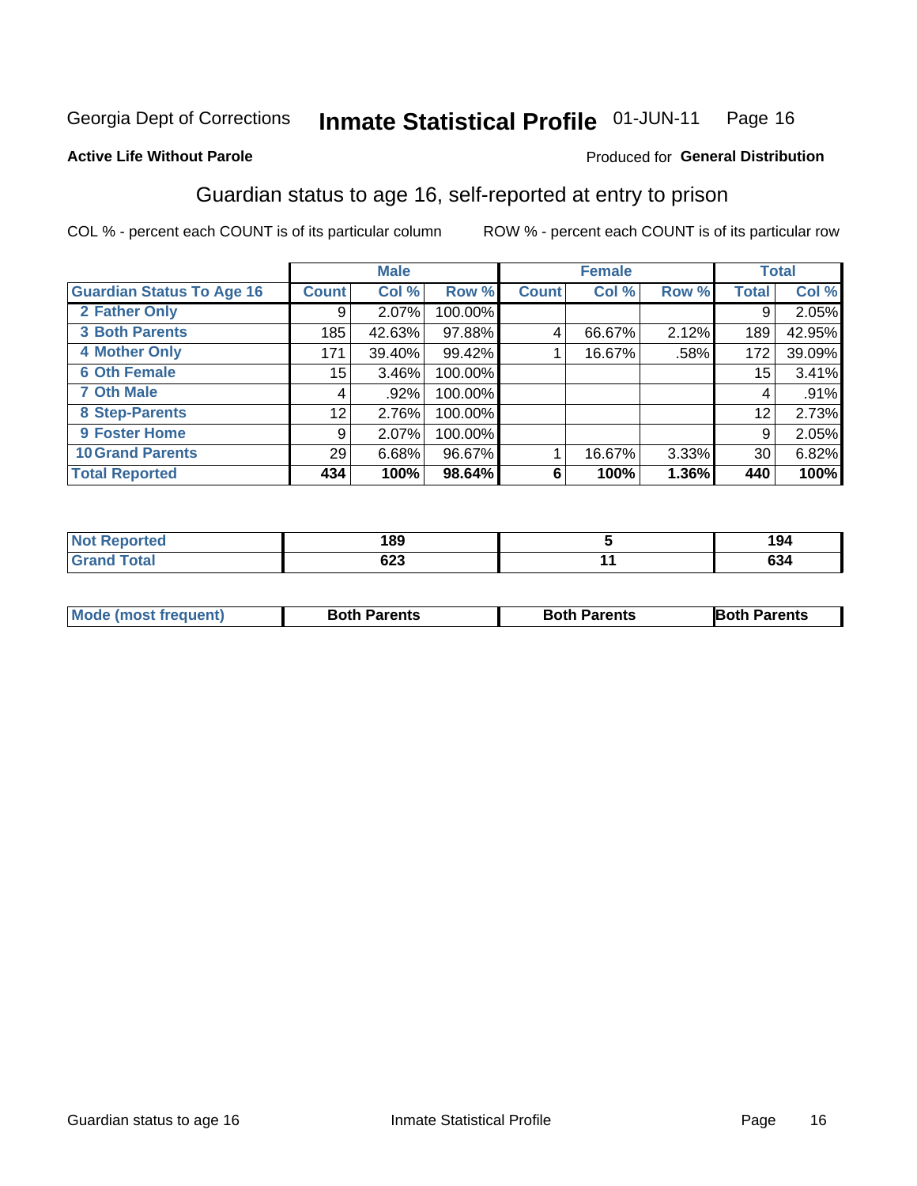Georgia Dept of Corrections **Inmate Statistical Profile** 01-JUN-11

**Active Life Without Parole**

Produced for **General Distribution**

## Guardian status to age 16, self-reported at entry to prison

COL % - percent each COUNT is of its particular column    ROW % - percent each COUNT is of its particular row

| | Male | | | Female | | | Total | |
|---|---|---|---|---|---|---|---|---|
| **Guardian Status To Age 16** | **Count** | **Col %** | **Row %** | **Count** | **Col %** | **Row %** | **Total** | **Col %** |
| 2 Father Only | 9 | 2.07% | 100.00% | | | | 9 | 2.05% |
| 3 Both Parents | 185 | 42.63% | 97.88% | 4 | 66.67% | 2.12% | 189 | 42.95% |
| 4 Mother Only | 171 | 39.40% | 99.42% | 1 | 16.67% | .58% | 172 | 39.09% |
| 6 Oth Female | 15 | 3.46% | 100.00% | | | | 15 | 3.41% |
| 7 Oth Male | 4 | .92% | 100.00% | | | | 4 | .91% |
| 8 Step-Parents | 12 | 2.76% | 100.00% | | | | 12 | 2.73% |
| 9 Foster Home | 9 | 2.07% | 100.00% | | | | 9 | 2.05% |
| 10 Grand Parents | 29 | 6.68% | 96.67% | 1 | 16.67% | 3.33% | 30 | 6.82% |
| **Total Reported** | **434** | **100%** | **98.64%** | **6** | **100%** | **1.36%** | **440** | **100%** |

| | Male | Female | Total |
|---|---|---|---|
| Not Reported | 189 | 5 | 194 |
| Grand Total | 623 | 11 | 634 |

| | Male | Female | Total |
|---|---|---|---|
| Mode (most frequent) | Both Parents | Both Parents | Both Parents |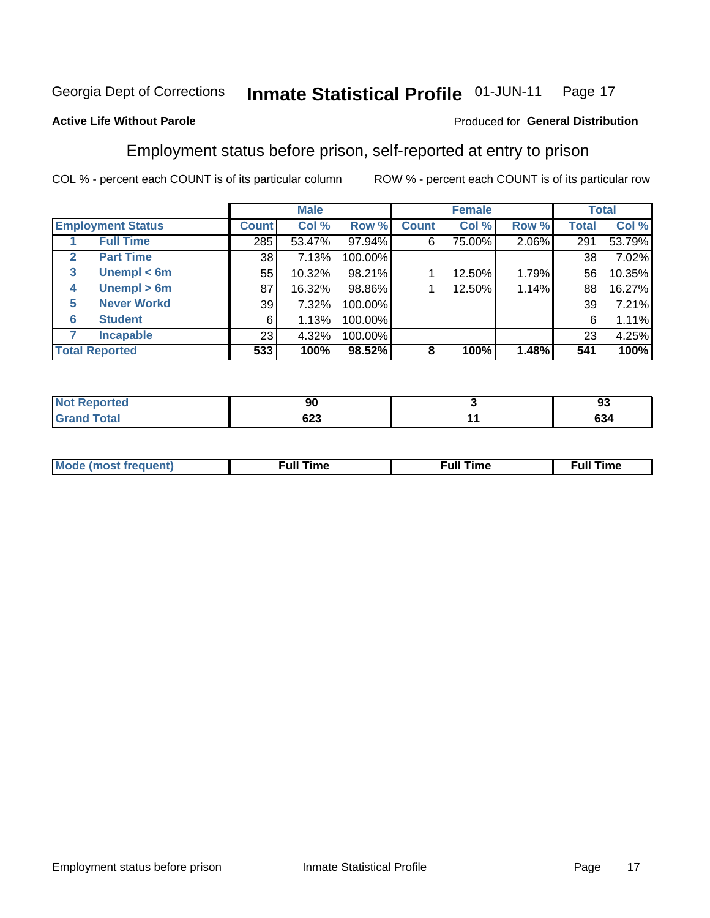Georgia Dept of Corrections **Inmate Statistical Profile** 01-JUN-11

**Active Life Without Parole**

Produced for **General Distribution**

## Employment status before prison, self-reported at entry to prison

COL % - percent each COUNT is of its particular column ROW % - percent each COUNT is of its particular row

| Employment Status | | Male | | | Female | | | Total | |
|---|---|---|---|---|---|---|---|---|---|
| | | Count | Col % | Row % | Count | Col % | Row % | Total | Col % |
| 1 | Full Time | 285 | 53.47% | 97.94% | 6 | 75.00% | 2.06% | 291 | 53.79% |
| 2 | Part Time | 38 | 7.13% | 100.00% | | | | 38 | 7.02% |
| 3 | Unempl < 6m | 55 | 10.32% | 98.21% | 1 | 12.50% | 1.79% | 56 | 10.35% |
| 4 | Unempl > 6m | 87 | 16.32% | 98.86% | 1 | 12.50% | 1.14% | 88 | 16.27% |
| 5 | Never Workd | 39 | 7.32% | 100.00% | | | | 39 | 7.21% |
| 6 | Student | 6 | 1.13% | 100.00% | | | | 6 | 1.11% |
| 7 | Incapable | 23 | 4.32% | 100.00% | | | | 23 | 4.25% |
| **Total Reported** | | **533** | **100%** | **98.52%** | **8** | **100%** | **1.48%** | **541** | **100%** |

| | Male | Female | Total |
|---|---|---|---|
| Not Reported | 90 | 3 | 93 |
| Grand Total | 623 | 11 | 634 |

| | Male | Female | Total |
|---|---|---|---|
| Mode (most frequent) | Full Time | Full Time | Full Time |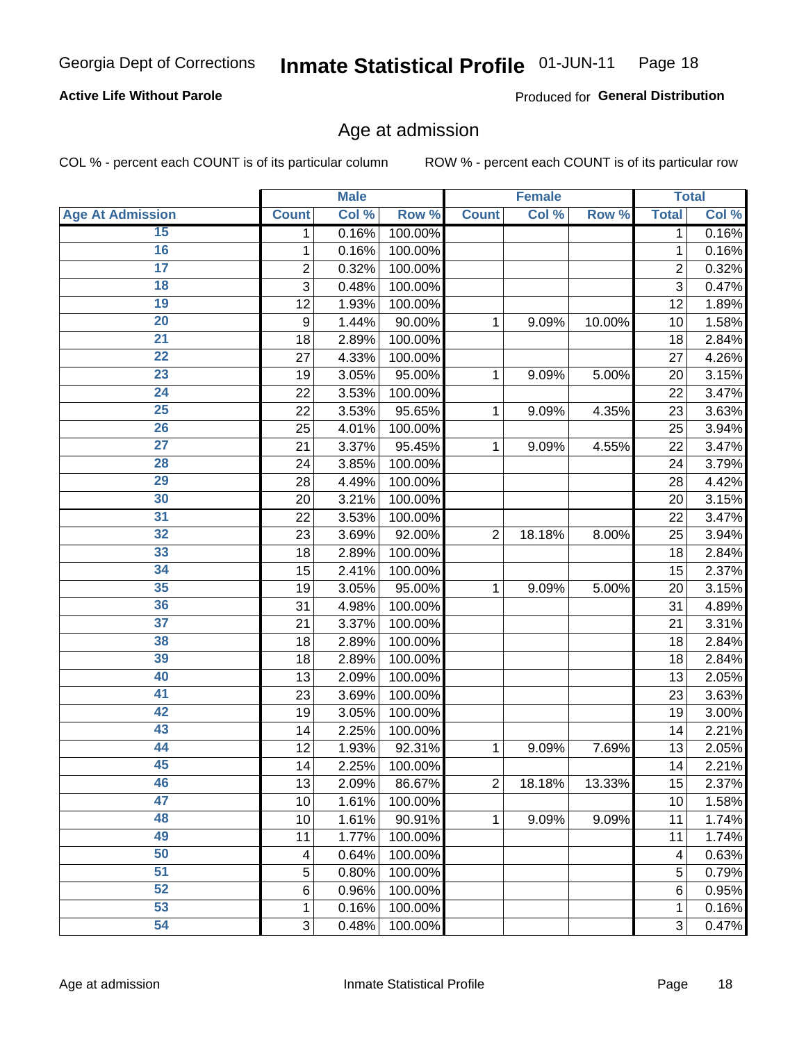**Active Life Without Parole**

Produced for **General Distribution**

## Age at admission

COL % - percent each COUNT is of its particular column

ROW % - percent each COUNT is of its particular row

| | Male | | | Female | | | Total | |
|---|---|---|---|---|---|---|---|---|
| **Age At Admission** | **Count** | **Col %** | **Row %** | **Count** | **Col %** | **Row %** | **Total** | **Col %** |
| 15 | 1 | 0.16% | 100.00% | | | | 1 | 0.16% |
| 16 | 1 | 0.16% | 100.00% | | | | 1 | 0.16% |
| 17 | 2 | 0.32% | 100.00% | | | | 2 | 0.32% |
| 18 | 3 | 0.48% | 100.00% | | | | 3 | 0.47% |
| 19 | 12 | 1.93% | 100.00% | | | | 12 | 1.89% |
| 20 | 9 | 1.44% | 90.00% | 1 | 9.09% | 10.00% | 10 | 1.58% |
| 21 | 18 | 2.89% | 100.00% | | | | 18 | 2.84% |
| 22 | 27 | 4.33% | 100.00% | | | | 27 | 4.26% |
| 23 | 19 | 3.05% | 95.00% | 1 | 9.09% | 5.00% | 20 | 3.15% |
| 24 | 22 | 3.53% | 100.00% | | | | 22 | 3.47% |
| 25 | 22 | 3.53% | 95.65% | 1 | 9.09% | 4.35% | 23 | 3.63% |
| 26 | 25 | 4.01% | 100.00% | | | | 25 | 3.94% |
| 27 | 21 | 3.37% | 95.45% | 1 | 9.09% | 4.55% | 22 | 3.47% |
| 28 | 24 | 3.85% | 100.00% | | | | 24 | 3.79% |
| 29 | 28 | 4.49% | 100.00% | | | | 28 | 4.42% |
| 30 | 20 | 3.21% | 100.00% | | | | 20 | 3.15% |
| 31 | 22 | 3.53% | 100.00% | | | | 22 | 3.47% |
| 32 | 23 | 3.69% | 92.00% | 2 | 18.18% | 8.00% | 25 | 3.94% |
| 33 | 18 | 2.89% | 100.00% | | | | 18 | 2.84% |
| 34 | 15 | 2.41% | 100.00% | | | | 15 | 2.37% |
| 35 | 19 | 3.05% | 95.00% | 1 | 9.09% | 5.00% | 20 | 3.15% |
| 36 | 31 | 4.98% | 100.00% | | | | 31 | 4.89% |
| 37 | 21 | 3.37% | 100.00% | | | | 21 | 3.31% |
| 38 | 18 | 2.89% | 100.00% | | | | 18 | 2.84% |
| 39 | 18 | 2.89% | 100.00% | | | | 18 | 2.84% |
| 40 | 13 | 2.09% | 100.00% | | | | 13 | 2.05% |
| 41 | 23 | 3.69% | 100.00% | | | | 23 | 3.63% |
| 42 | 19 | 3.05% | 100.00% | | | | 19 | 3.00% |
| 43 | 14 | 2.25% | 100.00% | | | | 14 | 2.21% |
| 44 | 12 | 1.93% | 92.31% | 1 | 9.09% | 7.69% | 13 | 2.05% |
| 45 | 14 | 2.25% | 100.00% | | | | 14 | 2.21% |
| 46 | 13 | 2.09% | 86.67% | 2 | 18.18% | 13.33% | 15 | 2.37% |
| 47 | 10 | 1.61% | 100.00% | | | | 10 | 1.58% |
| 48 | 10 | 1.61% | 90.91% | 1 | 9.09% | 9.09% | 11 | 1.74% |
| 49 | 11 | 1.77% | 100.00% | | | | 11 | 1.74% |
| 50 | 4 | 0.64% | 100.00% | | | | 4 | 0.63% |
| 51 | 5 | 0.80% | 100.00% | | | | 5 | 0.79% |
| 52 | 6 | 0.96% | 100.00% | | | | 6 | 0.95% |
| 53 | 1 | 0.16% | 100.00% | | | | 1 | 0.16% |
| 54 | 3 | 0.48% | 100.00% | | | | 3 | 0.47% |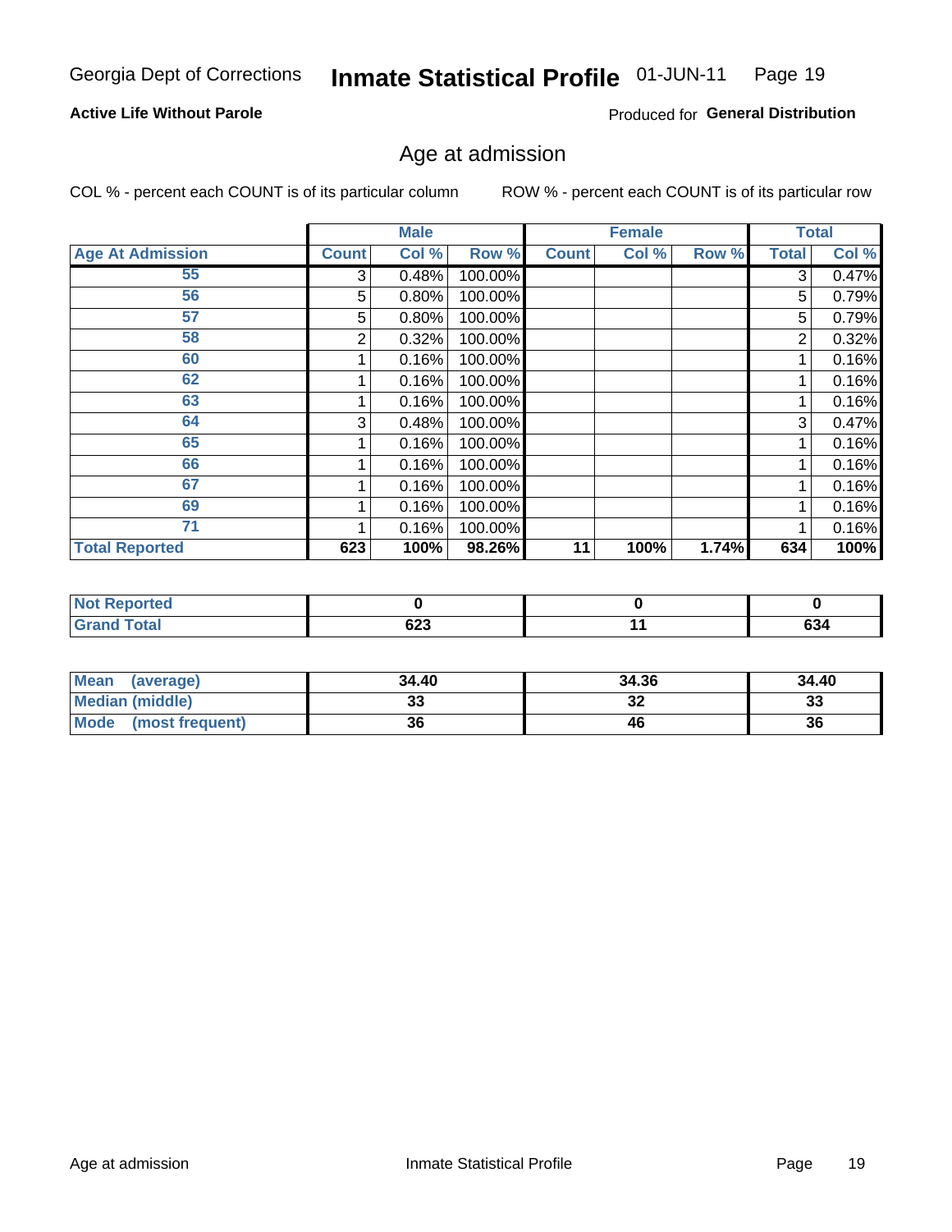Georgia Dept of Corrections **Inmate Statistical Profile** 01-JUN-11

**Active Life Without Parole**

Produced for **General Distribution**

## Age at admission

COL % - percent each COUNT is of its particular column     ROW % - percent each COUNT is of its particular row

| | Male | | | Female | | | Total | |
|---|---|---|---|---|---|---|---|---|
| **Age At Admission** | **Count** | **Col %** | **Row %** | **Count** | **Col %** | **Row %** | **Total** | **Col %** |
| 55 | 3 | 0.48% | 100.00% | | | | 3 | 0.47% |
| 56 | 5 | 0.80% | 100.00% | | | | 5 | 0.79% |
| 57 | 5 | 0.80% | 100.00% | | | | 5 | 0.79% |
| 58 | 2 | 0.32% | 100.00% | | | | 2 | 0.32% |
| 60 | 1 | 0.16% | 100.00% | | | | 1 | 0.16% |
| 62 | 1 | 0.16% | 100.00% | | | | 1 | 0.16% |
| 63 | 1 | 0.16% | 100.00% | | | | 1 | 0.16% |
| 64 | 3 | 0.48% | 100.00% | | | | 3 | 0.47% |
| 65 | 1 | 0.16% | 100.00% | | | | 1 | 0.16% |
| 66 | 1 | 0.16% | 100.00% | | | | 1 | 0.16% |
| 67 | 1 | 0.16% | 100.00% | | | | 1 | 0.16% |
| 69 | 1 | 0.16% | 100.00% | | | | 1 | 0.16% |
| 71 | 1 | 0.16% | 100.00% | | | | 1 | 0.16% |
| **Total Reported** | **623** | **100%** | **98.26%** | **11** | **100%** | **1.74%** | **634** | **100%** |

| | Male | Female | Total |
|---|---|---|---|
| **Not Reported** | **0** | **0** | **0** |
| **Grand Total** | **623** | **11** | **634** |

| | Male | Female | Total |
|---|---|---|---|
| **Mean (average)** | **34.40** | **34.36** | **34.40** |
| **Median (middle)** | **33** | **32** | **33** |
| **Mode (most frequent)** | **36** | **46** | **36** |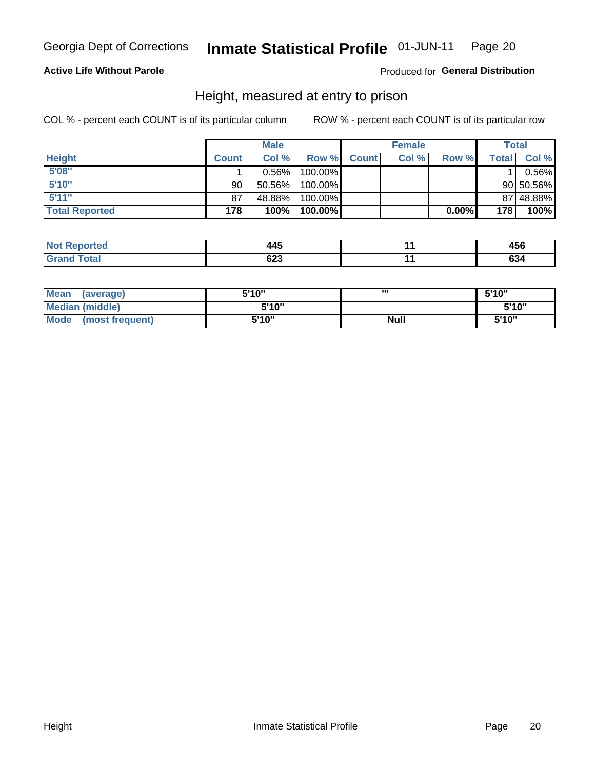Georgia Dept of Corrections **Inmate Statistical Profile** 01-JUN-11

**Active Life Without Parole**

Produced for **General Distribution**

## Height, measured at entry to prison

COL % - percent each COUNT is of its particular column

ROW % - percent each COUNT is of its particular row

| | Male | | | Female | | | Total | |
|---|---|---|---|---|---|---|---|---|
| Height | Count | Col % | Row % | Count | Col % | Row % | Total | Col % |
| 5'08" | 1 | 0.56% | 100.00% | | | | 1 | 0.56% |
| 5'10" | 90 | 50.56% | 100.00% | | | | 90 | 50.56% |
| 5'11" | 87 | 48.88% | 100.00% | | | | 87 | 48.88% |
| **Total Reported** | **178** | **100%** | **100.00%** | | | **0.00%** | **178** | **100%** |

| | Male | Female | Total |
|---|---|---|---|
| Not Reported | 445 | 11 | 456 |
| Grand Total | 623 | 11 | 634 |

| | Male | Female | Total |
|---|---|---|---|
| Mean (average) | 5'10" | '" | 5'10" |
| Median (middle) | 5'10" | | 5'10" |
| Mode (most frequent) | 5'10" | Null | 5'10" |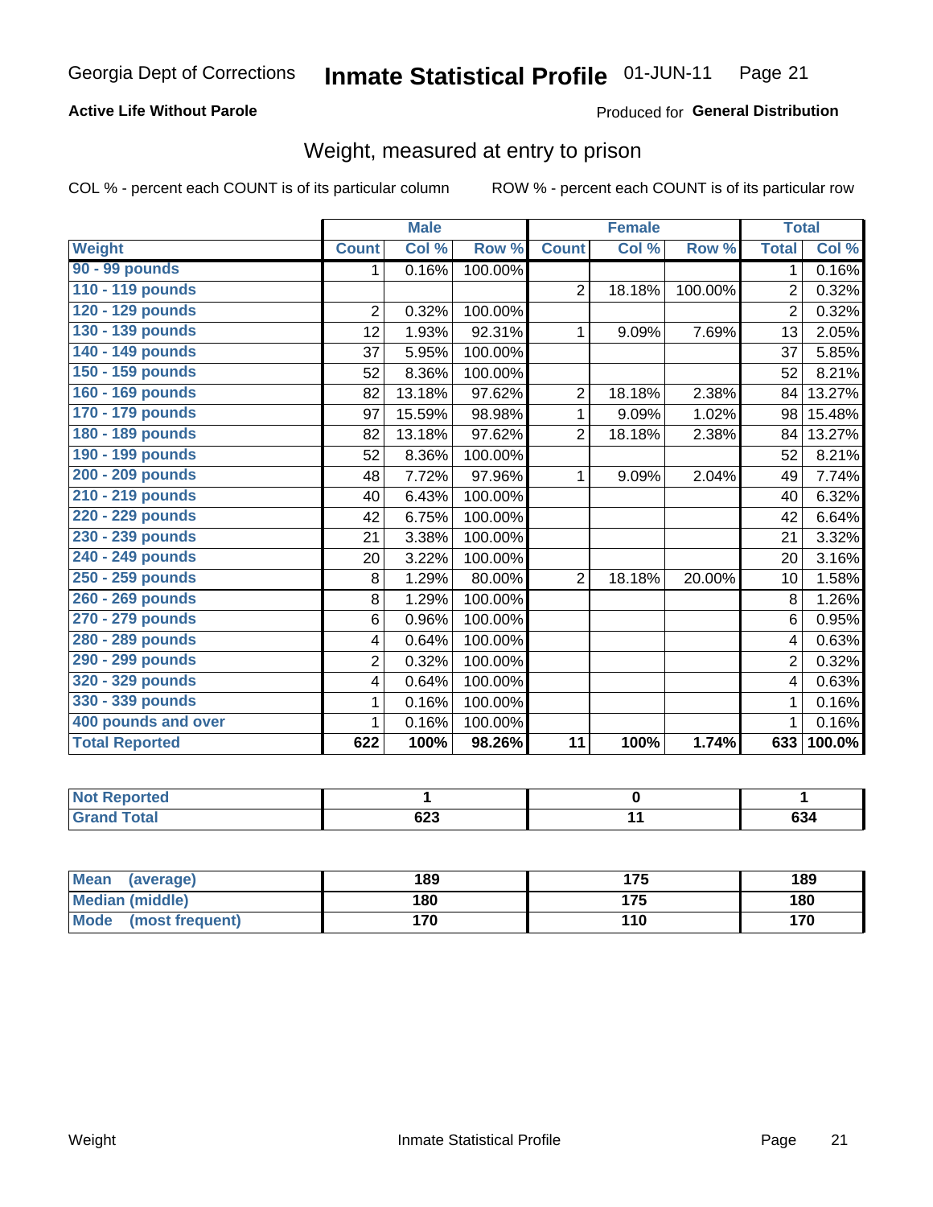Georgia Dept of Corrections **Inactive Statistical Profile** 01-JUN-11

**Active Life Without Parole**

Produced for **General Distribution**

## Weight, measured at entry to prison

COL % - percent each COUNT is of its particular column

ROW % - percent each COUNT is of its particular row

| | Male | | | Female | | | Total | |
|---|---|---|---|---|---|---|---|---|
| **Weight** | **Count** | **Col %** | **Row %** | **Count** | **Col %** | **Row %** | **Total** | **Col %** |
| 90 - 99 pounds | 1 | 0.16% | 100.00% | | | | 1 | 0.16% |
| 110 - 119 pounds | | | | 2 | 18.18% | 100.00% | 2 | 0.32% |
| 120 - 129 pounds | 2 | 0.32% | 100.00% | | | | 2 | 0.32% |
| 130 - 139 pounds | 12 | 1.93% | 92.31% | 1 | 9.09% | 7.69% | 13 | 2.05% |
| 140 - 149 pounds | 37 | 5.95% | 100.00% | | | | 37 | 5.85% |
| 150 - 159 pounds | 52 | 8.36% | 100.00% | | | | 52 | 8.21% |
| 160 - 169 pounds | 82 | 13.18% | 97.62% | 2 | 18.18% | 2.38% | 84 | 13.27% |
| 170 - 179 pounds | 97 | 15.59% | 98.98% | 1 | 9.09% | 1.02% | 98 | 15.48% |
| 180 - 189 pounds | 82 | 13.18% | 97.62% | 2 | 18.18% | 2.38% | 84 | 13.27% |
| 190 - 199 pounds | 52 | 8.36% | 100.00% | | | | 52 | 8.21% |
| 200 - 209 pounds | 48 | 7.72% | 97.96% | 1 | 9.09% | 2.04% | 49 | 7.74% |
| 210 - 219 pounds | 40 | 6.43% | 100.00% | | | | 40 | 6.32% |
| 220 - 229 pounds | 42 | 6.75% | 100.00% | | | | 42 | 6.64% |
| 230 - 239 pounds | 21 | 3.38% | 100.00% | | | | 21 | 3.32% |
| 240 - 249 pounds | 20 | 3.22% | 100.00% | | | | 20 | 3.16% |
| 250 - 259 pounds | 8 | 1.29% | 80.00% | 2 | 18.18% | 20.00% | 10 | 1.58% |
| 260 - 269 pounds | 8 | 1.29% | 100.00% | | | | 8 | 1.26% |
| 270 - 279 pounds | 6 | 0.96% | 100.00% | | | | 6 | 0.95% |
| 280 - 289 pounds | 4 | 0.64% | 100.00% | | | | 4 | 0.63% |
| 290 - 299 pounds | 2 | 0.32% | 100.00% | | | | 2 | 0.32% |
| 320 - 329 pounds | 4 | 0.64% | 100.00% | | | | 4 | 0.63% |
| 330 - 339 pounds | 1 | 0.16% | 100.00% | | | | 1 | 0.16% |
| 400 pounds and over | 1 | 0.16% | 100.00% | | | | 1 | 0.16% |
| **Total Reported** | **622** | **100%** | **98.26%** | **11** | **100%** | **1.74%** | **633** | **100.0%** |

| | Male | Female | Total |
|---|---|---|---|
| Not Reported | 1 | 0 | 1 |
| Grand Total | 623 | 11 | 634 |

| | Male | Female | Total |
|---|---|---|---|
| Mean (average) | 189 | 175 | 189 |
| Median (middle) | 180 | 175 | 180 |
| Mode (most frequent) | 170 | 110 | 170 |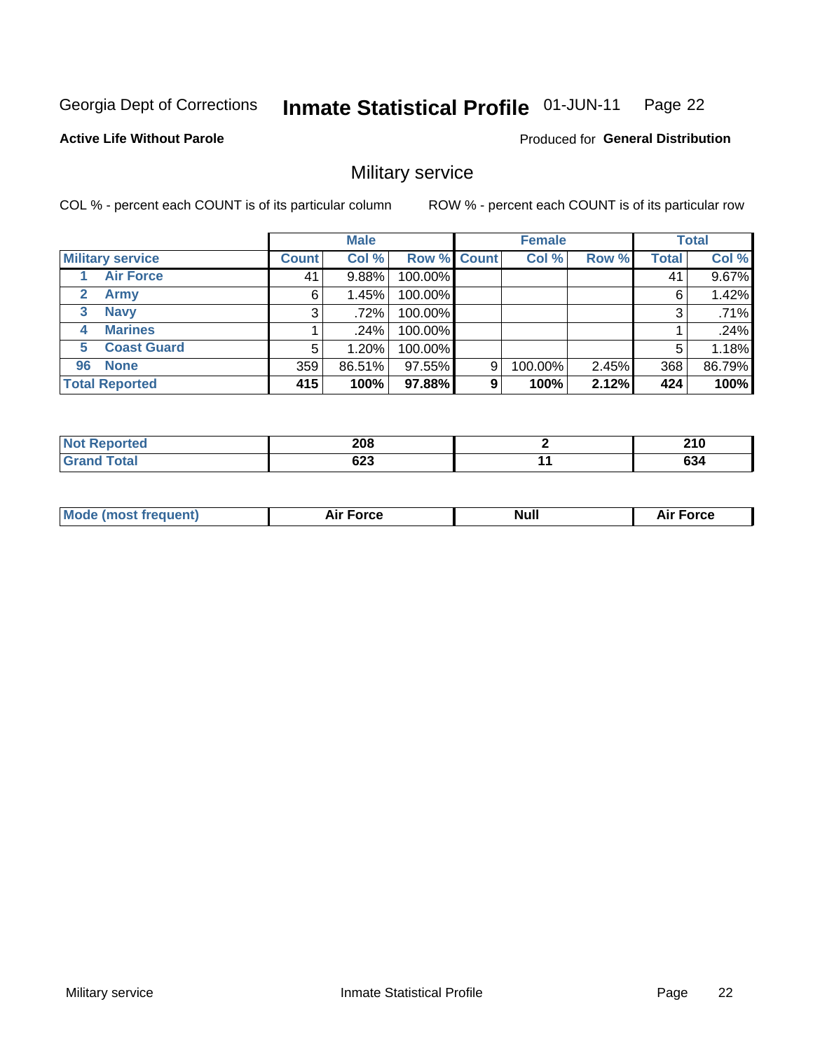Georgia Dept of Corrections **Inmate Statistical Profile** 01-JUN-11

**Active Life Without Parole**

Produced for **General Distribution**

## Military service

COL % - percent each COUNT is of its particular column ROW % - percent each COUNT is of its particular row

| Military service | Male | | | Female | | | Total | |
|---|---|---|---|---|---|---|---|---|
| | Count | Col % | Row % | Count | Col % | Row % | Total | Col % |
| 1 Air Force | 41 | 9.88% | 100.00% | | | | 41 | 9.67% |
| 2 Army | 6 | 1.45% | 100.00% | | | | 6 | 1.42% |
| 3 Navy | 3 | .72% | 100.00% | | | | 3 | .71% |
| 4 Marines | 1 | .24% | 100.00% | | | | 1 | .24% |
| 5 Coast Guard | 5 | 1.20% | 100.00% | | | | 5 | 1.18% |
| 96 None | 359 | 86.51% | 97.55% | 9 | 100.00% | 2.45% | 368 | 86.79% |
| **Total Reported** | **415** | **100%** | **97.88%** | **9** | **100%** | **2.12%** | **424** | **100%** |

| | Male | Female | Total |
|---|---|---|---|
| Not Reported | 208 | 2 | 210 |
| Grand Total | 623 | 11 | 634 |

| | Male | Female | Total |
|---|---|---|---|
| Mode (most frequent) | Air Force | Null | Air Force |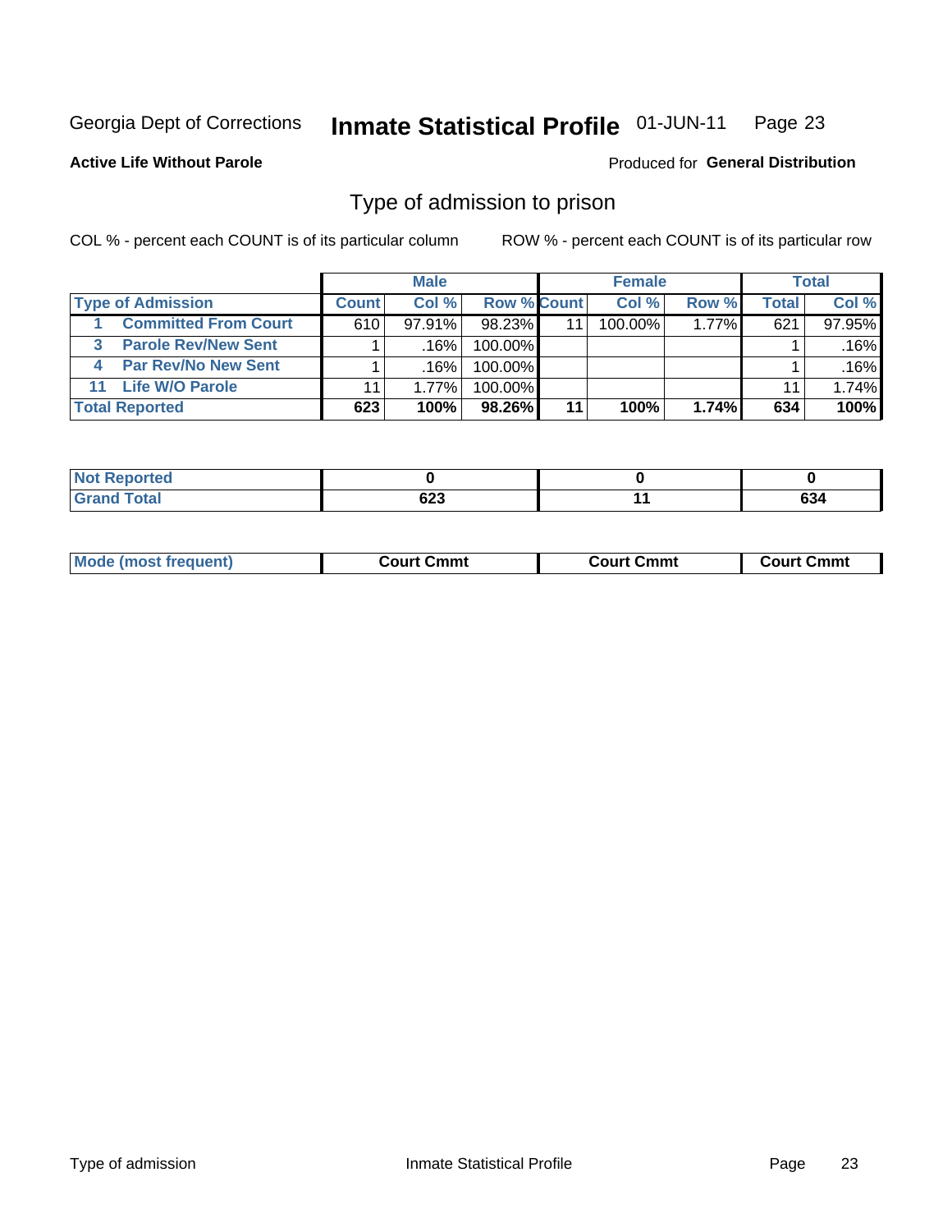Georgia Dept of Corrections **Inmate Statistical Profile** 01-JUN-11

**Active Life Without Parole**

Produced for **General Distribution**

## Type of admission to prison

COL % - percent each COUNT is of its particular column

ROW % - percent each COUNT is of its particular row

| | Male | | | Female | | | Total | |
|---|---|---|---|---|---|---|---|---|
| **Type of Admission** | **Count** | **Col %** | **Row %** | **Count** | **Col %** | **Row %** | **Total** | **Col %** |
| 1 **Committed From Court** | 610 | 97.91% | 98.23% | 11 | 100.00% | 1.77% | 621 | 97.95% |
| 3 **Parole Rev/New Sent** | 1 | .16% | 100.00% | | | | 1 | .16% |
| 4 **Par Rev/No New Sent** | 1 | .16% | 100.00% | | | | 1 | .16% |
| 11 **Life W/O Parole** | 11 | 1.77% | 100.00% | | | | 11 | 1.74% |
| **Total Reported** | **623** | **100%** | **98.26%** | **11** | **100%** | **1.74%** | **634** | **100%** |

| | Male | Female | Total |
|---|---|---|---|
| **Not Reported** | **0** | **0** | **0** |
| **Grand Total** | **623** | **11** | **634** |

| | Male | Female | Total |
|---|---|---|---|
| **Mode (most frequent)** | **Court Cmmt** | **Court Cmmt** | **Court Cmmt** |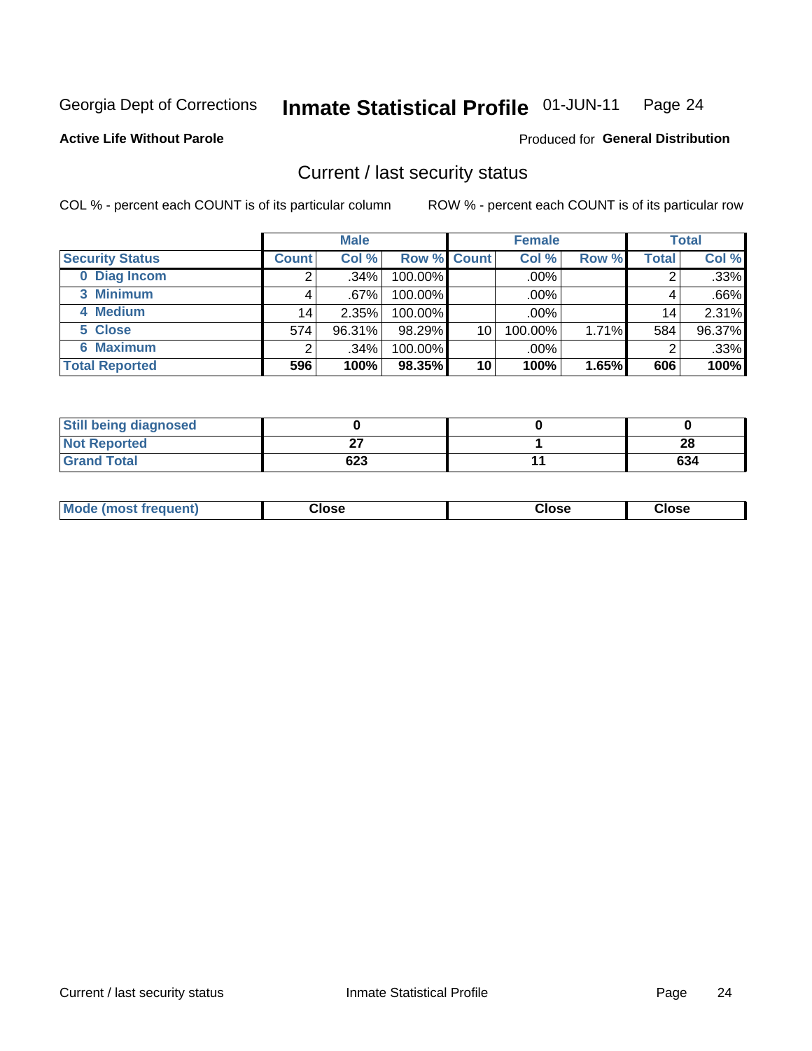Georgia Dept of Corrections **Inmate Statistical Profile** 01-JUN-11

**Active Life Without Parole**

Produced for **General Distribution**

## Current / last security status

COL % - percent each COUNT is of its particular column

ROW % - percent each COUNT is of its particular row

| | Male | | | Female | | | Total | |
|---|---|---|---|---|---|---|---|---|
| **Security Status** | **Count** | **Col %** | **Row %** | **Count** | **Col %** | **Row %** | **Total** | **Col %** |
| 0 Diag Incom | 2 | .34% | 100.00% | | .00% | | 2 | .33% |
| 3 Minimum | 4 | .67% | 100.00% | | .00% | | 4 | .66% |
| 4 Medium | 14 | 2.35% | 100.00% | | .00% | | 14 | 2.31% |
| 5 Close | 574 | 96.31% | 98.29% | 10 | 100.00% | 1.71% | 584 | 96.37% |
| 6 Maximum | 2 | .34% | 100.00% | | .00% | | 2 | .33% |
| **Total Reported** | **596** | **100%** | **98.35%** | **10** | **100%** | **1.65%** | **606** | **100%** |

| | Male | Female | Total |
|---|---|---|---|
| Still being diagnosed | 0 | 0 | 0 |
| Not Reported | 27 | 1 | 28 |
| Grand Total | 623 | 11 | 634 |

| | Male | Female | Total |
|---|---|---|---|
| Mode (most frequent) | Close | Close | Close |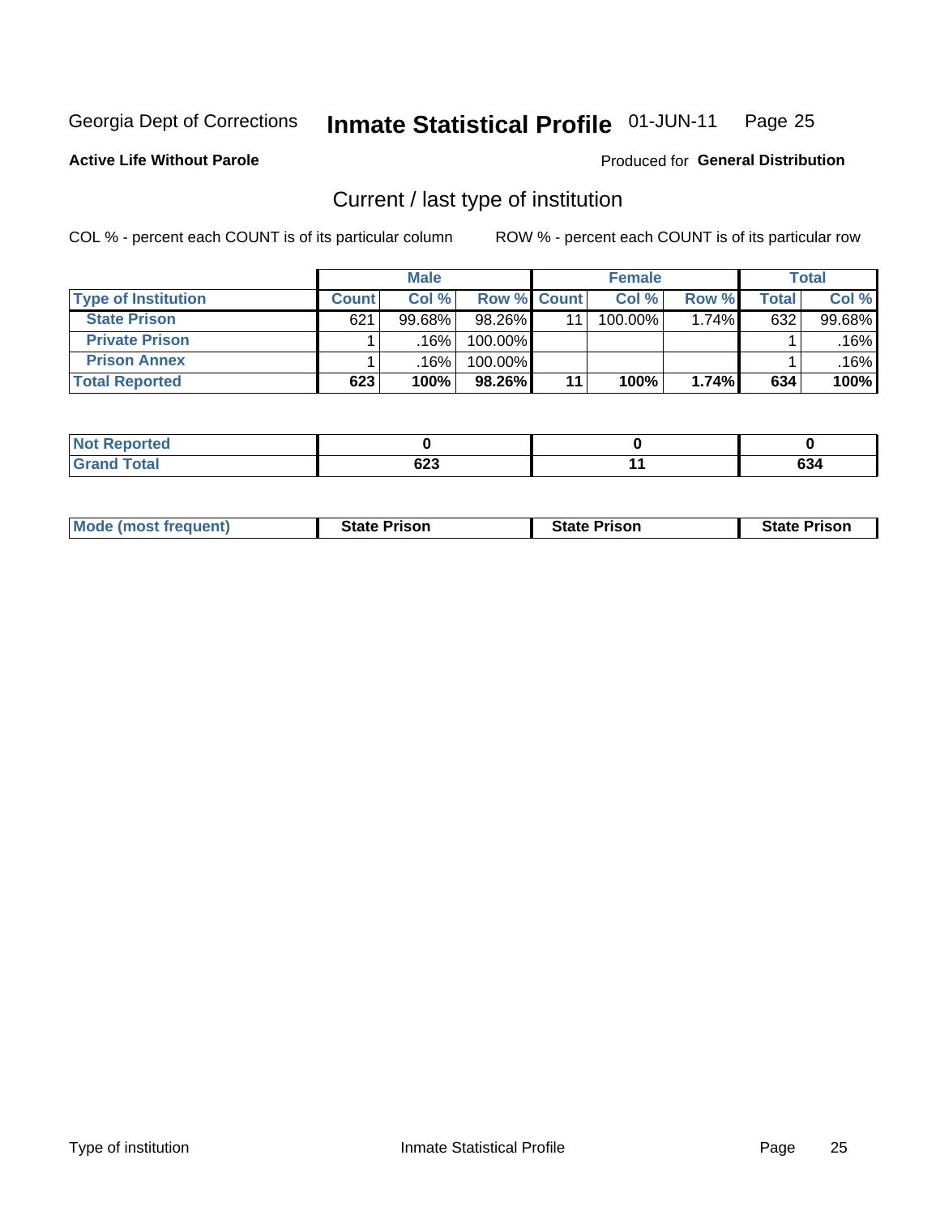Georgia Dept of Corrections **Inmate Statistical Profile** 01-JUN-11

**Active Life Without Parole**

Produced for **General Distribution**

## Current / last type of institution

COL % - percent each COUNT is of its particular column

ROW % - percent each COUNT is of its particular row

| | Male | | | Female | | | Total | |
|---|---|---|---|---|---|---|---|---|
| **Type of Institution** | **Count** | **Col %** | **Row %** | **Count** | **Col %** | **Row %** | **Total** | **Col %** |
| **State Prison** | 621 | 99.68% | 98.26% | 11 | 100.00% | 1.74% | 632 | 99.68% |
| **Private Prison** | 1 | .16% | 100.00% | | | | 1 | .16% |
| **Prison Annex** | 1 | .16% | 100.00% | | | | 1 | .16% |
| **Total Reported** | **623** | **100%** | **98.26%** | **11** | **100%** | **1.74%** | **634** | **100%** |

| | Male | Female | Total |
|---|---|---|---|
| **Not Reported** | **0** | **0** | **0** |
| **Grand Total** | **623** | **11** | **634** |

| | Male | Female | Total |
|---|---|---|---|
| **Mode (most frequent)** | **State Prison** | **State Prison** | **State Prison** |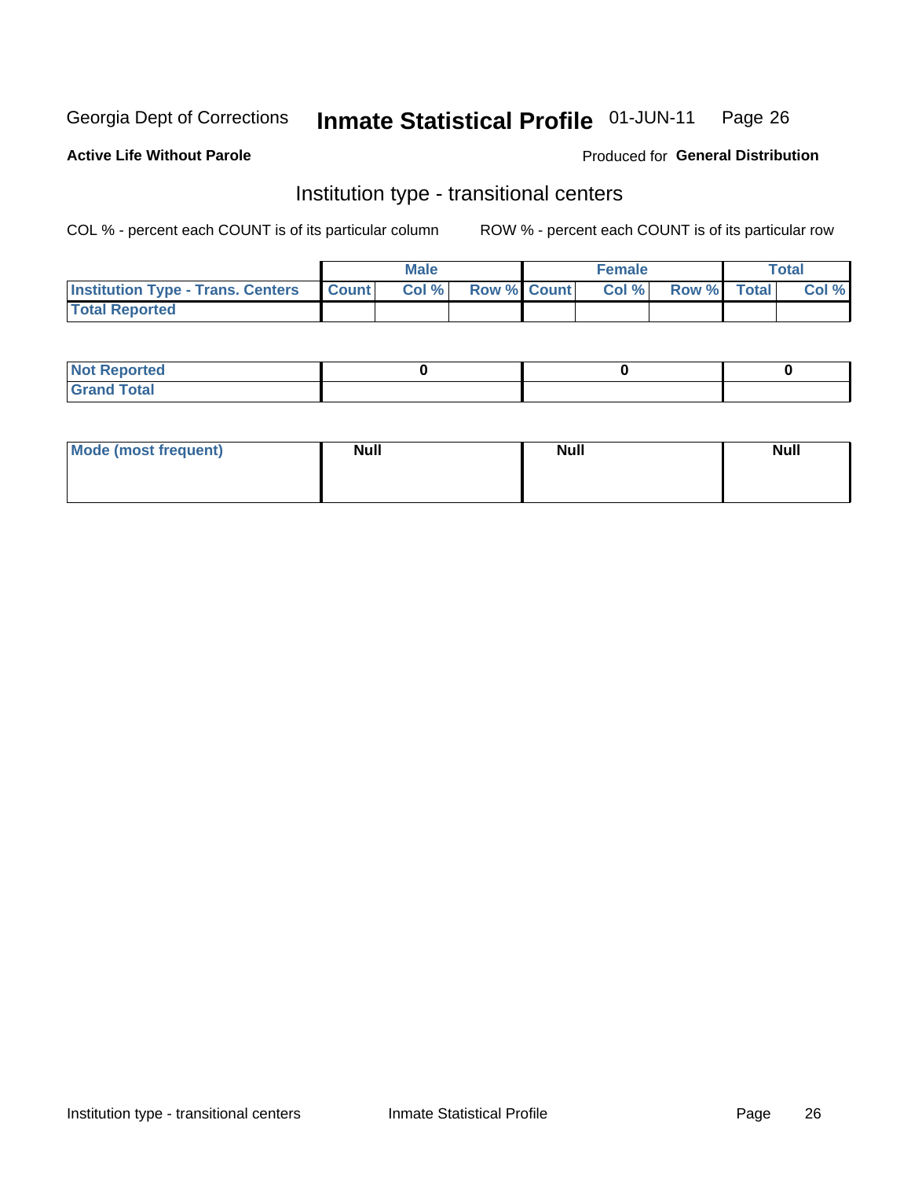Georgia Dept of Corrections **Inmate Statistical Profile** 01-JUN-11

**Active Life Without Parole**

Produced for **General Distribution**

## Institution type - transitional centers

COL % - percent each COUNT is of its particular column

ROW % - percent each COUNT is of its particular row

| | Male | | | Female | | | Total | |
|---|---|---|---|---|---|---|---|---|
| Institution Type - Trans. Centers | Count | Col % | Row % | Count | Col % | Row % | Total | Col % |
| Total Reported | | | | | | | | |

| | Male | Female | Total |
|---|---|---|---|
| Not Reported | 0 | 0 | 0 |
| Grand Total | | | |

| | Male | Female | Total |
|---|---|---|---|
| Mode (most frequent) | Null | Null | Null |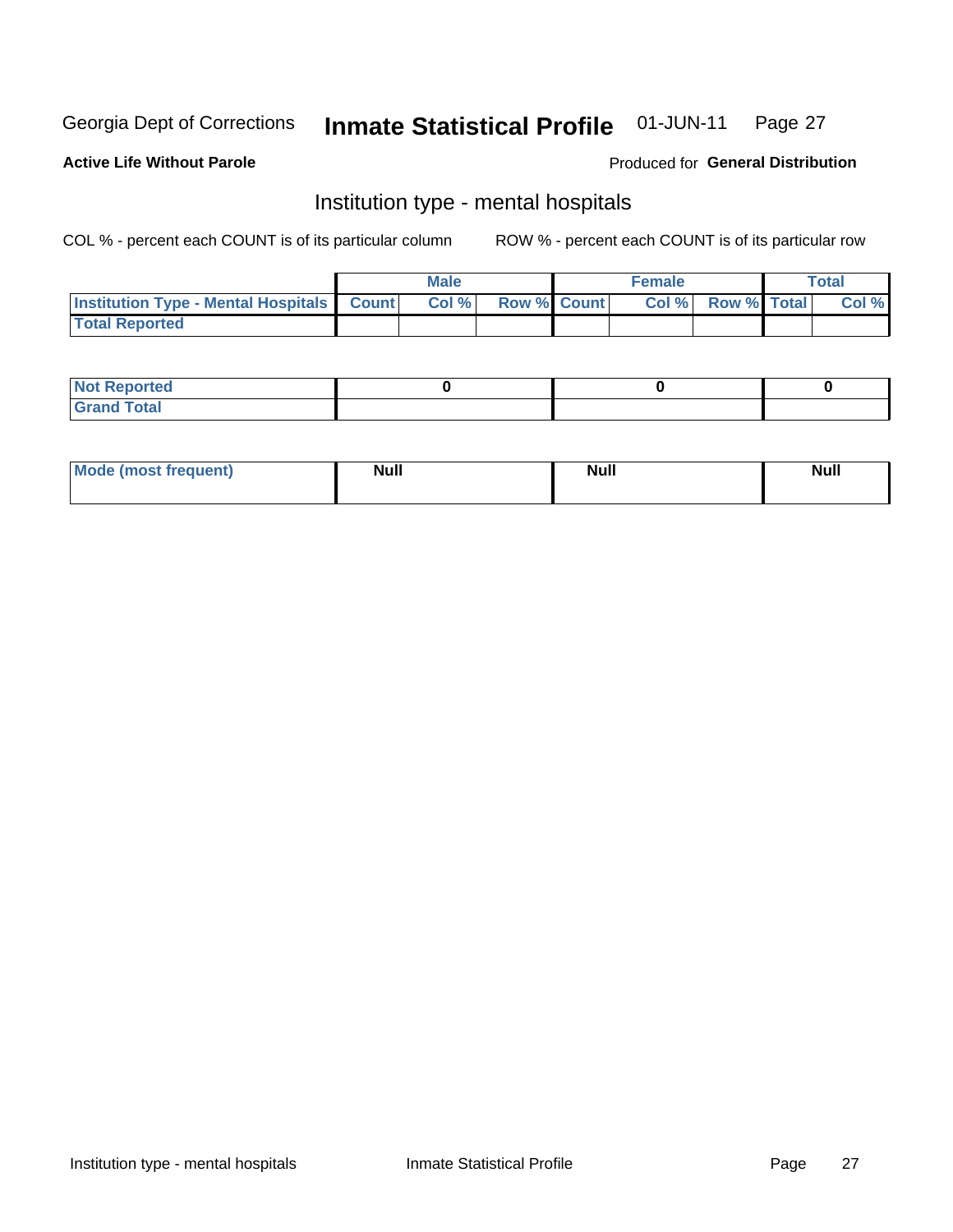Georgia Dept of Corrections **Inmate Statistical Profile** 01-JUN-11

**Active Life Without Parole**

Produced for **General Distribution**

## Institution type - mental hospitals

COL % - percent each COUNT is of its particular column

ROW % - percent each COUNT is of its particular row

| | Male | | | Female | | | Total | |
|---|---|---|---|---|---|---|---|---|
| Institution Type - Mental Hospitals | Count | Col % | Row % | Count | Col % | Row % | Total | Col % |
| Total Reported | | | | | | | | |

| | Male | Female | Total |
|---|---|---|---|
| Not Reported | 0 | 0 | 0 |
| Grand Total | | | |

| | Male | Female | Total |
|---|---|---|---|
| Mode (most frequent) | Null | Null | Null |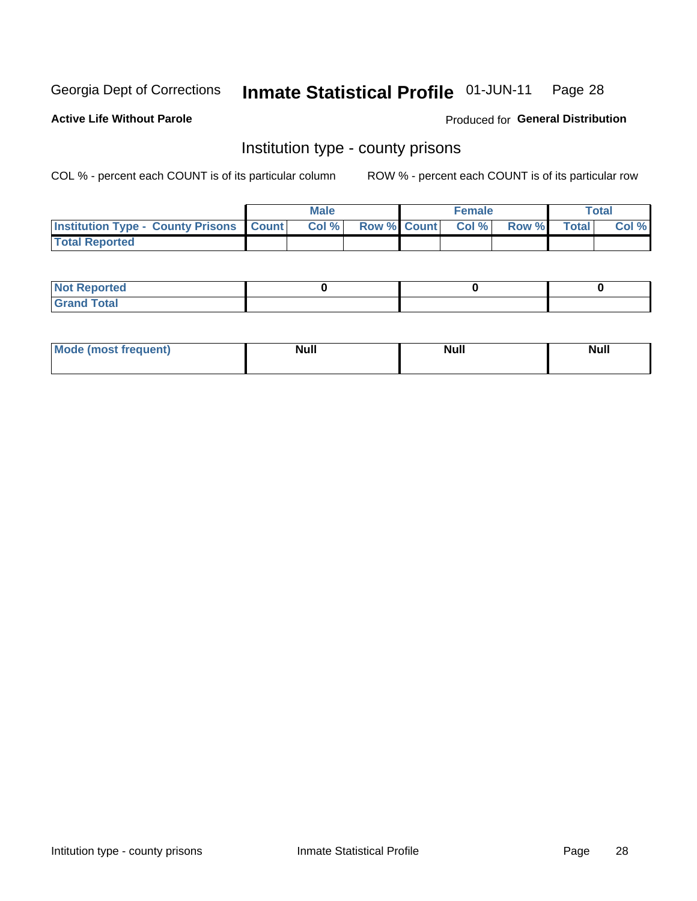Georgia Dept of Corrections **Inmate Statistical Profile** 01-JUN-11

**Active Life Without Parole**

Produced for **General Distribution**

## Institution type - county prisons

COL % - percent each COUNT is of its particular column

ROW % - percent each COUNT is of its particular row

| | Male | | | Female | | | Total | |
|---|---|---|---|---|---|---|---|---|
| **Institution Type - County Prisons** | **Count** | **Col %** | **Row %** | **Count** | **Col %** | **Row %** | **Total** | **Col %** |
| **Total Reported** | | | | | | | | |

| | Male | Female | Total |
|---|---|---|---|
| **Not Reported** | **0** | **0** | **0** |
| **Grand Total** | | | |

| | Male | Female | Total |
|---|---|---|---|
| **Mode (most frequent)** | **Null** | **Null** | **Null** |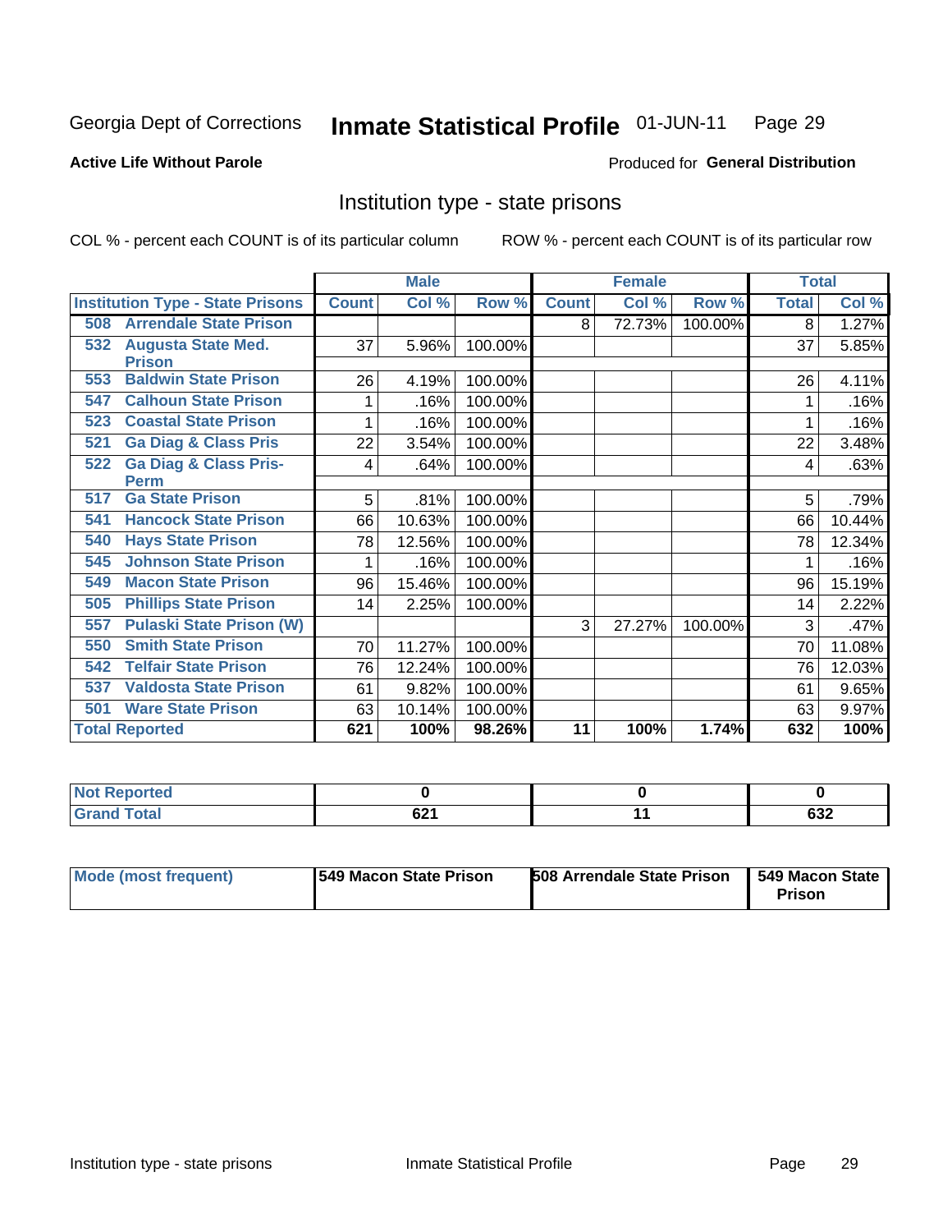Georgia Dept of Corrections **Inmate Statistical Profile** 01-JUN-11 Page 29

**Active Life Without Parole**

Produced for **General Distribution**

## Institution type - state prisons

COL % - percent each COUNT is of its particular column

ROW % - percent each COUNT is of its particular row

| | Male | | | Female | | | Total | |
|---|---|---|---|---|---|---|---|---|
| **Institution Type - State Prisons** | **Count** | **Col %** | **Row %** | **Count** | **Col %** | **Row %** | **Total** | **Col %** |
| **508 Arrendale State Prison** | | | | 8 | 72.73% | 100.00% | 8 | 1.27% |
| **532 Augusta State Med. Prison** | 37 | 5.96% | 100.00% | | | | 37 | 5.85% |
| **553 Baldwin State Prison** | 26 | 4.19% | 100.00% | | | | 26 | 4.11% |
| **547 Calhoun State Prison** | 1 | .16% | 100.00% | | | | 1 | .16% |
| **523 Coastal State Prison** | 1 | .16% | 100.00% | | | | 1 | .16% |
| **521 Ga Diag & Class Pris** | 22 | 3.54% | 100.00% | | | | 22 | 3.48% |
| **522 Ga Diag & Class Pris-Perm** | 4 | .64% | 100.00% | | | | 4 | .63% |
| **517 Ga State Prison** | 5 | .81% | 100.00% | | | | 5 | .79% |
| **541 Hancock State Prison** | 66 | 10.63% | 100.00% | | | | 66 | 10.44% |
| **540 Hays State Prison** | 78 | 12.56% | 100.00% | | | | 78 | 12.34% |
| **545 Johnson State Prison** | 1 | .16% | 100.00% | | | | 1 | .16% |
| **549 Macon State Prison** | 96 | 15.46% | 100.00% | | | | 96 | 15.19% |
| **505 Phillips State Prison** | 14 | 2.25% | 100.00% | | | | 14 | 2.22% |
| **557 Pulaski State Prison (W)** | | | | 3 | 27.27% | 100.00% | 3 | .47% |
| **550 Smith State Prison** | 70 | 11.27% | 100.00% | | | | 70 | 11.08% |
| **542 Telfair State Prison** | 76 | 12.24% | 100.00% | | | | 76 | 12.03% |
| **537 Valdosta State Prison** | 61 | 9.82% | 100.00% | | | | 61 | 9.65% |
| **501 Ware State Prison** | 63 | 10.14% | 100.00% | | | | 63 | 9.97% |
| **Total Reported** | **621** | **100%** | **98.26%** | **11** | **100%** | **1.74%** | **632** | **100%** |

| | Male | Female | Total |
|---|---|---|---|
| **Not Reported** | **0** | **0** | **0** |
| **Grand Total** | **621** | **11** | **632** |

| | Male | Female | Total |
|---|---|---|---|
| **Mode (most frequent)** | **549 Macon State Prison** | **508 Arrendale State Prison** | **549 Macon State Prison** |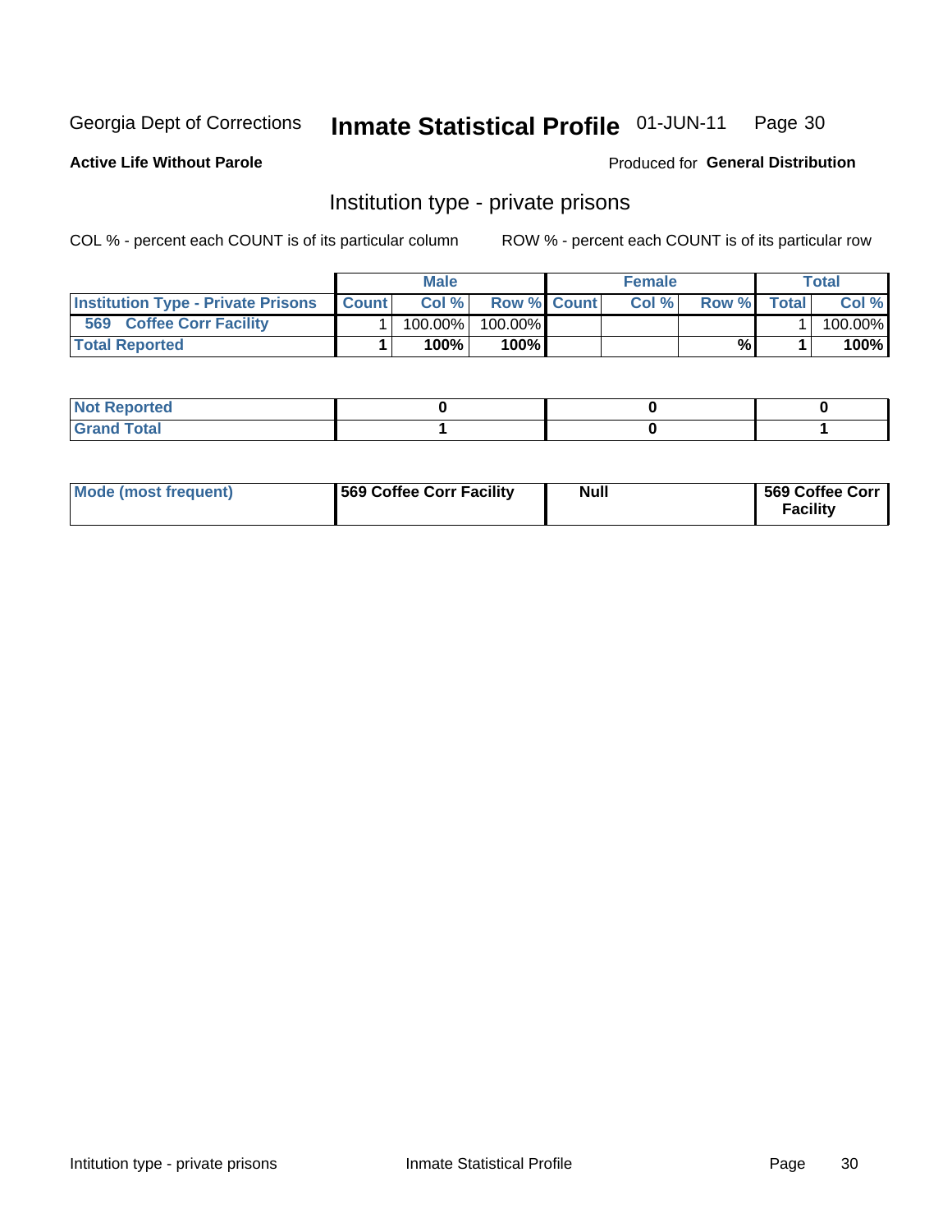Georgia Dept of Corrections **Inmate Statistical Profile** 01-JUN-11

**Active Life Without Parole**

Produced for **General Distribution**

## Institution type - private prisons

COL % - percent each COUNT is of its particular column

ROW % - percent each COUNT is of its particular row

| | Male | | | Female | | | Total | |
|---|---|---|---|---|---|---|---|---|
| **Institution Type - Private Prisons** | **Count** | **Col %** | **Row %** | **Count** | **Col %** | **Row %** | **Total** | **Col %** |
| **569 Coffee Corr Facility** | 1 | 100.00% | 100.00% | | | | 1 | 100.00% |
| **Total Reported** | **1** | **100%** | **100%** | | | **%** | **1** | **100%** |

| | | | |
|---|---|---|---|
| **Not Reported** | **0** | **0** | **0** |
| **Grand Total** | **1** | **0** | **1** |

| | | | |
|---|---|---|---|
| **Mode (most frequent)** | **569 Coffee Corr Facility** | **Null** | **569 Coffee Corr Facility** |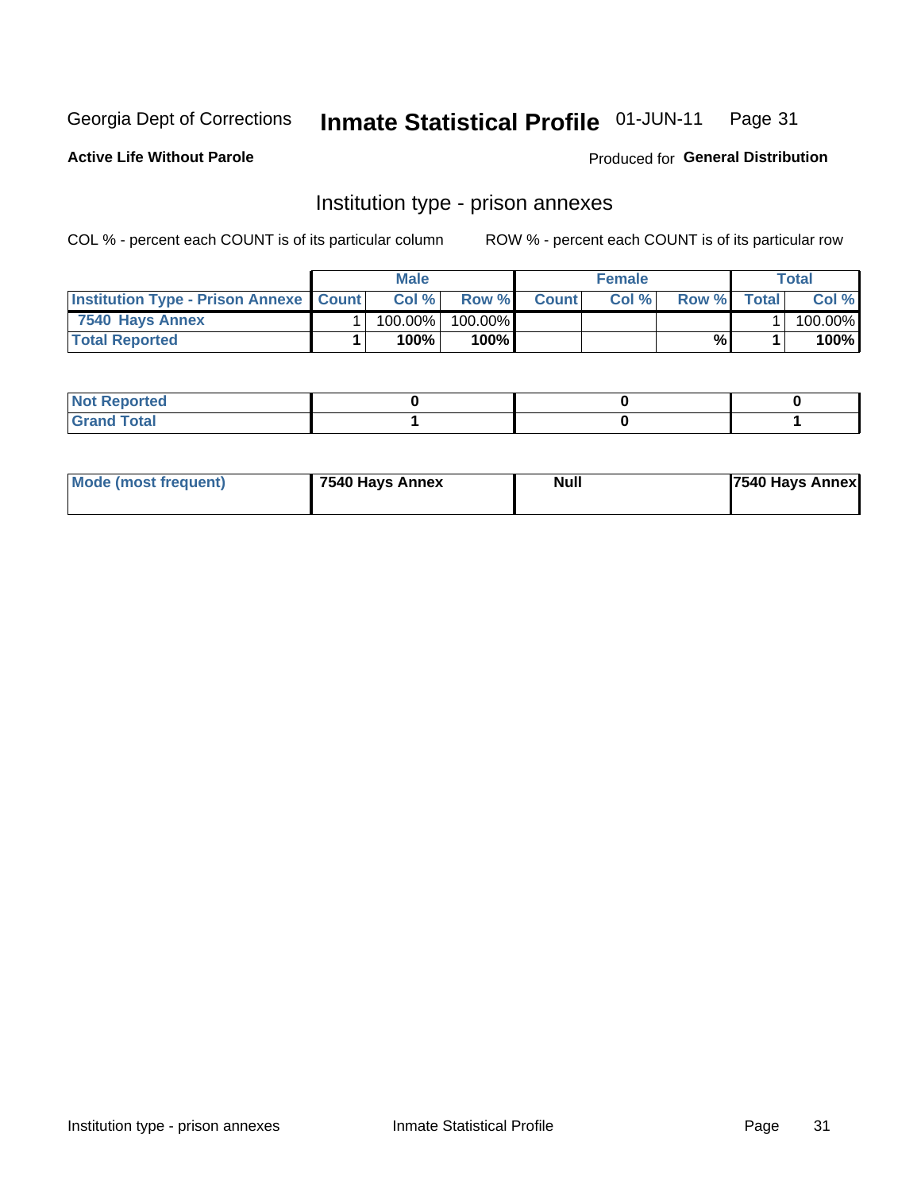Georgia Dept of Corrections **Inmate Statistical Profile** 01-JUN-11

**Active Life Without Parole**

Produced for **General Distribution**

## Institution type - prison annexes

COL % - percent each COUNT is of its particular column ROW % - percent each COUNT is of its particular row

| | Male | | | Female | | | Total | |
|---|---|---|---|---|---|---|---|---|
| **Institution Type - Prison Annexe** | **Count** | **Col %** | **Row %** | **Count** | **Col %** | **Row %** | **Total** | **Col %** |
| **7540 Hays Annex** | 1 | 100.00% | 100.00% | | | | 1 | 100.00% |
| **Total Reported** | **1** | **100%** | **100%** | | | **%** | **1** | **100%** |

| | Male | Female | Total |
|---|---|---|---|
| **Not Reported** | **0** | **0** | **0** |
| **Grand Total** | **1** | **0** | **1** |

| | Male | Female | Total |
|---|---|---|---|
| **Mode (most frequent)** | **7540 Hays Annex** | **Null** | **7540 Hays Annex** |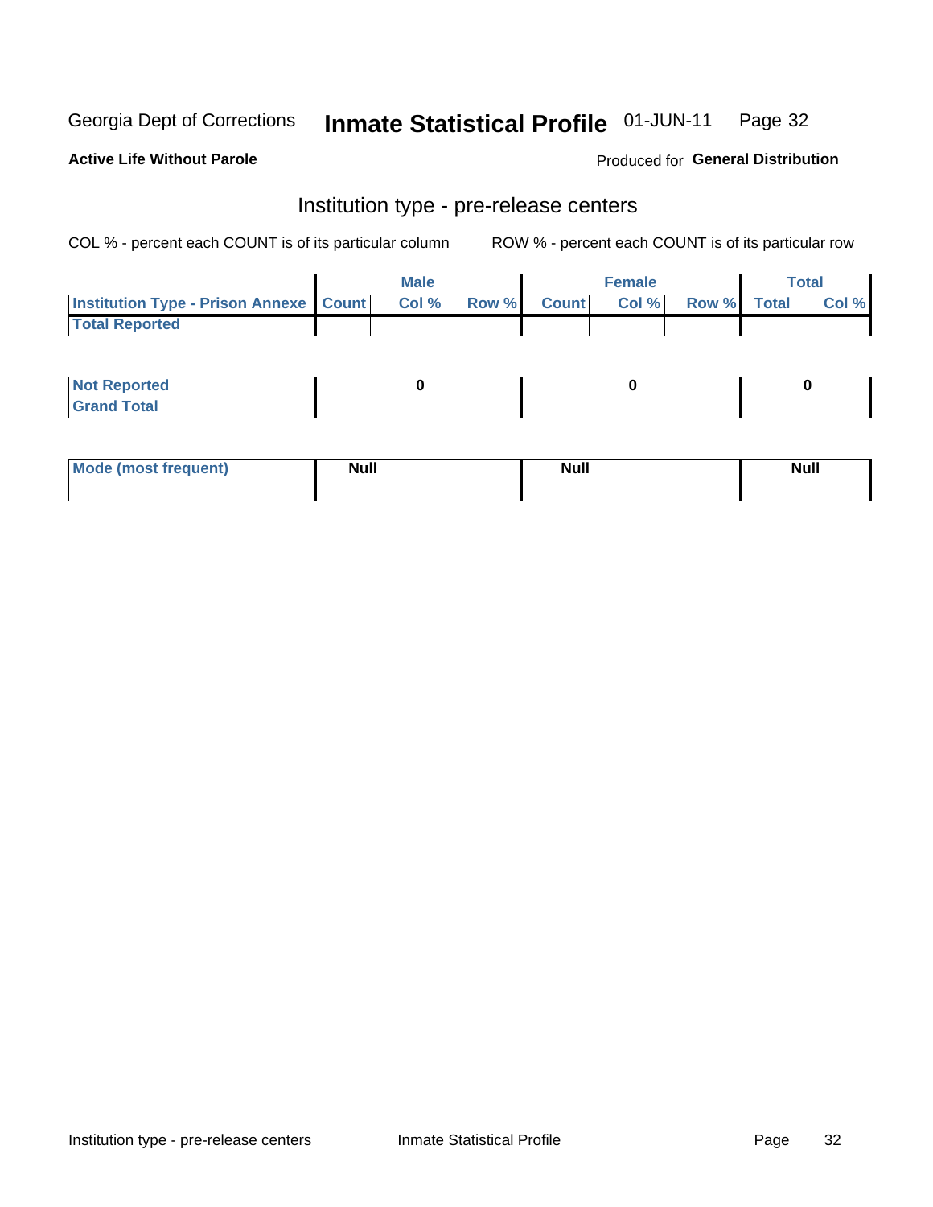Georgia Dept of Corrections **Inmate Statistical Profile** 01-JUN-11

**Active Life Without Parole** Produced for **General Distribution**

## Institution type - pre-release centers

COL % - percent each COUNT is of its particular column ROW % - percent each COUNT is of its particular row

| | Male | | | Female | | | Total | |
|---|---|---|---|---|---|---|---|---|
| Institution Type - Prison Annexe | Count | Col % | Row % | Count | Col % | Row % | Total | Col % |
| Total Reported | | | | | | | | |

| | Male | Female | Total |
|---|---|---|---|
| Not Reported | 0 | 0 | 0 |
| Grand Total | | | |

| | Male | Female | Total |
|---|---|---|---|
| Mode (most frequent) | Null | Null | Null |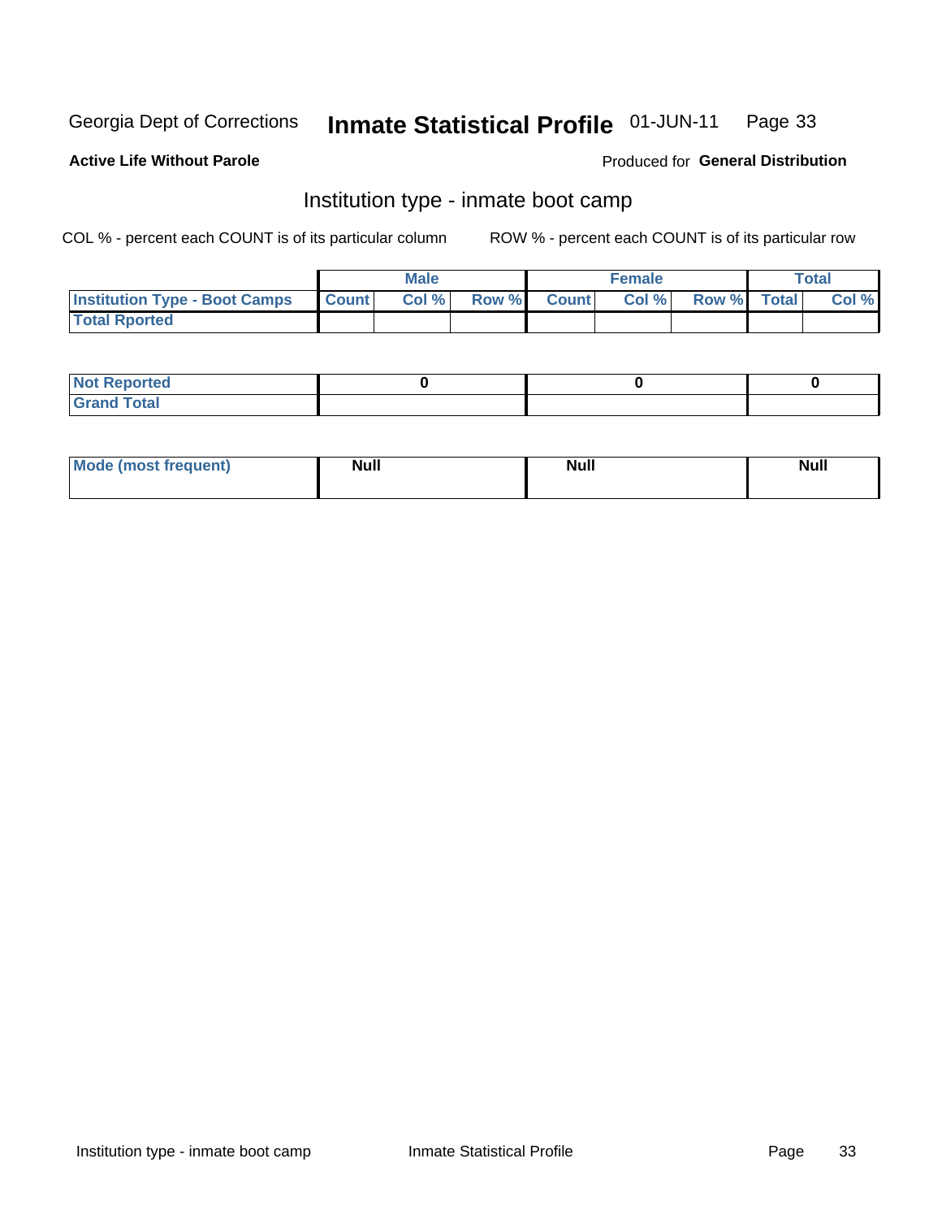Georgia Dept of Corrections **Inmate Statistical Profile** 01-JUN-11

**Active Life Without Parole**

Produced for **General Distribution**

## Institution type - inmate boot camp

COL % - percent each COUNT is of its particular column

ROW % - percent each COUNT is of its particular row

| | Male | | | Female | | | Total | |
|---|---|---|---|---|---|---|---|---|
| **Institution Type - Boot Camps** | Count | Col % | Row % | Count | Col % | Row % | Total | Col % |
| **Total Rported** | | | | | | | | |

| | Male | Female | Total |
|---|---|---|---|
| **Not Reported** | 0 | 0 | 0 |
| **Grand Total** | | | |

| | Male | Female | Total |
|---|---|---|---|
| **Mode (most frequent)** | Null | Null | Null |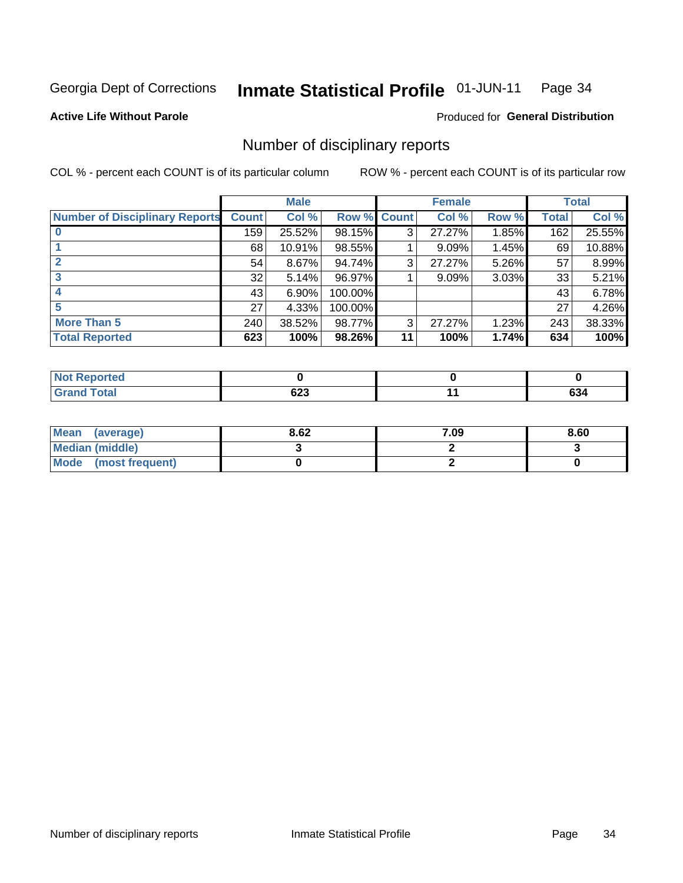Georgia Dept of Corrections **Inmate Statistical Profile** 01-JUN-11

**Active Life Without Parole**

Produced for **General Distribution**

## Number of disciplinary reports

COL % - percent each COUNT is of its particular column    ROW % - percent each COUNT is of its particular row

| | Male | | | Female | | | Total | |
|---|---|---|---|---|---|---|---|---|
| **Number of Disciplinary Reports** | **Count** | **Col %** | **Row %** | **Count** | **Col %** | **Row %** | **Total** | **Col %** |
| **0** | 159 | 25.52% | 98.15% | 3 | 27.27% | 1.85% | 162 | 25.55% |
| **1** | 68 | 10.91% | 98.55% | 1 | 9.09% | 1.45% | 69 | 10.88% |
| **2** | 54 | 8.67% | 94.74% | 3 | 27.27% | 5.26% | 57 | 8.99% |
| **3** | 32 | 5.14% | 96.97% | 1 | 9.09% | 3.03% | 33 | 5.21% |
| **4** | 43 | 6.90% | 100.00% | | | | 43 | 6.78% |
| **5** | 27 | 4.33% | 100.00% | | | | 27 | 4.26% |
| **More Than 5** | 240 | 38.52% | 98.77% | 3 | 27.27% | 1.23% | 243 | 38.33% |
| **Total Reported** | **623** | **100%** | **98.26%** | **11** | **100%** | **1.74%** | **634** | **100%** |

| | Male | Female | Total |
|---|---|---|---|
| **Not Reported** | **0** | **0** | **0** |
| **Grand Total** | **623** | **11** | **634** |

| | Male | Female | Total |
|---|---|---|---|
| **Mean (average)** | **8.62** | **7.09** | **8.60** |
| **Median (middle)** | **3** | **2** | **3** |
| **Mode (most frequent)** | **0** | **2** | **0** |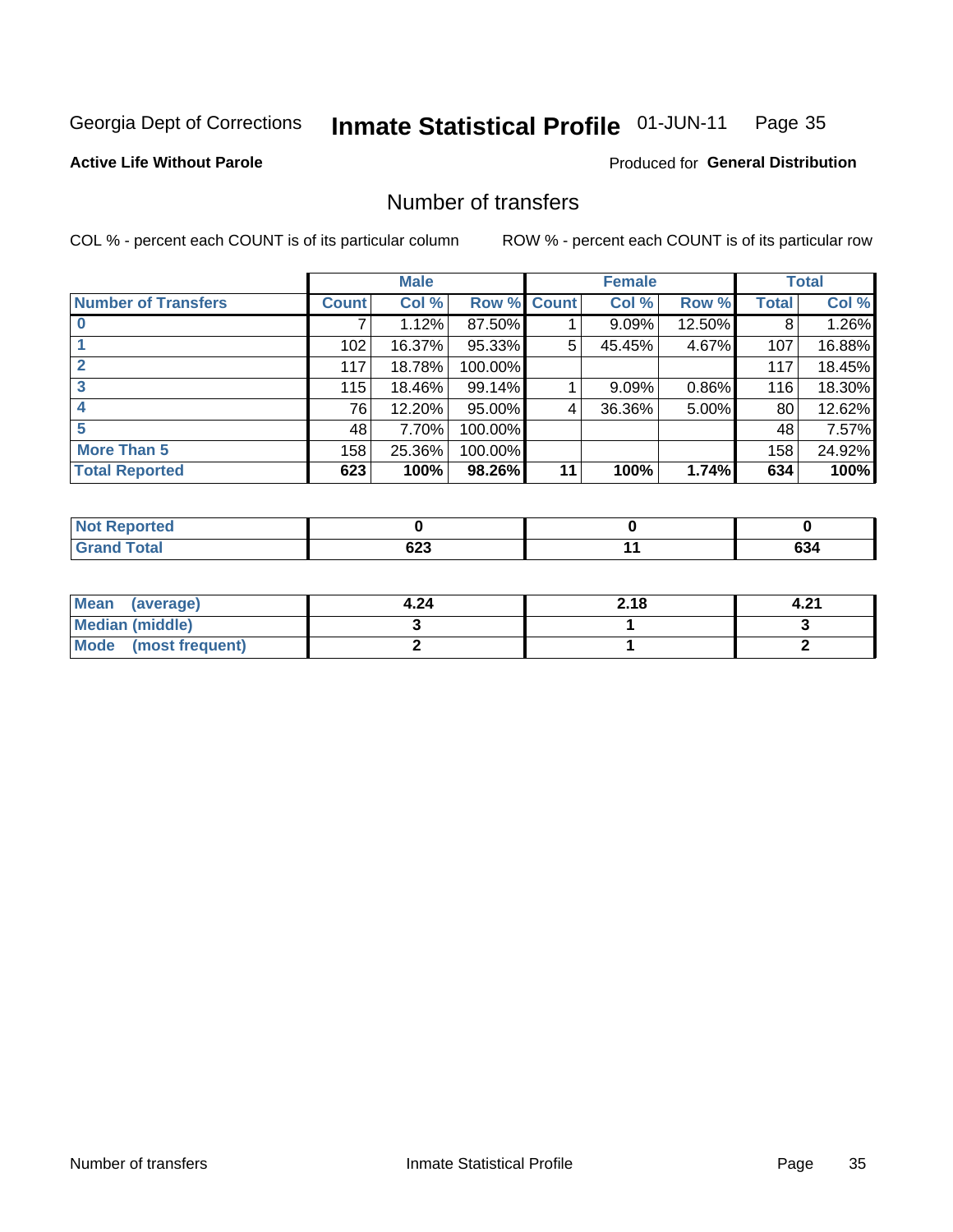Georgia Dept of Corrections **Inmate Statistical Profile** 01-JUN-11

**Active Life Without Parole**

Produced for **General Distribution**

## Number of transfers

COL % - percent each COUNT is of its particular column    ROW % - percent each COUNT is of its particular row

| | Male | | | Female | | | Total | |
|---|---|---|---|---|---|---|---|---|
| **Number of Transfers** | **Count** | **Col %** | **Row %** | **Count** | **Col %** | **Row %** | **Total** | **Col %** |
| **0** | 7 | 1.12% | 87.50% | 1 | 9.09% | 12.50% | 8 | 1.26% |
| **1** | 102 | 16.37% | 95.33% | 5 | 45.45% | 4.67% | 107 | 16.88% |
| **2** | 117 | 18.78% | 100.00% | | | | 117 | 18.45% |
| **3** | 115 | 18.46% | 99.14% | 1 | 9.09% | 0.86% | 116 | 18.30% |
| **4** | 76 | 12.20% | 95.00% | 4 | 36.36% | 5.00% | 80 | 12.62% |
| **5** | 48 | 7.70% | 100.00% | | | | 48 | 7.57% |
| **More Than 5** | 158 | 25.36% | 100.00% | | | | 158 | 24.92% |
| **Total Reported** | **623** | **100%** | **98.26%** | **11** | **100%** | **1.74%** | **634** | **100%** |

| | Male | Female | Total |
|---|---|---|---|
| **Not Reported** | **0** | **0** | **0** |
| **Grand Total** | **623** | **11** | **634** |

| | Male | Female | Total |
|---|---|---|---|
| **Mean (average)** | **4.24** | **2.18** | **4.21** |
| **Median (middle)** | **3** | **1** | **3** |
| **Mode (most frequent)** | **2** | **1** | **2** |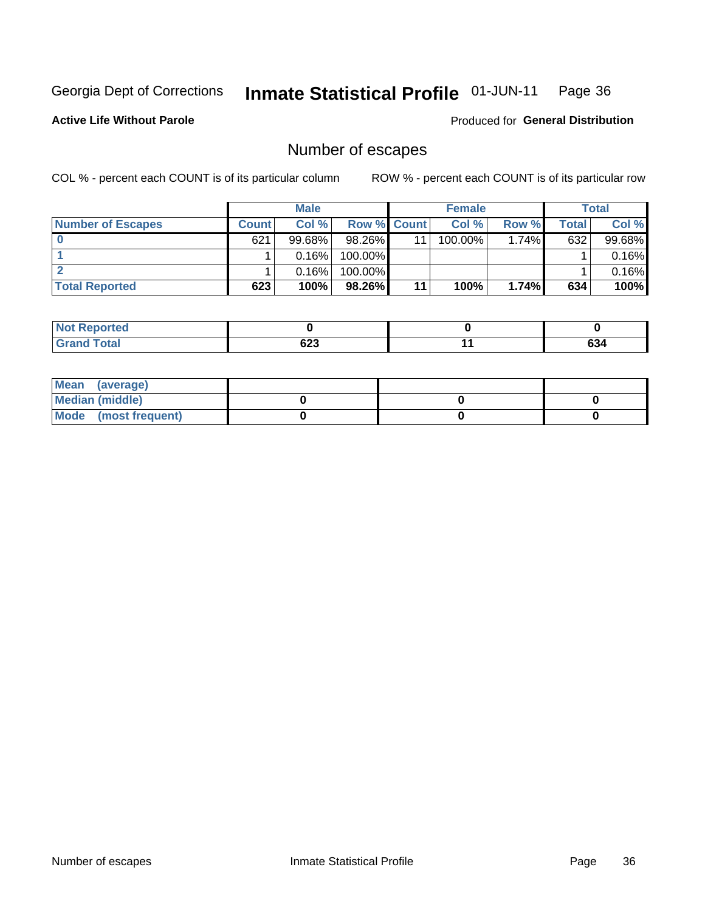Georgia Dept of Corrections **Inmate Statistical Profile** 01-JUN-11 Page 36

**Active Life Without Parole**

Produced for **General Distribution**

# Number of escapes

COL % - percent each COUNT is of its particular column

ROW % - percent each COUNT is of its particular row

| | Male | | | Female | | | Total | |
|---|---|---|---|---|---|---|---|---|
| **Number of Escapes** | **Count** | **Col %** | **Row %** | **Count** | **Col %** | **Row %** | **Total** | **Col %** |
| **0** | 621 | 99.68% | 98.26% | 11 | 100.00% | 1.74% | 632 | 99.68% |
| **1** | 1 | 0.16% | 100.00% | | | | 1 | 0.16% |
| **2** | 1 | 0.16% | 100.00% | | | | 1 | 0.16% |
| **Total Reported** | **623** | **100%** | **98.26%** | **11** | **100%** | **1.74%** | **634** | **100%** |

| | Male | Female | Total |
|---|---|---|---|
| **Not Reported** | **0** | **0** | **0** |
| **Grand Total** | **623** | **11** | **634** |

| | Male | Female | Total |
|---|---|---|---|
| **Mean (average)** | | | |
| **Median (middle)** | **0** | **0** | **0** |
| **Mode (most frequent)** | **0** | **0** | **0** |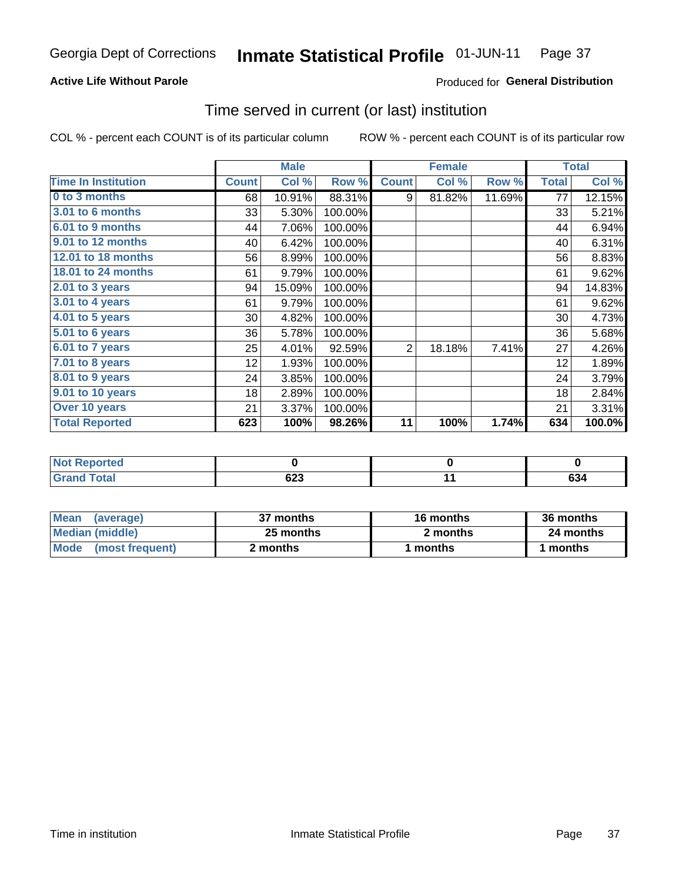## Active Life Without Parole

Produced for **General Distribution**

# Time served in current (or last) institution

COL % - percent each COUNT is of its particular column

ROW % - percent each COUNT is of its particular row

| | Male | | | Female | | | Total | |
|---|---|---|---|---|---|---|---|---|
| **Time In Institution** | **Count** | **Col %** | **Row %** | **Count** | **Col %** | **Row %** | **Total** | **Col %** |
| 0 to 3 months | 68 | 10.91% | 88.31% | 9 | 81.82% | 11.69% | 77 | 12.15% |
| 3.01 to 6 months | 33 | 5.30% | 100.00% | | | | 33 | 5.21% |
| 6.01 to 9 months | 44 | 7.06% | 100.00% | | | | 44 | 6.94% |
| 9.01 to 12 months | 40 | 6.42% | 100.00% | | | | 40 | 6.31% |
| 12.01 to 18 months | 56 | 8.99% | 100.00% | | | | 56 | 8.83% |
| 18.01 to 24 months | 61 | 9.79% | 100.00% | | | | 61 | 9.62% |
| 2.01 to 3 years | 94 | 15.09% | 100.00% | | | | 94 | 14.83% |
| 3.01 to 4 years | 61 | 9.79% | 100.00% | | | | 61 | 9.62% |
| 4.01 to 5 years | 30 | 4.82% | 100.00% | | | | 30 | 4.73% |
| 5.01 to 6 years | 36 | 5.78% | 100.00% | | | | 36 | 5.68% |
| 6.01 to 7 years | 25 | 4.01% | 92.59% | 2 | 18.18% | 7.41% | 27 | 4.26% |
| 7.01 to 8 years | 12 | 1.93% | 100.00% | | | | 12 | 1.89% |
| 8.01 to 9 years | 24 | 3.85% | 100.00% | | | | 24 | 3.79% |
| 9.01 to 10 years | 18 | 2.89% | 100.00% | | | | 18 | 2.84% |
| Over 10 years | 21 | 3.37% | 100.00% | | | | 21 | 3.31% |
| **Total Reported** | **623** | **100%** | **98.26%** | **11** | **100%** | **1.74%** | **634** | **100.0%** |

| | Male | Female | Total |
|---|---|---|---|
| Not Reported | 0 | 0 | 0 |
| Grand Total | 623 | 11 | 634 |

| | Male | Female | Total |
|---|---|---|---|
| Mean (average) | 37 months | 16 months | 36 months |
| Median (middle) | 25 months | 2 months | 24 months |
| Mode (most frequent) | 2 months | 1 months | 1 months |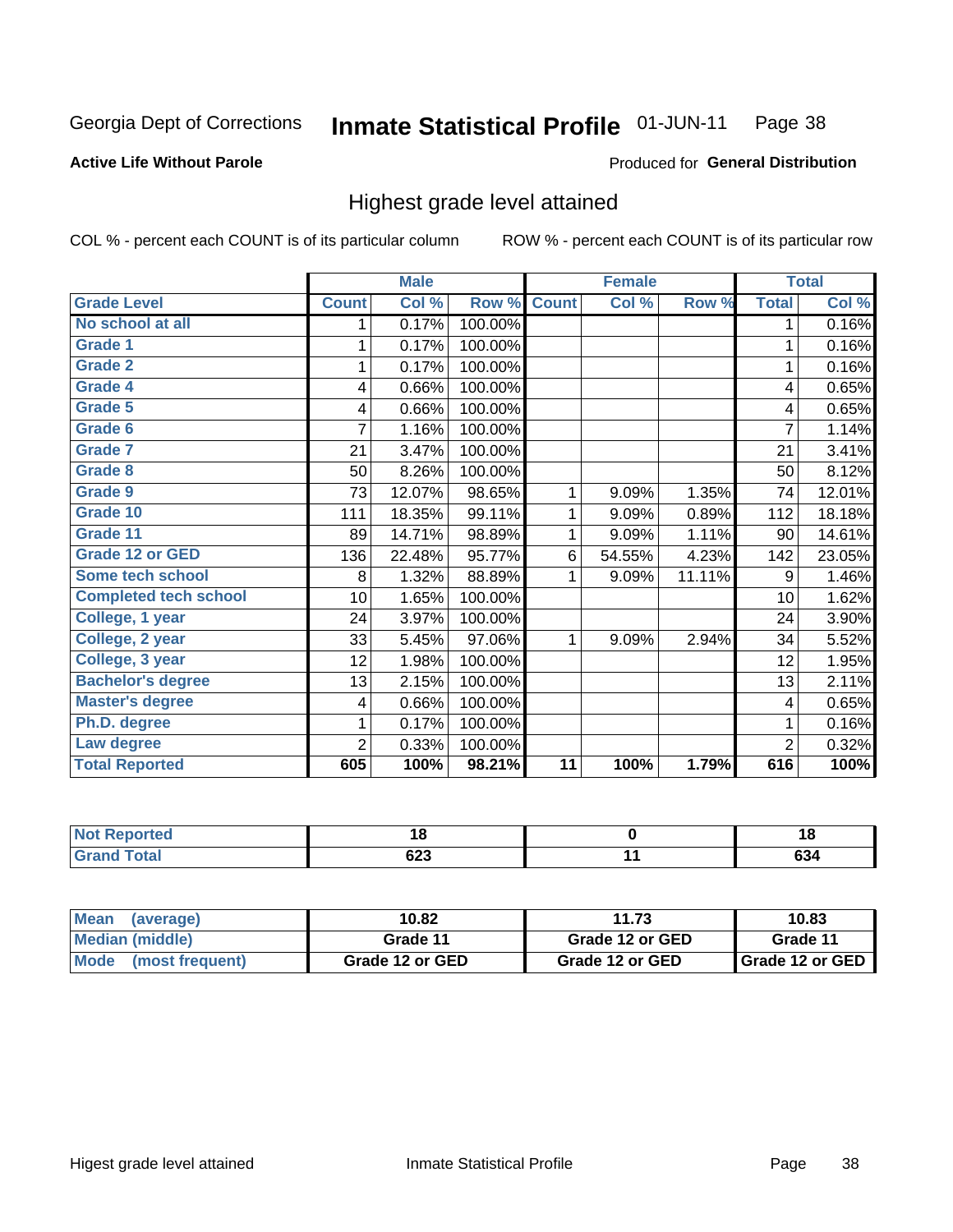Georgia Dept of Corrections **Inmate Statistical Profile** 01-JUN-11

**Active Life Without Parole**

Produced for **General Distribution**

## Highest grade level attained

COL % - percent each COUNT is of its particular column

ROW % - percent each COUNT is of its particular row

| | Male | | | Female | | | Total | |
|---|---|---|---|---|---|---|---|---|
| Grade Level | Count | Col % | Row % | Count | Col % | Row % | Total | Col % |
| No school at all | 1 | 0.17% | 100.00% | | | | 1 | 0.16% |
| Grade 1 | 1 | 0.17% | 100.00% | | | | 1 | 0.16% |
| Grade 2 | 1 | 0.17% | 100.00% | | | | 1 | 0.16% |
| Grade 4 | 4 | 0.66% | 100.00% | | | | 4 | 0.65% |
| Grade 5 | 4 | 0.66% | 100.00% | | | | 4 | 0.65% |
| Grade 6 | 7 | 1.16% | 100.00% | | | | 7 | 1.14% |
| Grade 7 | 21 | 3.47% | 100.00% | | | | 21 | 3.41% |
| Grade 8 | 50 | 8.26% | 100.00% | | | | 50 | 8.12% |
| Grade 9 | 73 | 12.07% | 98.65% | 1 | 9.09% | 1.35% | 74 | 12.01% |
| Grade 10 | 111 | 18.35% | 99.11% | 1 | 9.09% | 0.89% | 112 | 18.18% |
| Grade 11 | 89 | 14.71% | 98.89% | 1 | 9.09% | 1.11% | 90 | 14.61% |
| Grade 12 or GED | 136 | 22.48% | 95.77% | 6 | 54.55% | 4.23% | 142 | 23.05% |
| Some tech school | 8 | 1.32% | 88.89% | 1 | 9.09% | 11.11% | 9 | 1.46% |
| Completed tech school | 10 | 1.65% | 100.00% | | | | 10 | 1.62% |
| College, 1 year | 24 | 3.97% | 100.00% | | | | 24 | 3.90% |
| College, 2 year | 33 | 5.45% | 97.06% | 1 | 9.09% | 2.94% | 34 | 5.52% |
| College, 3 year | 12 | 1.98% | 100.00% | | | | 12 | 1.95% |
| Bachelor's degree | 13 | 2.15% | 100.00% | | | | 13 | 2.11% |
| Master's degree | 4 | 0.66% | 100.00% | | | | 4 | 0.65% |
| Ph.D. degree | 1 | 0.17% | 100.00% | | | | 1 | 0.16% |
| Law degree | 2 | 0.33% | 100.00% | | | | 2 | 0.32% |
| **Total Reported** | **605** | **100%** | **98.21%** | **11** | **100%** | **1.79%** | **616** | **100%** |

| | Male | Female | Total |
|---|---|---|---|
| Not Reported | 18 | 0 | 18 |
| Grand Total | 623 | 11 | 634 |

| | Male | Female | Total |
|---|---|---|---|
| Mean (average) | 10.82 | 11.73 | 10.83 |
| Median (middle) | Grade 11 | Grade 12 or GED | Grade 11 |
| Mode (most frequent) | Grade 12 or GED | Grade 12 or GED | Grade 12 or GED |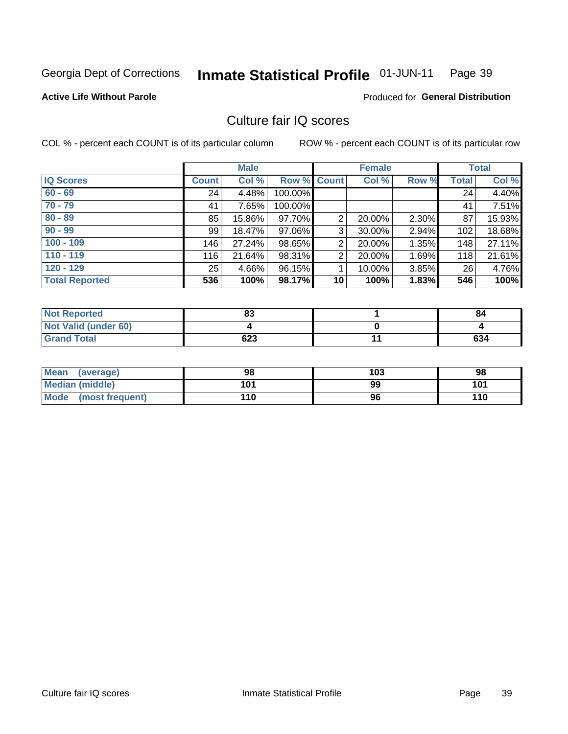Georgia Dept of Corrections **Inmate Statistical Profile** 01-JUN-11

**Active Life Without Parole**

Produced for **General Distribution**

## Culture fair IQ scores

COL % - percent each COUNT is of its particular column

ROW % - percent each COUNT is of its particular row

| | Male | | | Female | | | Total | |
|---|---|---|---|---|---|---|---|---|
| **IQ Scores** | **Count** | **Col %** | **Row %** | **Count** | **Col %** | **Row %** | **Total** | **Col %** |
| 60 - 69 | 24 | 4.48% | 100.00% | | | | 24 | 4.40% |
| 70 - 79 | 41 | 7.65% | 100.00% | | | | 41 | 7.51% |
| 80 - 89 | 85 | 15.86% | 97.70% | 2 | 20.00% | 2.30% | 87 | 15.93% |
| 90 - 99 | 99 | 18.47% | 97.06% | 3 | 30.00% | 2.94% | 102 | 18.68% |
| 100 - 109 | 146 | 27.24% | 98.65% | 2 | 20.00% | 1.35% | 148 | 27.11% |
| 110 - 119 | 116 | 21.64% | 98.31% | 2 | 20.00% | 1.69% | 118 | 21.61% |
| 120 - 129 | 25 | 4.66% | 96.15% | 1 | 10.00% | 3.85% | 26 | 4.76% |
| **Total Reported** | **536** | **100%** | **98.17%** | **10** | **100%** | **1.83%** | **546** | **100%** |

| | Male | Female | Total |
|---|---|---|---|
| **Not Reported** | **83** | **1** | **84** |
| **Not Valid (under 60)** | **4** | **0** | **4** |
| **Grand Total** | **623** | **11** | **634** |

| | Male | Female | Total |
|---|---|---|---|
| **Mean (average)** | **98** | **103** | **98** |
| **Median (middle)** | **101** | **99** | **101** |
| **Mode (most frequent)** | **110** | **96** | **110** |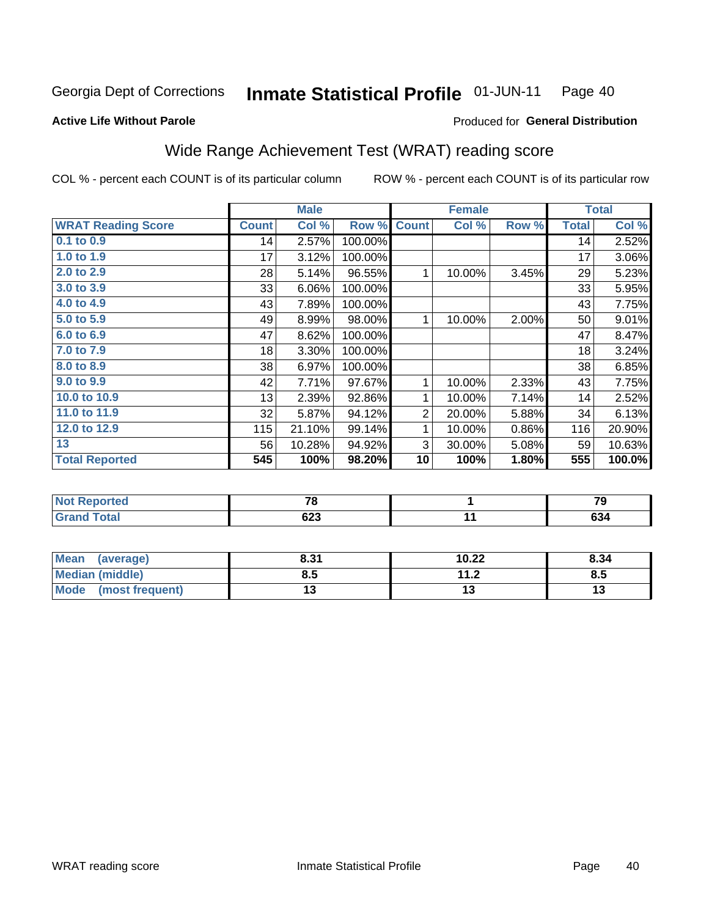Georgia Dept of Corrections **Inmate Statistical Profile** 01-JUN-11 Page 40

**Active Life Without Parole**

Produced for **General Distribution**

## Wide Range Achievement Test (WRAT) reading score

COL % - percent each COUNT is of its particular column ROW % - percent each COUNT is of its particular row

| | Male | | | Female | | | Total | |
|---|---|---|---|---|---|---|---|---|
| **WRAT Reading Score** | **Count** | **Col %** | **Row %** | **Count** | **Col %** | **Row %** | **Total** | **Col %** |
| 0.1 to 0.9 | 14 | 2.57% | 100.00% | | | | 14 | 2.52% |
| 1.0 to 1.9 | 17 | 3.12% | 100.00% | | | | 17 | 3.06% |
| 2.0 to 2.9 | 28 | 5.14% | 96.55% | 1 | 10.00% | 3.45% | 29 | 5.23% |
| 3.0 to 3.9 | 33 | 6.06% | 100.00% | | | | 33 | 5.95% |
| 4.0 to 4.9 | 43 | 7.89% | 100.00% | | | | 43 | 7.75% |
| 5.0 to 5.9 | 49 | 8.99% | 98.00% | 1 | 10.00% | 2.00% | 50 | 9.01% |
| 6.0 to 6.9 | 47 | 8.62% | 100.00% | | | | 47 | 8.47% |
| 7.0 to 7.9 | 18 | 3.30% | 100.00% | | | | 18 | 3.24% |
| 8.0 to 8.9 | 38 | 6.97% | 100.00% | | | | 38 | 6.85% |
| 9.0 to 9.9 | 42 | 7.71% | 97.67% | 1 | 10.00% | 2.33% | 43 | 7.75% |
| 10.0 to 10.9 | 13 | 2.39% | 92.86% | 1 | 10.00% | 7.14% | 14 | 2.52% |
| 11.0 to 11.9 | 32 | 5.87% | 94.12% | 2 | 20.00% | 5.88% | 34 | 6.13% |
| 12.0 to 12.9 | 115 | 21.10% | 99.14% | 1 | 10.00% | 0.86% | 116 | 20.90% |
| 13 | 56 | 10.28% | 94.92% | 3 | 30.00% | 5.08% | 59 | 10.63% |
| **Total Reported** | **545** | **100%** | **98.20%** | **10** | **100%** | **1.80%** | **555** | **100.0%** |

| | Male | Female | Total |
|---|---|---|---|
| **Not Reported** | **78** | **1** | **79** |
| **Grand Total** | **623** | **11** | **634** |

| | Male | Female | Total |
|---|---|---|---|
| **Mean (average)** | **8.31** | **10.22** | **8.34** |
| **Median (middle)** | **8.5** | **11.2** | **8.5** |
| **Mode (most frequent)** | **13** | **13** | **13** |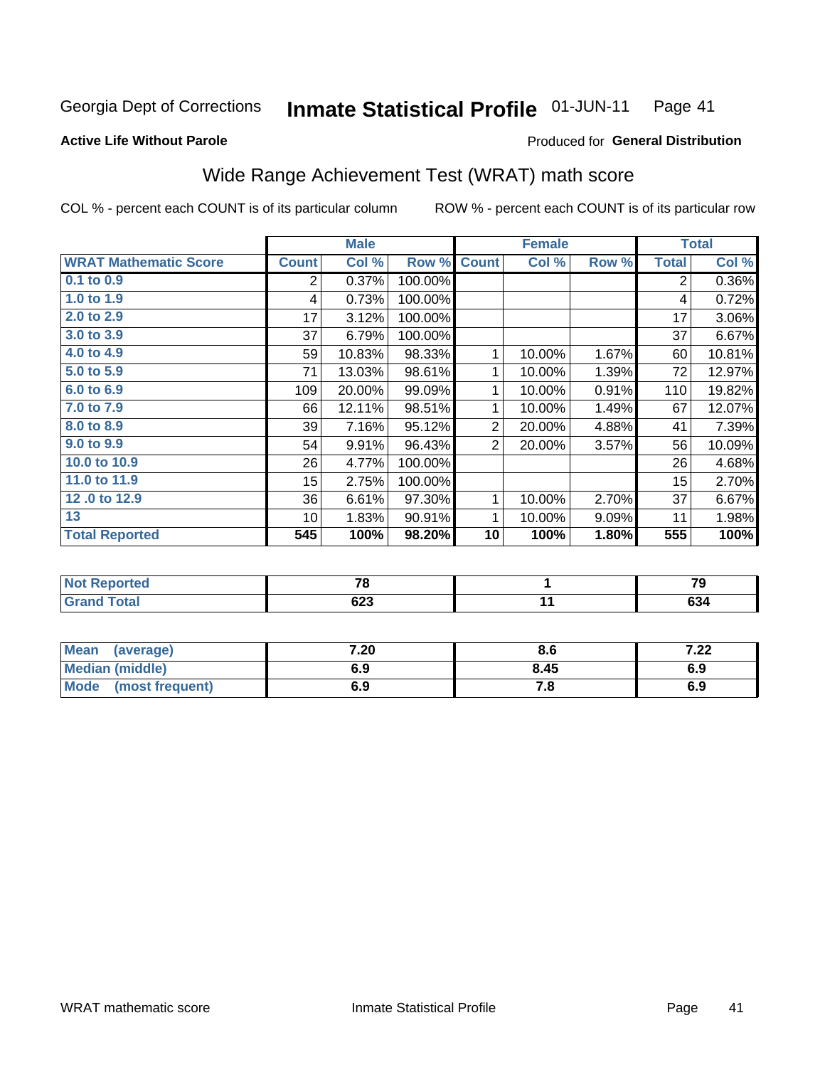Georgia Dept of Corrections **Inmate Statistical Profile** 01-JUN-11

**Active Life Without Parole**

Produced for **General Distribution**

## Wide Range Achievement Test (WRAT) math score

COL % - percent each COUNT is of its particular column ROW % - percent each COUNT is of its particular row

| | Male | | | Female | | | Total | |
|---|---|---|---|---|---|---|---|---|
| **WRAT Mathematic Score** | **Count** | **Col %** | **Row %** | **Count** | **Col %** | **Row %** | **Total** | **Col %** |
| 0.1 to 0.9 | 2 | 0.37% | 100.00% | | | | 2 | 0.36% |
| 1.0 to 1.9 | 4 | 0.73% | 100.00% | | | | 4 | 0.72% |
| 2.0 to 2.9 | 17 | 3.12% | 100.00% | | | | 17 | 3.06% |
| 3.0 to 3.9 | 37 | 6.79% | 100.00% | | | | 37 | 6.67% |
| 4.0 to 4.9 | 59 | 10.83% | 98.33% | 1 | 10.00% | 1.67% | 60 | 10.81% |
| 5.0 to 5.9 | 71 | 13.03% | 98.61% | 1 | 10.00% | 1.39% | 72 | 12.97% |
| 6.0 to 6.9 | 109 | 20.00% | 99.09% | 1 | 10.00% | 0.91% | 110 | 19.82% |
| 7.0 to 7.9 | 66 | 12.11% | 98.51% | 1 | 10.00% | 1.49% | 67 | 12.07% |
| 8.0 to 8.9 | 39 | 7.16% | 95.12% | 2 | 20.00% | 4.88% | 41 | 7.39% |
| 9.0 to 9.9 | 54 | 9.91% | 96.43% | 2 | 20.00% | 3.57% | 56 | 10.09% |
| 10.0 to 10.9 | 26 | 4.77% | 100.00% | | | | 26 | 4.68% |
| 11.0 to 11.9 | 15 | 2.75% | 100.00% | | | | 15 | 2.70% |
| 12 .0 to 12.9 | 36 | 6.61% | 97.30% | 1 | 10.00% | 2.70% | 37 | 6.67% |
| 13 | 10 | 1.83% | 90.91% | 1 | 10.00% | 9.09% | 11 | 1.98% |
| **Total Reported** | **545** | **100%** | **98.20%** | **10** | **100%** | **1.80%** | **555** | **100%** |

| | Male | Female | Total |
|---|---|---|---|
| Not Reported | 78 | 1 | 79 |
| Grand Total | 623 | 11 | 634 |

| | Male | Female | Total |
|---|---|---|---|
| Mean (average) | 7.20 | 8.6 | 7.22 |
| Median (middle) | 6.9 | 8.45 | 6.9 |
| Mode (most frequent) | 6.9 | 7.8 | 6.9 |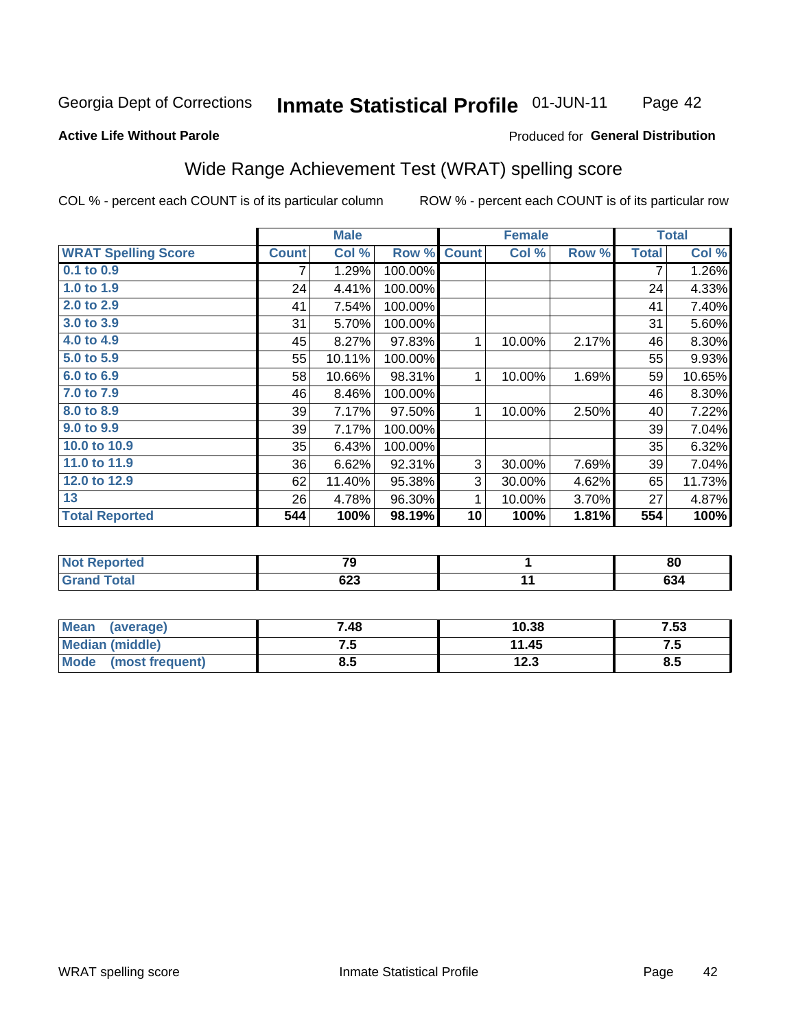Georgia Dept of Corrections **Inmate Statistical Profile** 01-JUN-11

**Active Life Without Parole**

Produced for **General Distribution**

## Wide Range Achievement Test (WRAT) spelling score

COL % - percent each COUNT is of its particular column    ROW % - percent each COUNT is of its particular row

| | Male | | | Female | | | Total | |
|---|---|---|---|---|---|---|---|---|
| **WRAT Spelling Score** | **Count** | **Col %** | **Row %** | **Count** | **Col %** | **Row %** | **Total** | **Col %** |
| 0.1 to 0.9 | 7 | 1.29% | 100.00% | | | | 7 | 1.26% |
| 1.0 to 1.9 | 24 | 4.41% | 100.00% | | | | 24 | 4.33% |
| 2.0 to 2.9 | 41 | 7.54% | 100.00% | | | | 41 | 7.40% |
| 3.0 to 3.9 | 31 | 5.70% | 100.00% | | | | 31 | 5.60% |
| 4.0 to 4.9 | 45 | 8.27% | 97.83% | 1 | 10.00% | 2.17% | 46 | 8.30% |
| 5.0 to 5.9 | 55 | 10.11% | 100.00% | | | | 55 | 9.93% |
| 6.0 to 6.9 | 58 | 10.66% | 98.31% | 1 | 10.00% | 1.69% | 59 | 10.65% |
| 7.0 to 7.9 | 46 | 8.46% | 100.00% | | | | 46 | 8.30% |
| 8.0 to 8.9 | 39 | 7.17% | 97.50% | 1 | 10.00% | 2.50% | 40 | 7.22% |
| 9.0 to 9.9 | 39 | 7.17% | 100.00% | | | | 39 | 7.04% |
| 10.0 to 10.9 | 35 | 6.43% | 100.00% | | | | 35 | 6.32% |
| 11.0 to 11.9 | 36 | 6.62% | 92.31% | 3 | 30.00% | 7.69% | 39 | 7.04% |
| 12.0 to 12.9 | 62 | 11.40% | 95.38% | 3 | 30.00% | 4.62% | 65 | 11.73% |
| 13 | 26 | 4.78% | 96.30% | 1 | 10.00% | 3.70% | 27 | 4.87% |
| **Total Reported** | **544** | **100%** | **98.19%** | **10** | **100%** | **1.81%** | **554** | **100%** |

| | Male | Female | Total |
|---|---|---|---|
| Not Reported | 79 | 1 | 80 |
| Grand Total | 623 | 11 | 634 |

| | Male | Female | Total |
|---|---|---|---|
| Mean (average) | 7.48 | 10.38 | 7.53 |
| Median (middle) | 7.5 | 11.45 | 7.5 |
| Mode (most frequent) | 8.5 | 12.3 | 8.5 |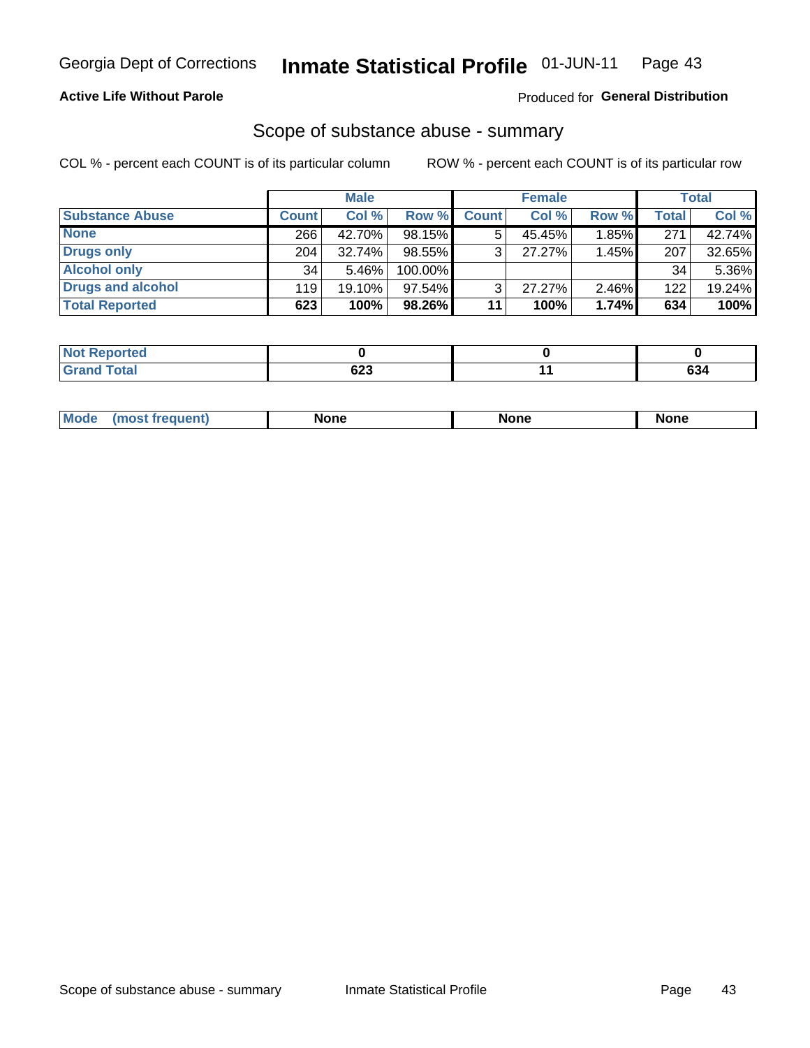Georgia Dept of Corrections **Inmate Statistical Profile** 01-JUN-11

**Active Life Without Parole**

Produced for **General Distribution**

## Scope of substance abuse - summary

COL % - percent each COUNT is of its particular column

ROW % - percent each COUNT is of its particular row

| | Male | | | Female | | | Total | |
|---|---|---|---|---|---|---|---|---|
| **Substance Abuse** | **Count** | **Col %** | **Row %** | **Count** | **Col %** | **Row %** | **Total** | **Col %** |
| **None** | 266 | 42.70% | 98.15% | 5 | 45.45% | 1.85% | 271 | 42.74% |
| **Drugs only** | 204 | 32.74% | 98.55% | 3 | 27.27% | 1.45% | 207 | 32.65% |
| **Alcohol only** | 34 | 5.46% | 100.00% | | | | 34 | 5.36% |
| **Drugs and alcohol** | 119 | 19.10% | 97.54% | 3 | 27.27% | 2.46% | 122 | 19.24% |
| **Total Reported** | **623** | **100%** | **98.26%** | **11** | **100%** | **1.74%** | **634** | **100%** |

| | Male | Female | Total |
|---|---|---|---|
| **Not Reported** | **0** | **0** | **0** |
| **Grand Total** | **623** | **11** | **634** |

| | Male | Female | Total |
|---|---|---|---|
| **Mode (most frequent)** | **None** | **None** | **None** |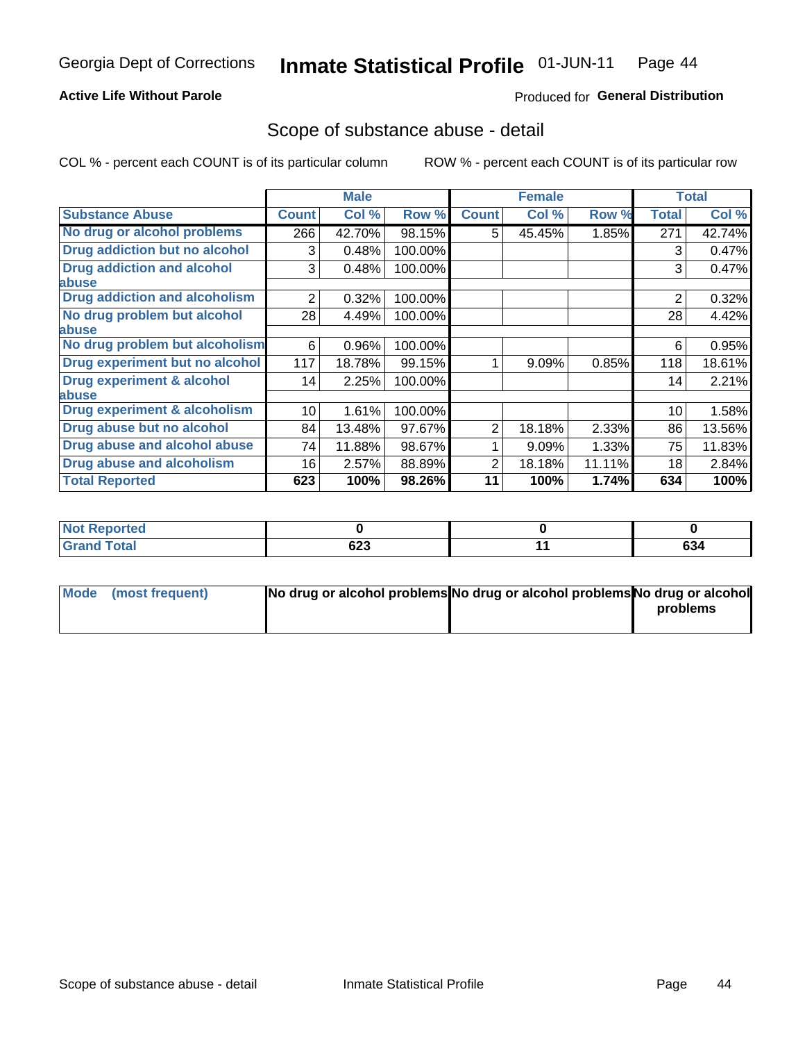Georgia Dept of Corrections **Inmate Statistical Profile** 01-JUN-11

**Active Life Without Parole**

Produced for **General Distribution**

## Scope of substance abuse - detail

COL % - percent each COUNT is of its particular column    ROW % - percent each COUNT is of its particular row

| Substance Abuse | Male | | | Female | | | Total | |
|---|---|---|---|---|---|---|---|---|
| | Count | Col % | Row % | Count | Col % | Row % | Total | Col % |
| No drug or alcohol problems | 266 | 42.70% | 98.15% | 5 | 45.45% | 1.85% | 271 | 42.74% |
| Drug addiction but no alcohol | 3 | 0.48% | 100.00% | | | | 3 | 0.47% |
| Drug addiction and alcohol abuse | 3 | 0.48% | 100.00% | | | | 3 | 0.47% |
| Drug addiction and alcoholism | 2 | 0.32% | 100.00% | | | | 2 | 0.32% |
| No drug problem but alcohol abuse | 28 | 4.49% | 100.00% | | | | 28 | 4.42% |
| No drug problem but alcoholism | 6 | 0.96% | 100.00% | | | | 6 | 0.95% |
| Drug experiment but no alcohol | 117 | 18.78% | 99.15% | 1 | 9.09% | 0.85% | 118 | 18.61% |
| Drug experiment & alcohol abuse | 14 | 2.25% | 100.00% | | | | 14 | 2.21% |
| Drug experiment & alcoholism | 10 | 1.61% | 100.00% | | | | 10 | 1.58% |
| Drug abuse but no alcohol | 84 | 13.48% | 97.67% | 2 | 18.18% | 2.33% | 86 | 13.56% |
| Drug abuse and alcohol abuse | 74 | 11.88% | 98.67% | 1 | 9.09% | 1.33% | 75 | 11.83% |
| Drug abuse and alcoholism | 16 | 2.57% | 88.89% | 2 | 18.18% | 11.11% | 18 | 2.84% |
| **Total Reported** | **623** | **100%** | **98.26%** | **11** | **100%** | **1.74%** | **634** | **100%** |

| | Male | Female | Total |
|---|---|---|---|
| Not Reported | **0** | **0** | **0** |
| Grand Total | **623** | **11** | **634** |

| | Male | Female | Total |
|---|---|---|---|
| Mode (most frequent) | **No drug or alcohol problems** | **No drug or alcohol problems** | **No drug or alcohol problems** |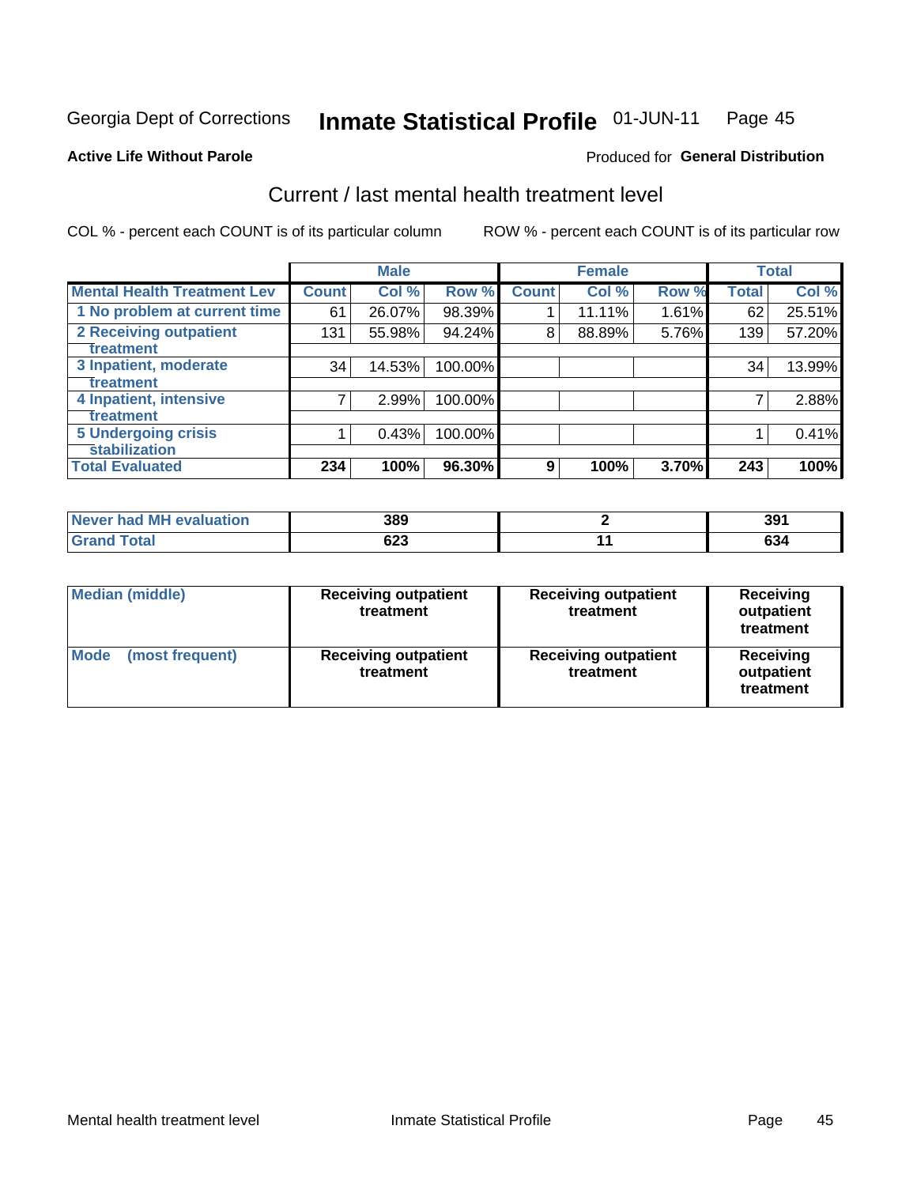Georgia Dept of Corrections **Inmate Statistical Profile** 01-JUN-11

**Active Life Without Parole**

Produced for **General Distribution**

## Current / last mental health treatment level

COL % - percent each COUNT is of its particular column

ROW % - percent each COUNT is of its particular row

| | Male | | | Female | | | Total | |
|---|---|---|---|---|---|---|---|---|
| **Mental Health Treatment Lev** | **Count** | **Col %** | **Row %** | **Count** | **Col %** | **Row %** | **Total** | **Col %** |
| 1 No problem at current time | 61 | 26.07% | 98.39% | 1 | 11.11% | 1.61% | 62 | 25.51% |
| 2 Receiving outpatient treatment | 131 | 55.98% | 94.24% | 8 | 88.89% | 5.76% | 139 | 57.20% |
| 3 Inpatient, moderate treatment | 34 | 14.53% | 100.00% | | | | 34 | 13.99% |
| 4 Inpatient, intensive treatment | 7 | 2.99% | 100.00% | | | | 7 | 2.88% |
| 5 Undergoing crisis stabilization | 1 | 0.43% | 100.00% | | | | 1 | 0.41% |
| **Total Evaluated** | **234** | **100%** | **96.30%** | **9** | **100%** | **3.70%** | **243** | **100%** |

| | Male | Female | Total |
|---|---|---|---|
| Never had MH evaluation | 389 | 2 | 391 |
| Grand Total | 623 | 11 | 634 |

| | Male | Female | Total |
|---|---|---|---|
| Median (middle) | Receiving outpatient treatment | Receiving outpatient treatment | Receiving outpatient treatment |
| Mode (most frequent) | Receiving outpatient treatment | Receiving outpatient treatment | Receiving outpatient treatment |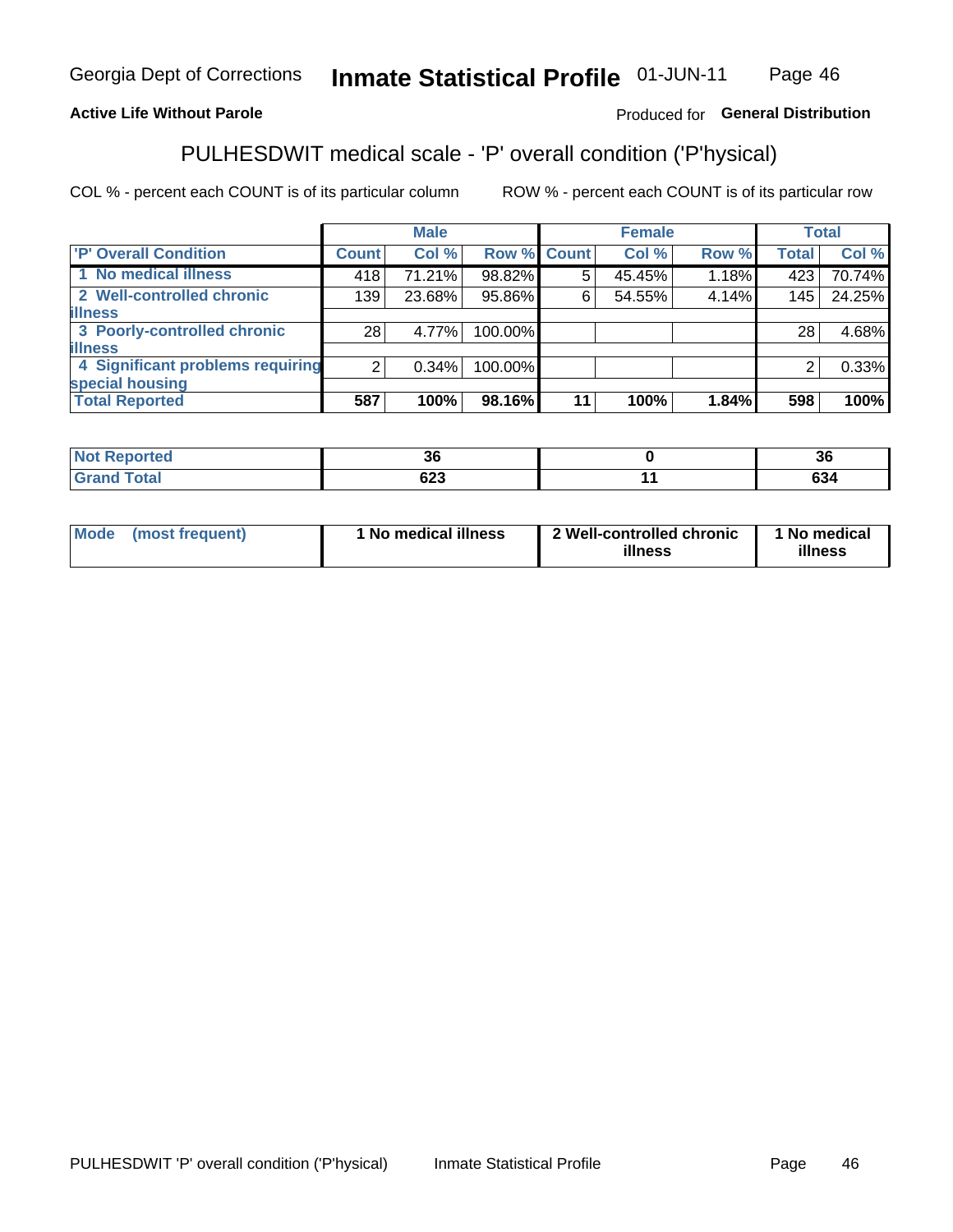**Active Life Without Parole**

Produced for **General Distribution**

## PULHESDWIT medical scale - 'P' overall condition ('P'hysical)

COL % - percent each COUNT is of its particular column

ROW % - percent each COUNT is of its particular row

| | Male | | | Female | | | Total | |
|---|---|---|---|---|---|---|---|---|
| 'P' Overall Condition | Count | Col % | Row % | Count | Col % | Row % | Total | Col % |
| 1 No medical illness | 418 | 71.21% | 98.82% | 5 | 45.45% | 1.18% | 423 | 70.74% |
| 2 Well-controlled chronic illness | 139 | 23.68% | 95.86% | 6 | 54.55% | 4.14% | 145 | 24.25% |
| 3 Poorly-controlled chronic illness | 28 | 4.77% | 100.00% | | | | 28 | 4.68% |
| 4 Significant problems requiring special housing | 2 | 0.34% | 100.00% | | | | 2 | 0.33% |
| **Total Reported** | **587** | **100%** | **98.16%** | **11** | **100%** | **1.84%** | **598** | **100%** |

| | Male | Female | Total |
|---|---|---|---|
| Not Reported | 36 | 0 | 36 |
| Grand Total | 623 | 11 | 634 |

| | Male | Female | Total |
|---|---|---|---|
| Mode (most frequent) | 1 No medical illness | 2 Well-controlled chronic illness | 1 No medical illness |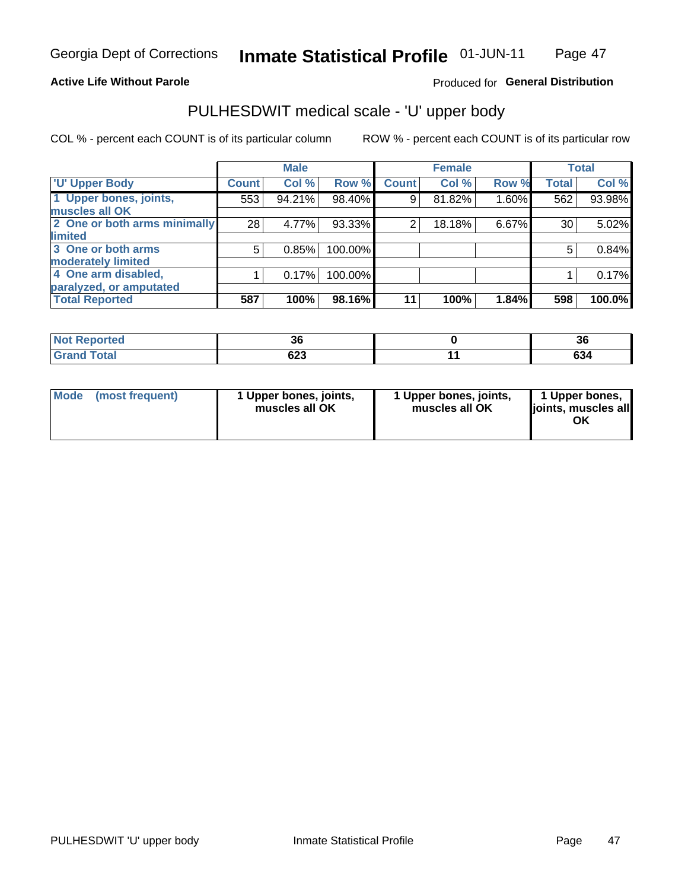Georgia Dept of Corrections **Inmate Statistical Profile** 01-JUN-11

**Active Life Without Parole**

Produced for **General Distribution**

## PULHESDWIT medical scale - 'U' upper body

COL % - percent each COUNT is of its particular column

ROW % - percent each COUNT is of its particular row

| | Male | | | Female | | | Total | |
|---|---|---|---|---|---|---|---|---|
| 'U' Upper Body | Count | Col % | Row % | Count | Col % | Row % | Total | Col % |
| 1 Upper bones, joints, muscles all OK | 553 | 94.21% | 98.40% | 9 | 81.82% | 1.60% | 562 | 93.98% |
| 2 One or both arms minimally limited | 28 | 4.77% | 93.33% | 2 | 18.18% | 6.67% | 30 | 5.02% |
| 3 One or both arms moderately limited | 5 | 0.85% | 100.00% | | | | 5 | 0.84% |
| 4 One arm disabled, paralyzed, or amputated | 1 | 0.17% | 100.00% | | | | 1 | 0.17% |
| **Total Reported** | **587** | **100%** | **98.16%** | **11** | **100%** | **1.84%** | **598** | **100.0%** |

| | Male | Female | Total |
|---|---|---|---|
| Not Reported | 36 | 0 | 36 |
| Grand Total | 623 | 11 | 634 |

| | Male | Female | Total |
|---|---|---|---|
| Mode (most frequent) | 1 Upper bones, joints, muscles all OK | 1 Upper bones, joints, muscles all OK | 1 Upper bones, joints, muscles all OK |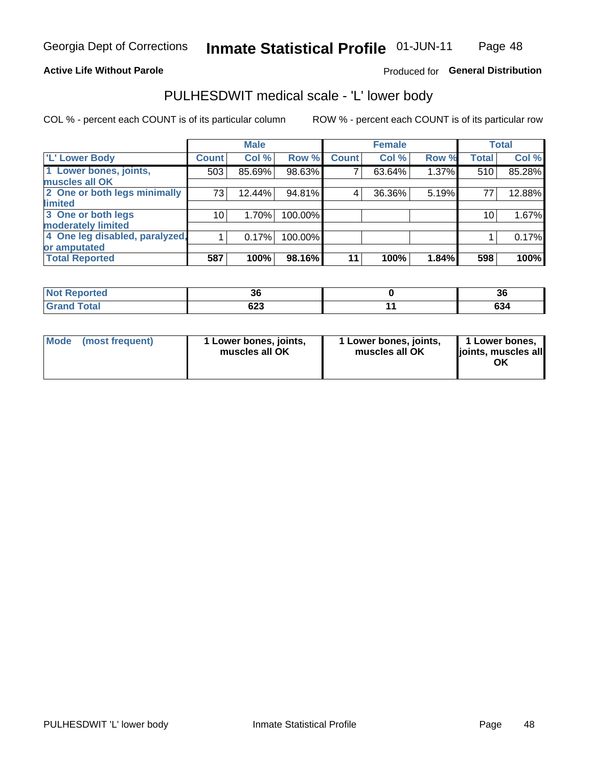Georgia Dept of Corrections **Inmate Statistical Profile** 01-JUN-11

**Active Life Without Parole**

Produced for **General Distribution**

## PULHESDWIT medical scale - 'L' lower body

COL % - percent each COUNT is of its particular column ROW % - percent each COUNT is of its particular row

| | Male | | | Female | | | Total | |
|---|---|---|---|---|---|---|---|---|
| 'L' Lower Body | Count | Col % | Row % | Count | Col % | Row % | Total | Col % |
| 1 Lower bones, joints, muscles all OK | 503 | 85.69% | 98.63% | 7 | 63.64% | 1.37% | 510 | 85.28% |
| 2 One or both legs minimally limited | 73 | 12.44% | 94.81% | 4 | 36.36% | 5.19% | 77 | 12.88% |
| 3 One or both legs moderately limited | 10 | 1.70% | 100.00% | | | | 10 | 1.67% |
| 4 One leg disabled, paralyzed, or amputated | 1 | 0.17% | 100.00% | | | | 1 | 0.17% |
| **Total Reported** | **587** | **100%** | **98.16%** | **11** | **100%** | **1.84%** | **598** | **100%** |

| | Male | Female | Total |
|---|---|---|---|
| Not Reported | 36 | 0 | 36 |
| Grand Total | 623 | 11 | 634 |

| | Male | Female | Total |
|---|---|---|---|
| Mode (most frequent) | 1 Lower bones, joints, muscles all OK | 1 Lower bones, joints, muscles all OK | 1 Lower bones, joints, muscles all OK |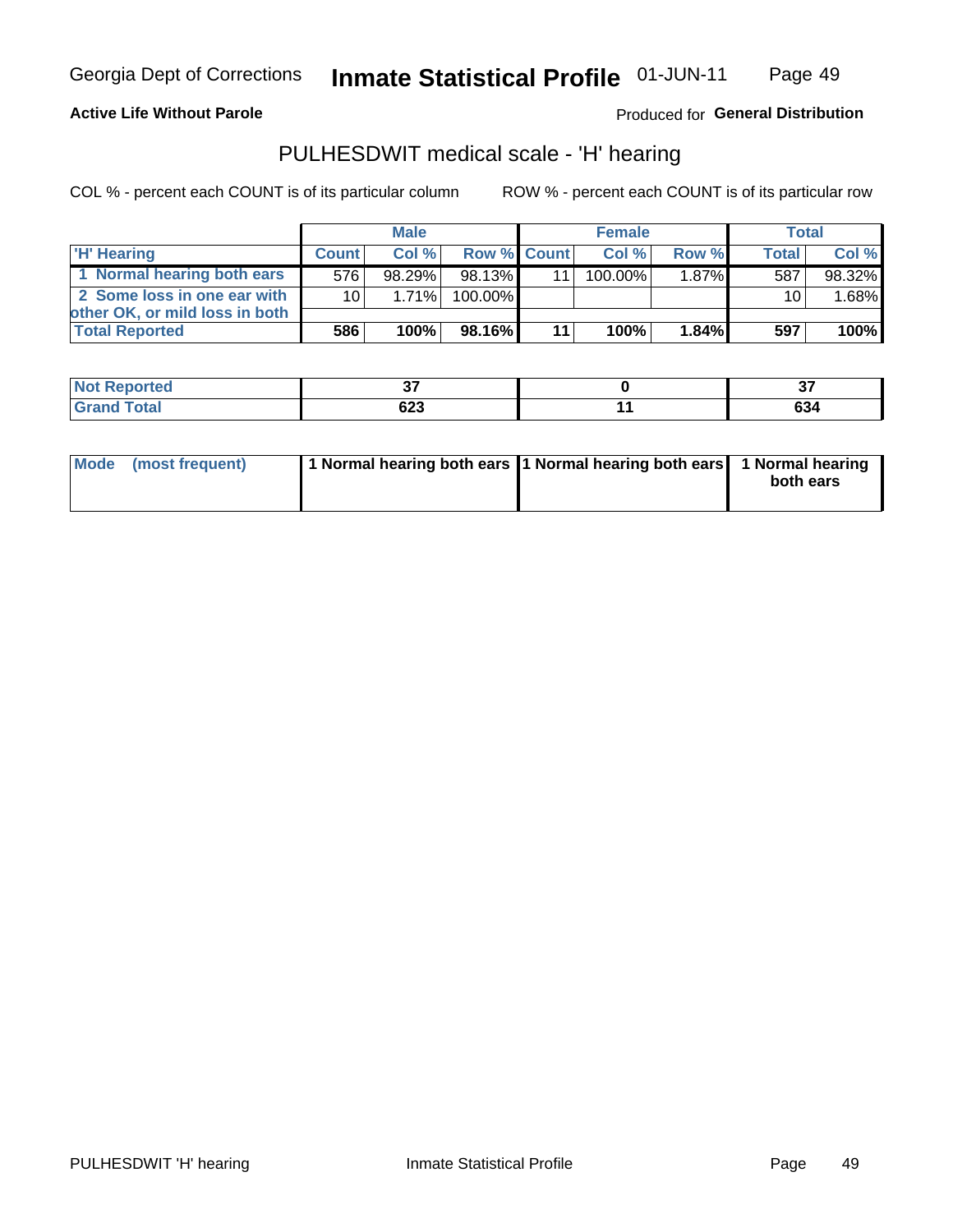**Active Life Without Parole**

Produced for **General Distribution**

## PULHESDWIT medical scale - 'H' hearing

COL % - percent each COUNT is of its particular column

ROW % - percent each COUNT is of its particular row

| | Male | | | Female | | | Total | |
|---|---|---|---|---|---|---|---|---|
| 'H' Hearing | Count | Col % | Row % | Count | Col % | Row % | Total | Col % |
| 1 Normal hearing both ears | 576 | 98.29% | 98.13% | 11 | 100.00% | 1.87% | 587 | 98.32% |
| 2 Some loss in one ear with other OK, or mild loss in both | 10 | 1.71% | 100.00% | | | | 10 | 1.68% |
| Total Reported | 586 | 100% | 98.16% | 11 | 100% | 1.84% | 597 | 100% |

| | Male | Female | Total |
|---|---|---|---|
| Not Reported | 37 | 0 | 37 |
| Grand Total | 623 | 11 | 634 |

| | Male | Female | Total |
|---|---|---|---|
| Mode (most frequent) | 1 Normal hearing both ears | 1 Normal hearing both ears | 1 Normal hearing both ears |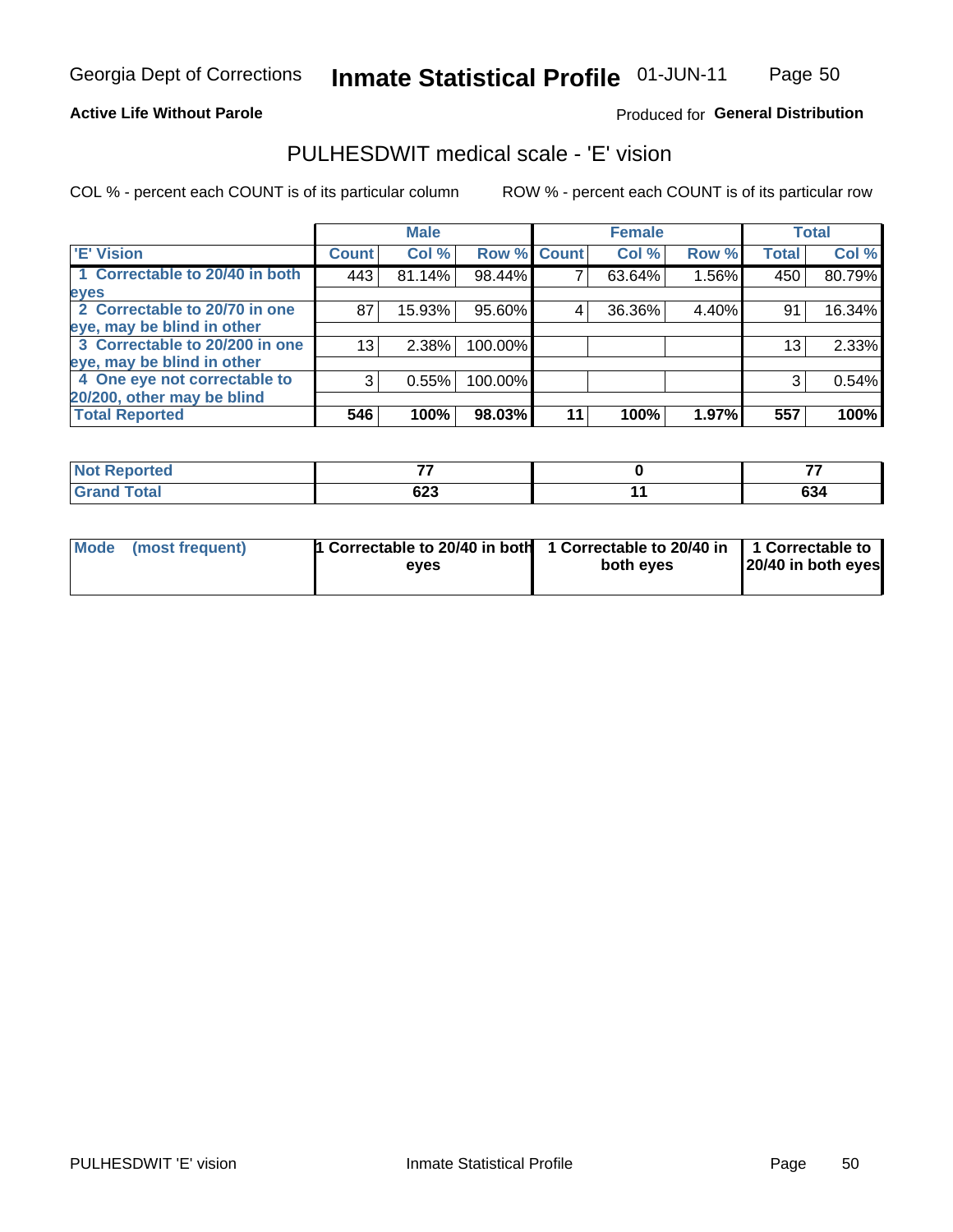Georgia Dept of Corrections **Inmate Statistical Profile** 01-JUN-11

**Active Life Without Parole**

Produced for **General Distribution**

## PULHESDWIT medical scale - 'E' vision

COL % - percent each COUNT is of its particular column

ROW % - percent each COUNT is of its particular row

| | Male | | | Female | | | Total | |
|---|---|---|---|---|---|---|---|---|
| **'E' Vision** | **Count** | **Col %** | **Row %** | **Count** | **Col %** | **Row %** | **Total** | **Col %** |
| **1 Correctable to 20/40 in both eyes** | 443 | 81.14% | 98.44% | 7 | 63.64% | 1.56% | 450 | 80.79% |
| **2 Correctable to 20/70 in one eye, may be blind in other** | 87 | 15.93% | 95.60% | 4 | 36.36% | 4.40% | 91 | 16.34% |
| **3 Correctable to 20/200 in one eye, may be blind in other** | 13 | 2.38% | 100.00% | | | | 13 | 2.33% |
| **4 One eye not correctable to 20/200, other may be blind** | 3 | 0.55% | 100.00% | | | | 3 | 0.54% |
| **Total Reported** | **546** | **100%** | **98.03%** | **11** | **100%** | **1.97%** | **557** | **100%** |

| | Male | Female | Total |
|---|---|---|---|
| **Not Reported** | **77** | **0** | **77** |
| **Grand Total** | **623** | **11** | **634** |

| | Male | Female | Total |
|---|---|---|---|
| **Mode (most frequent)** | **1 Correctable to 20/40 in both eyes** | **1 Correctable to 20/40 in both eyes** | **1 Correctable to 20/40 in both eyes** |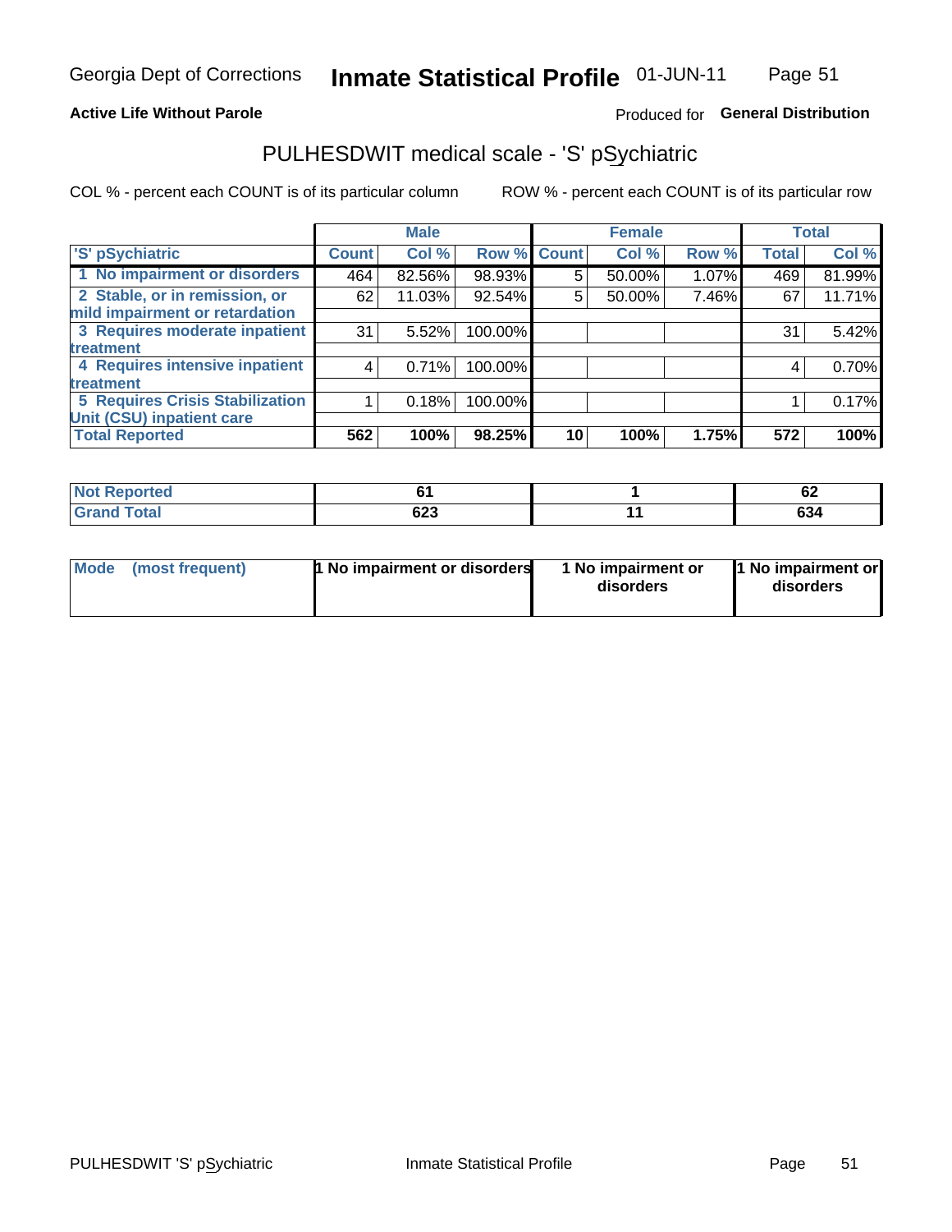**Active Life Without Parole**

Produced for **General Distribution**

## PULHESDWIT medical scale - 'S' pSychiatric

COL % - percent each COUNT is of its particular column

ROW % - percent each COUNT is of its particular row

| | Male | | | Female | | | Total | |
|---|---|---|---|---|---|---|---|---|
| 'S' pSychiatric | Count | Col % | Row % | Count | Col % | Row % | Total | Col % |
| 1 No impairment or disorders | 464 | 82.56% | 98.93% | 5 | 50.00% | 1.07% | 469 | 81.99% |
| 2 Stable, or in remission, or mild impairment or retardation | 62 | 11.03% | 92.54% | 5 | 50.00% | 7.46% | 67 | 11.71% |
| 3 Requires moderate inpatient treatment | 31 | 5.52% | 100.00% | | | | 31 | 5.42% |
| 4 Requires intensive inpatient treatment | 4 | 0.71% | 100.00% | | | | 4 | 0.70% |
| 5 Requires Crisis Stabilization Unit (CSU) inpatient care | 1 | 0.18% | 100.00% | | | | 1 | 0.17% |
| **Total Reported** | **562** | **100%** | **98.25%** | **10** | **100%** | **1.75%** | **572** | **100%** |

| | Male | Female | Total |
|---|---|---|---|
| Not Reported | 61 | 1 | 62 |
| Grand Total | 623 | 11 | 634 |

| | Male | Female | Total |
|---|---|---|---|
| Mode (most frequent) | 1 No impairment or disorders | 1 No impairment or disorders | 1 No impairment or disorders |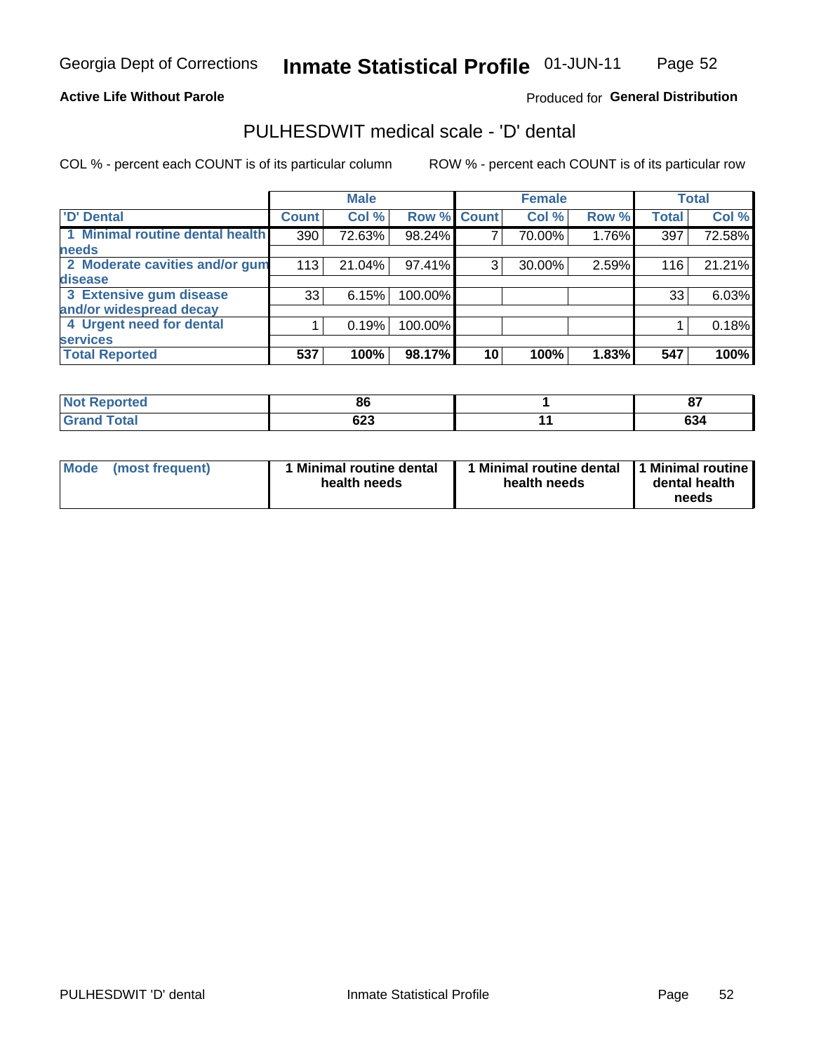Georgia Dept of Corrections **Inmate Statistical Profile** 01-JUN-11

**Active Life Without Parole**

Produced for **General Distribution**

## PULHESDWIT medical scale - 'D' dental

COL % - percent each COUNT is of its particular column

ROW % - percent each COUNT is of its particular row

| | Male | | | Female | | | Total | |
|---|---|---|---|---|---|---|---|---|
| 'D' Dental | Count | Col % | Row % | Count | Col % | Row % | Total | Col % |
| 1 Minimal routine dental health needs | 390 | 72.63% | 98.24% | 7 | 70.00% | 1.76% | 397 | 72.58% |
| 2 Moderate cavities and/or gum disease | 113 | 21.04% | 97.41% | 3 | 30.00% | 2.59% | 116 | 21.21% |
| 3 Extensive gum disease and/or widespread decay | 33 | 6.15% | 100.00% | | | | 33 | 6.03% |
| 4 Urgent need for dental services | 1 | 0.19% | 100.00% | | | | 1 | 0.18% |
| **Total Reported** | **537** | **100%** | **98.17%** | **10** | **100%** | **1.83%** | **547** | **100%** |

| | Male | Female | Total |
|---|---|---|---|
| Not Reported | 86 | 1 | 87 |
| Grand Total | 623 | 11 | 634 |

| | Male | Female | Total |
|---|---|---|---|
| Mode (most frequent) | 1 Minimal routine dental health needs | 1 Minimal routine dental health needs | 1 Minimal routine dental health needs |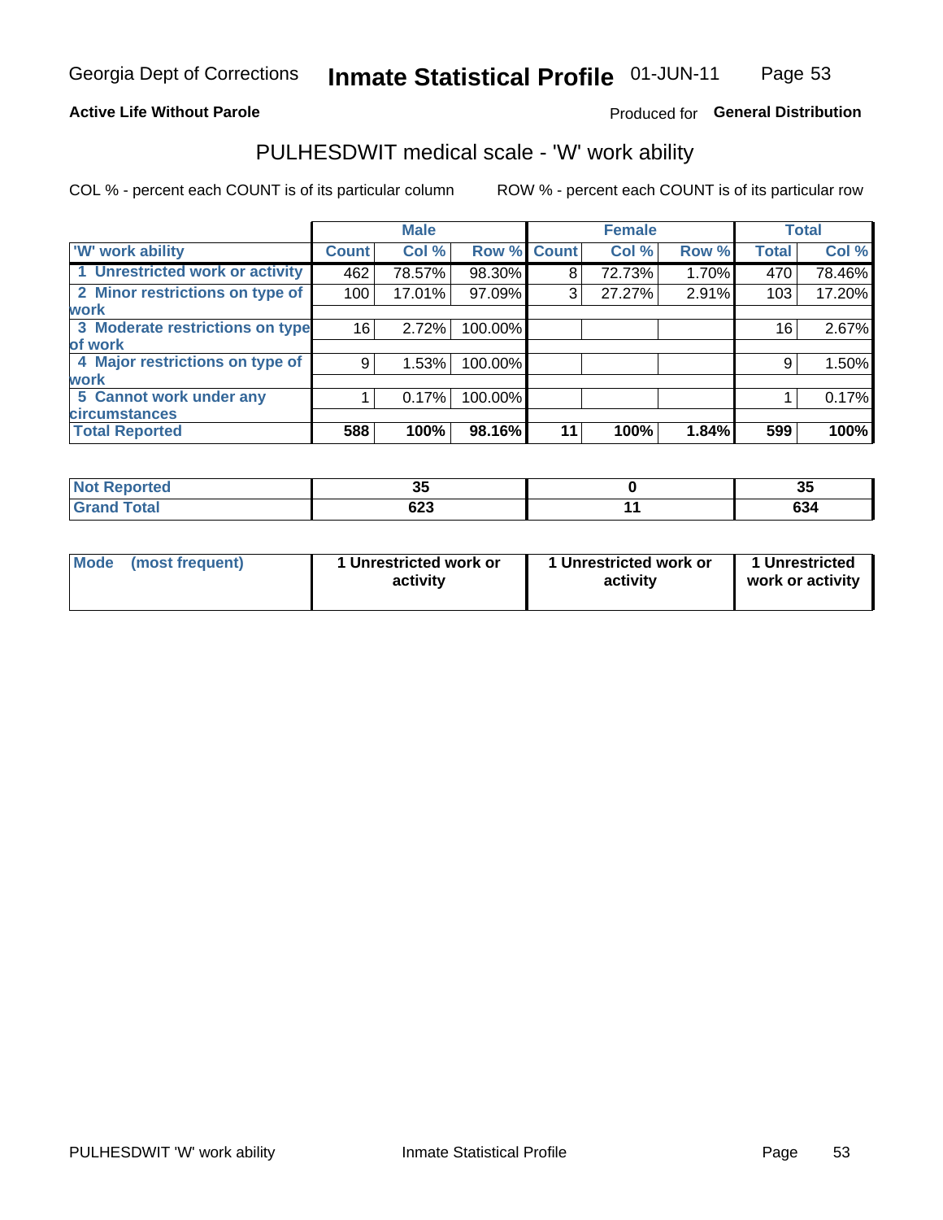# Inmate Statistical Profile

Georgia Dept of Corrections — 01-JUN-11

**Active Life Without Parole** — Produced for **General Distribution**

## PULHESDWIT medical scale - 'W' work ability

COL % - percent each COUNT is of its particular column     ROW % - percent each COUNT is of its particular row

| | Male | | | Female | | | Total | |
|---|---|---|---|---|---|---|---|---|
| 'W' work ability | Count | Col % | Row % | Count | Col % | Row % | Total | Col % |
| 1 Unrestricted work or activity | 462 | 78.57% | 98.30% | 8 | 72.73% | 1.70% | 470 | 78.46% |
| 2 Minor restrictions on type of work | 100 | 17.01% | 97.09% | 3 | 27.27% | 2.91% | 103 | 17.20% |
| 3 Moderate restrictions on type of work | 16 | 2.72% | 100.00% | | | | 16 | 2.67% |
| 4 Major restrictions on type of work | 9 | 1.53% | 100.00% | | | | 9 | 1.50% |
| 5 Cannot work under any circumstances | 1 | 0.17% | 100.00% | | | | 1 | 0.17% |
| **Total Reported** | **588** | **100%** | **98.16%** | **11** | **100%** | **1.84%** | **599** | **100%** |

| | Male | Female | Total |
|---|---|---|---|
| **Not Reported** | **35** | **0** | **35** |
| **Grand Total** | **623** | **11** | **634** |

| | Male | Female | Total |
|---|---|---|---|
| **Mode (most frequent)** | **1 Unrestricted work or activity** | **1 Unrestricted work or activity** | **1 Unrestricted work or activity** |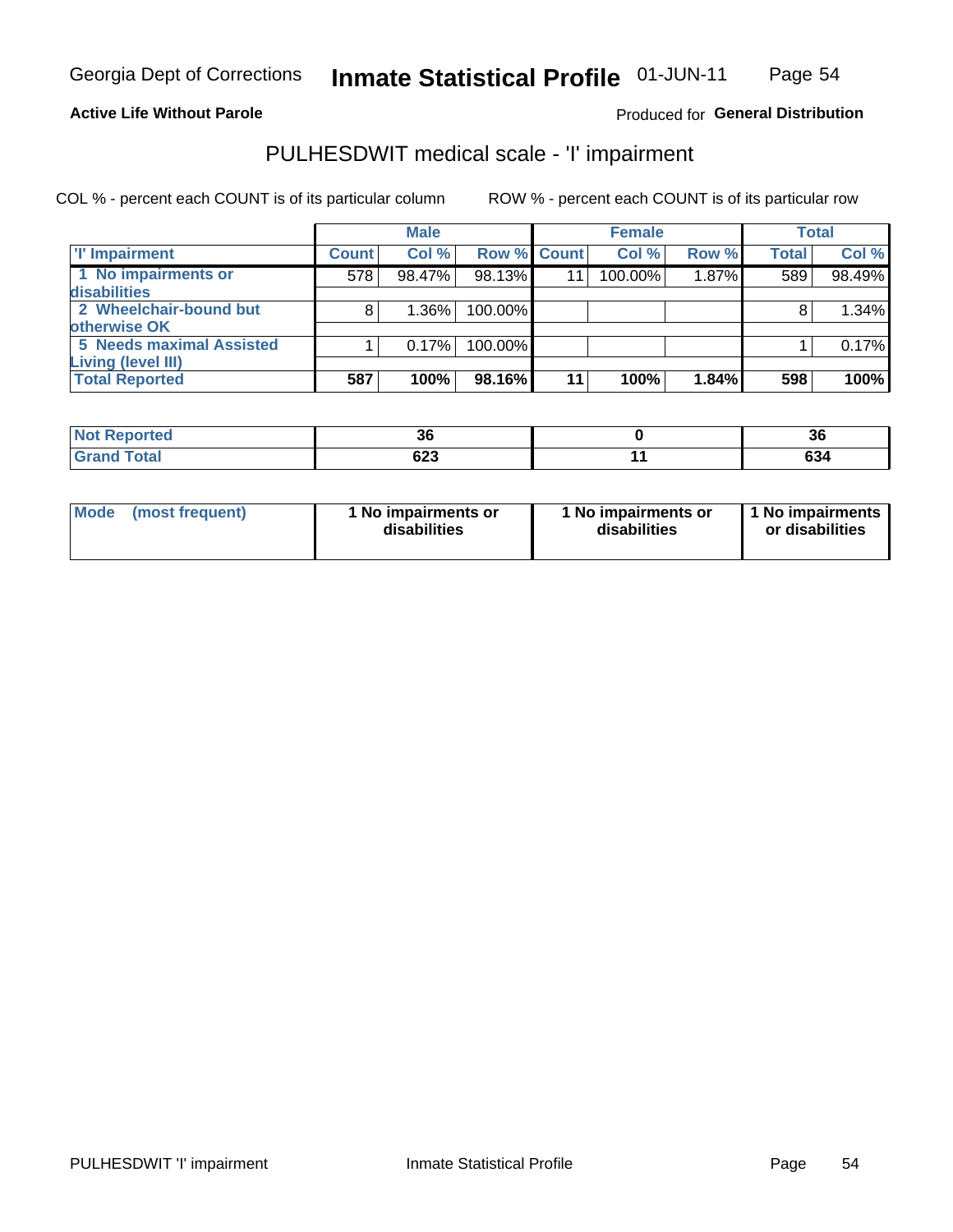Georgia Dept of Corrections **Inmate Statistical Profile** 01-JUN-11

**Active Life Without Parole**

Produced for **General Distribution**

## PULHESDWIT medical scale - 'I' impairment

COL % - percent each COUNT is of its particular column

ROW % - percent each COUNT is of its particular row

| | Male | | | Female | | | Total | |
|---|---|---|---|---|---|---|---|---|
| **'I' Impairment** | **Count** | **Col %** | **Row %** | **Count** | **Col %** | **Row %** | **Total** | **Col %** |
| **1 No impairments or disabilities** | 578 | 98.47% | 98.13% | 11 | 100.00% | 1.87% | 589 | 98.49% |
| **2 Wheelchair-bound but otherwise OK** | 8 | 1.36% | 100.00% | | | | 8 | 1.34% |
| **5 Needs maximal Assisted Living (level III)** | 1 | 0.17% | 100.00% | | | | 1 | 0.17% |
| **Total Reported** | **587** | **100%** | **98.16%** | **11** | **100%** | **1.84%** | **598** | **100%** |

| | Male | Female | Total |
|---|---|---|---|
| **Not Reported** | **36** | **0** | **36** |
| **Grand Total** | **623** | **11** | **634** |

| | Male | Female | Total |
|---|---|---|---|
| **Mode (most frequent)** | **1 No impairments or disabilities** | **1 No impairments or disabilities** | **1 No impairments or disabilities** |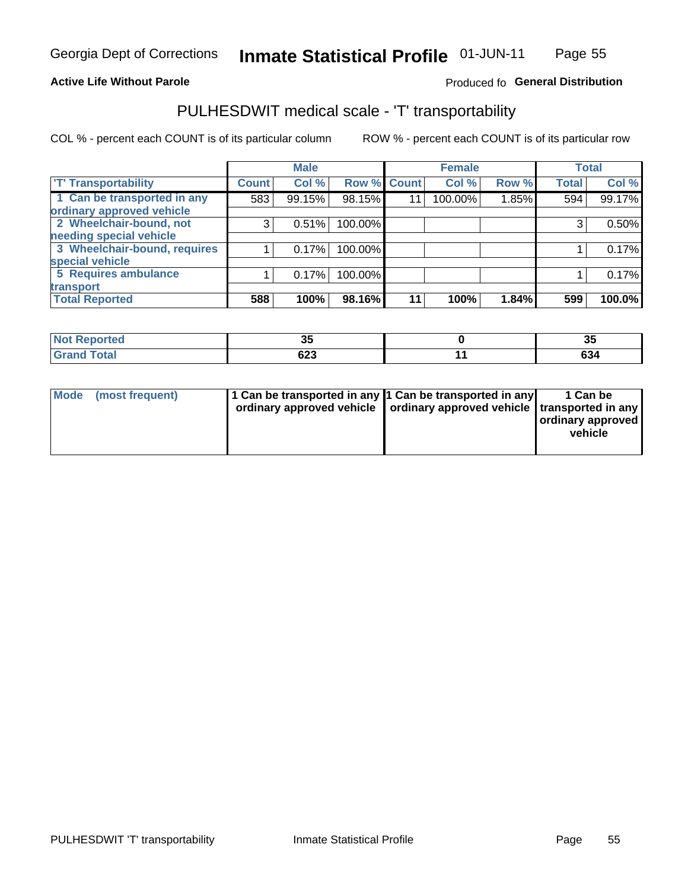Georgia Dept of Corrections **Inmate Statistical Profile** 01-JUN-11

**Active Life Without Parole**

Produced fo **General Distribution**

## PULHESDWIT medical scale - 'T' transportability

COL % - percent each COUNT is of its particular column

ROW % - percent each COUNT is of its particular row

| | Male | | | Female | | | Total | |
|---|---|---|---|---|---|---|---|---|
| **'T' Transportability** | **Count** | **Col %** | **Row %** | **Count** | **Col %** | **Row %** | **Total** | **Col %** |
| 1 Can be transported in any ordinary approved vehicle | 583 | 99.15% | 98.15% | 11 | 100.00% | 1.85% | 594 | 99.17% |
| 2 Wheelchair-bound, not needing special vehicle | 3 | 0.51% | 100.00% | | | | 3 | 0.50% |
| 3 Wheelchair-bound, requires special vehicle | 1 | 0.17% | 100.00% | | | | 1 | 0.17% |
| 5 Requires ambulance transport | 1 | 0.17% | 100.00% | | | | 1 | 0.17% |
| **Total Reported** | **588** | **100%** | **98.16%** | **11** | **100%** | **1.84%** | **599** | **100.0%** |

| | Male | Female | Total |
|---|---|---|---|
| **Not Reported** | **35** | **0** | **35** |
| **Grand Total** | **623** | **11** | **634** |

| | Male | Female | Total |
|---|---|---|---|
| **Mode (most frequent)** | **1 Can be transported in any ordinary approved vehicle** | **1 Can be transported in any ordinary approved vehicle** | **1 Can be transported in any ordinary approved vehicle** |

PULHESDWIT 'T' transportability    Inmate Statistical Profile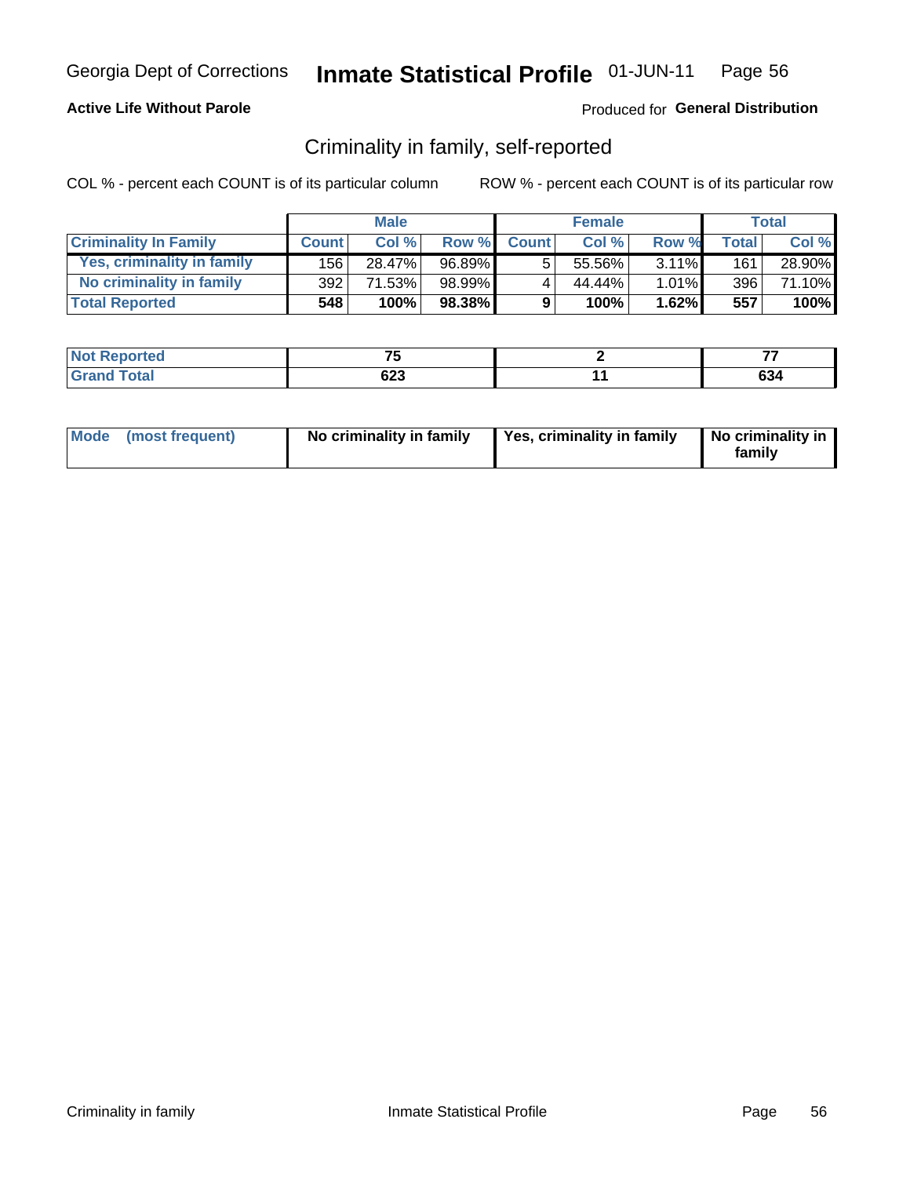Georgia Dept of Corrections **Inmate Statistical Profile** 01-JUN-11

**Active Life Without Parole**

Produced for **General Distribution**

## Criminality in family, self-reported

COL % - percent each COUNT is of its particular column    ROW % - percent each COUNT is of its particular row

| | Male | | | Female | | | Total | |
|---|---|---|---|---|---|---|---|---|
| **Criminality In Family** | **Count** | **Col %** | **Row %** | **Count** | **Col %** | **Row %** | **Total** | **Col %** |
| Yes, criminality in family | 156 | 28.47% | 96.89% | 5 | 55.56% | 3.11% | 161 | 28.90% |
| No criminality in family | 392 | 71.53% | 98.99% | 4 | 44.44% | 1.01% | 396 | 71.10% |
| **Total Reported** | **548** | **100%** | **98.38%** | **9** | **100%** | **1.62%** | **557** | **100%** |

| | Male | Female | Total |
|---|---|---|---|
| Not Reported | 75 | 2 | 77 |
| Grand Total | 623 | 11 | 634 |

| | Male | Female | Total |
|---|---|---|---|
| Mode (most frequent) | No criminality in family | Yes, criminality in family | No criminality in family |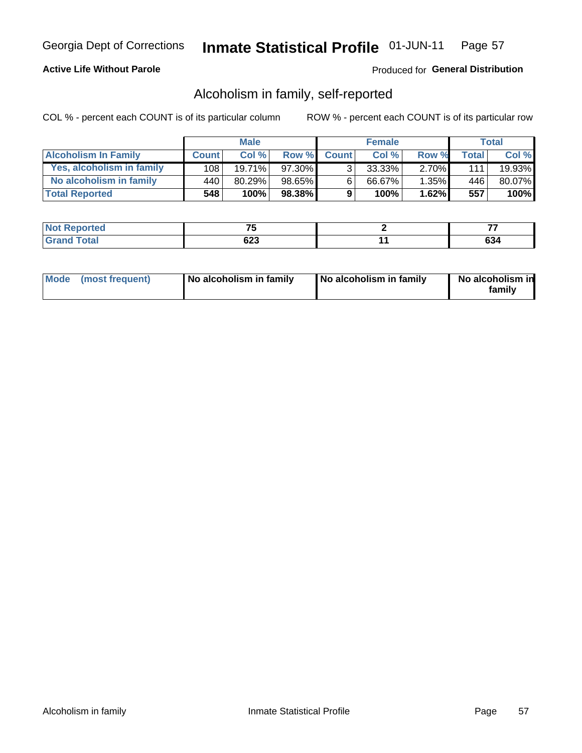Georgia Dept of Corrections **Inmate Statistical Profile** 01-JUN-11

**Active Life Without Parole**

Produced for **General Distribution**

## Alcoholism in family, self-reported

COL % - percent each COUNT is of its particular column

ROW % - percent each COUNT is of its particular row

| | Male | | | Female | | | Total | |
|---|---|---|---|---|---|---|---|---|
| **Alcoholism In Family** | **Count** | **Col %** | **Row %** | **Count** | **Col %** | **Row %** | **Total** | **Col %** |
| **Yes, alcoholism in family** | 108 | 19.71% | 97.30% | 3 | 33.33% | 2.70% | 111 | 19.93% |
| **No alcoholism in family** | 440 | 80.29% | 98.65% | 6 | 66.67% | 1.35% | 446 | 80.07% |
| **Total Reported** | **548** | **100%** | **98.38%** | **9** | **100%** | **1.62%** | **557** | **100%** |

| | Male | Female | Total |
|---|---|---|---|
| **Not Reported** | **75** | **2** | **77** |
| **Grand Total** | **623** | **11** | **634** |

| | Male | Female | Total |
|---|---|---|---|
| **Mode (most frequent)** | **No alcoholism in family** | **No alcoholism in family** | **No alcoholism in family** |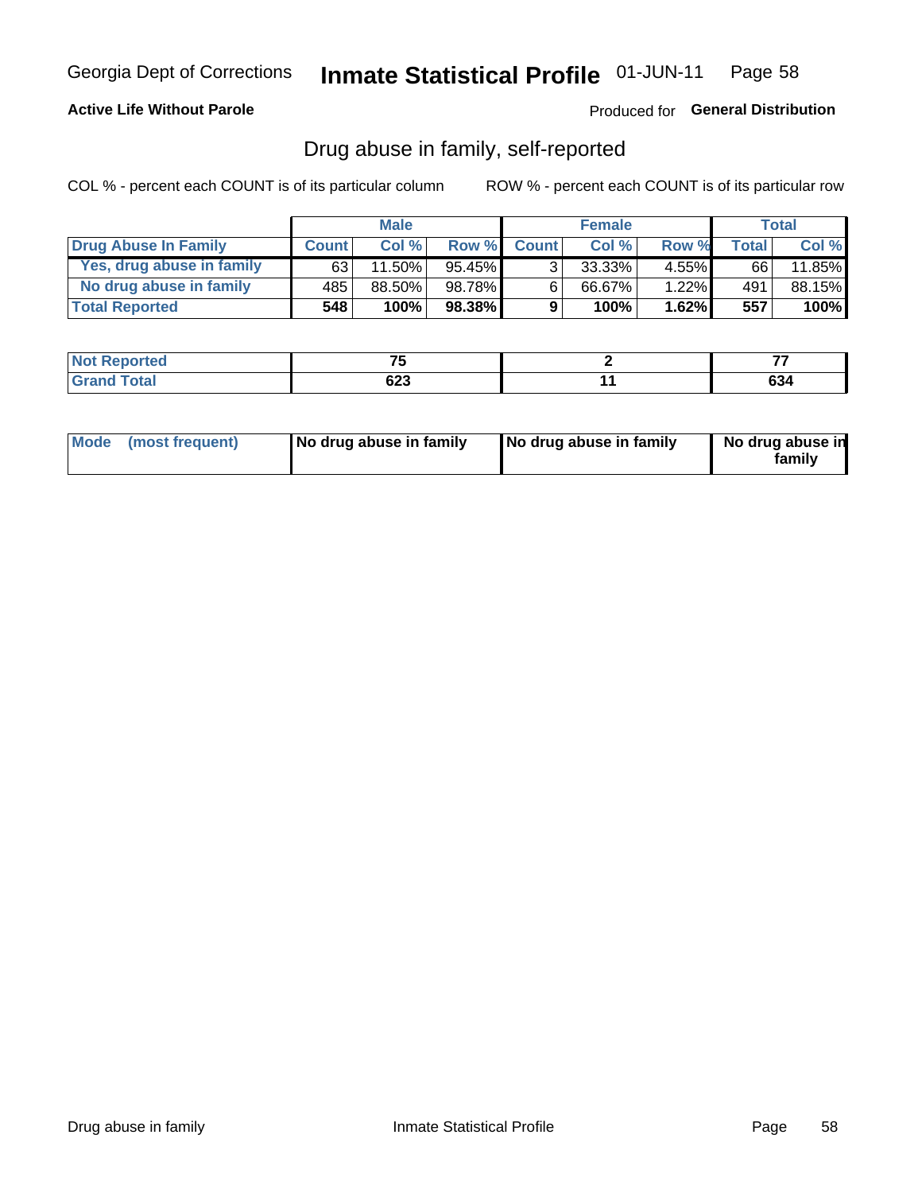Georgia Dept of Corrections **Inmate Statistical Profile** 01-JUN-11 Page 58

**Active Life Without Parole**

Produced for **General Distribution**

## Drug abuse in family, self-reported

COL % - percent each COUNT is of its particular column

ROW % - percent each COUNT is of its particular row

| | Male | | | Female | | | Total | |
|---|---|---|---|---|---|---|---|---|
| **Drug Abuse In Family** | **Count** | **Col %** | **Row %** | **Count** | **Col %** | **Row %** | **Total** | **Col %** |
| **Yes, drug abuse in family** | 63 | 11.50% | 95.45% | 3 | 33.33% | 4.55% | 66 | 11.85% |
| **No drug abuse in family** | 485 | 88.50% | 98.78% | 6 | 66.67% | 1.22% | 491 | 88.15% |
| **Total Reported** | **548** | **100%** | **98.38%** | **9** | **100%** | **1.62%** | **557** | **100%** |

| | Male | Female | Total |
|---|---|---|---|
| **Not Reported** | **75** | **2** | **77** |
| **Grand Total** | **623** | **11** | **634** |

| | Male | Female | Total |
|---|---|---|---|
| **Mode (most frequent)** | **No drug abuse in family** | **No drug abuse in family** | **No drug abuse in family** |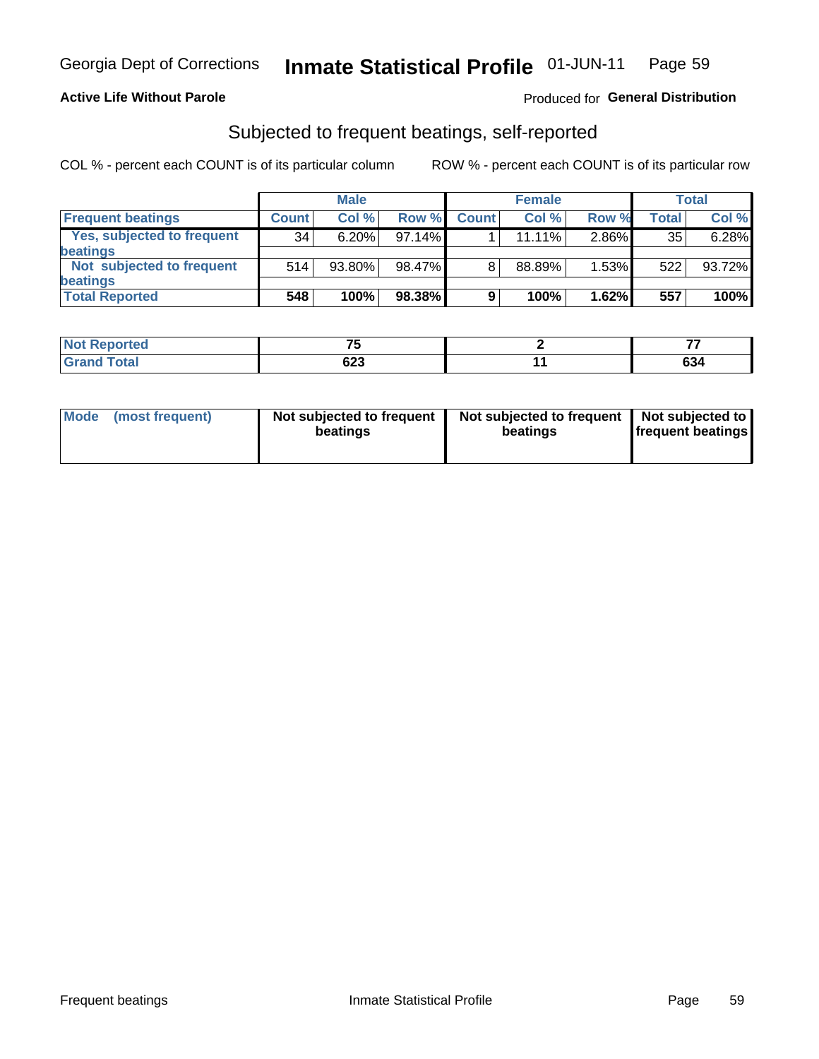**Active Life Without Parole**

Produced for **General Distribution**

## Subjected to frequent beatings, self-reported

COL % - percent each COUNT is of its particular column

ROW % - percent each COUNT is of its particular row

| | Male | | | Female | | | Total | |
|---|---|---|---|---|---|---|---|---|
| **Frequent beatings** | **Count** | **Col %** | **Row %** | **Count** | **Col %** | **Row %** | **Total** | **Col %** |
| Yes, subjected to frequent beatings | 34 | 6.20% | 97.14% | 1 | 11.11% | 2.86% | 35 | 6.28% |
| Not subjected to frequent beatings | 514 | 93.80% | 98.47% | 8 | 88.89% | 1.53% | 522 | 93.72% |
| **Total Reported** | **548** | **100%** | **98.38%** | **9** | **100%** | **1.62%** | **557** | **100%** |

| | Male | Female | Total |
|---|---|---|---|
| Not Reported | 75 | 2 | 77 |
| Grand Total | 623 | 11 | 634 |

| | Male | Female | Total |
|---|---|---|---|
| Mode (most frequent) | Not subjected to frequent beatings | Not subjected to frequent beatings | Not subjected to frequent beatings |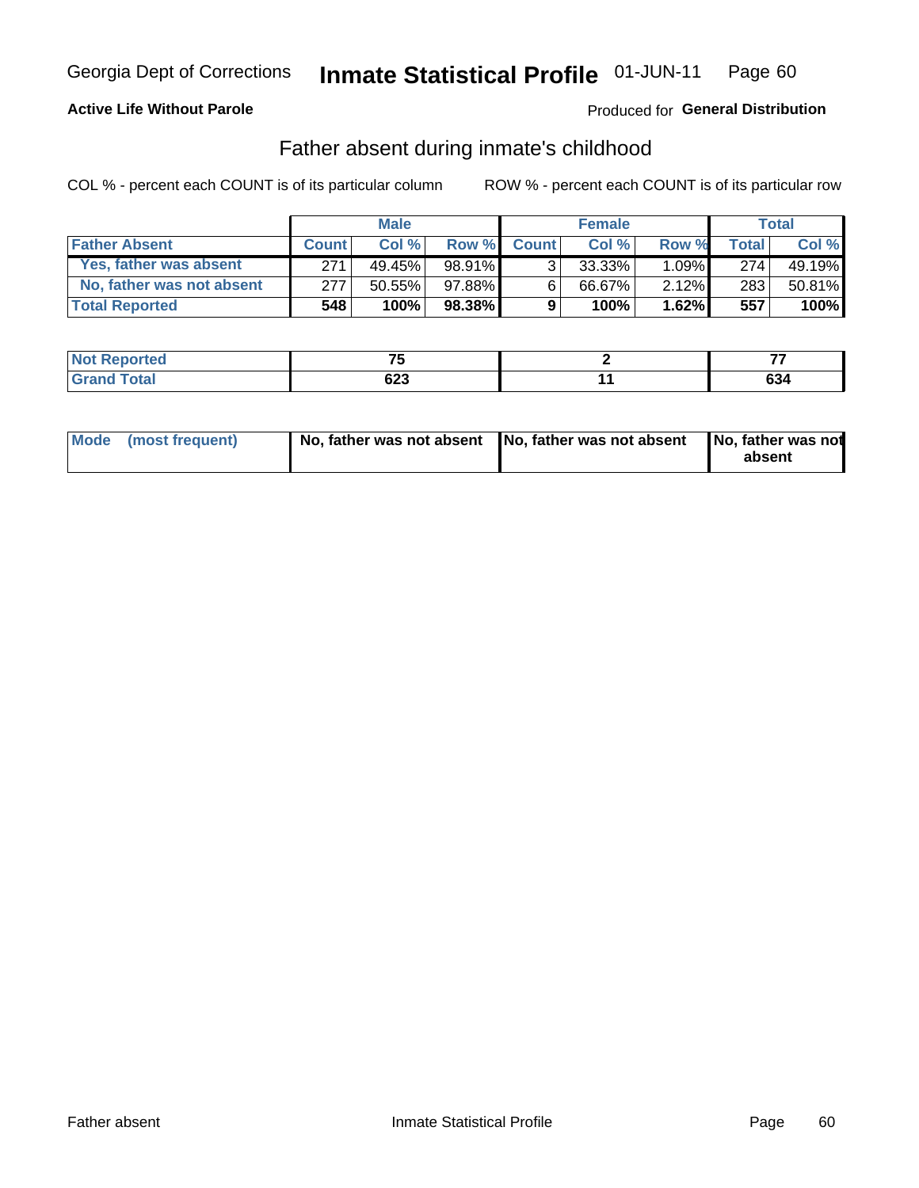Georgia Dept of Corrections **Inmate Statistical Profile** 01-JUN-11

**Active Life Without Parole**

Produced for **General Distribution**

## Father absent during inmate's childhood

COL % - percent each COUNT is of its particular column ROW % - percent each COUNT is of its particular row

| | Male | | | Female | | | Total | |
|---|---|---|---|---|---|---|---|---|
| **Father Absent** | **Count** | **Col %** | **Row %** | **Count** | **Col %** | **Row %** | **Total** | **Col %** |
| **Yes, father was absent** | 271 | 49.45% | 98.91% | 3 | 33.33% | 1.09% | 274 | 49.19% |
| **No, father was not absent** | 277 | 50.55% | 97.88% | 6 | 66.67% | 2.12% | 283 | 50.81% |
| **Total Reported** | **548** | **100%** | **98.38%** | **9** | **100%** | **1.62%** | **557** | **100%** |

| | Male | Female | Total |
|---|---|---|---|
| **Not Reported** | **75** | **2** | **77** |
| **Grand Total** | **623** | **11** | **634** |

| | Male | Female | Total |
|---|---|---|---|
| **Mode (most frequent)** | **No, father was not absent** | **No, father was not absent** | **No, father was not absent** |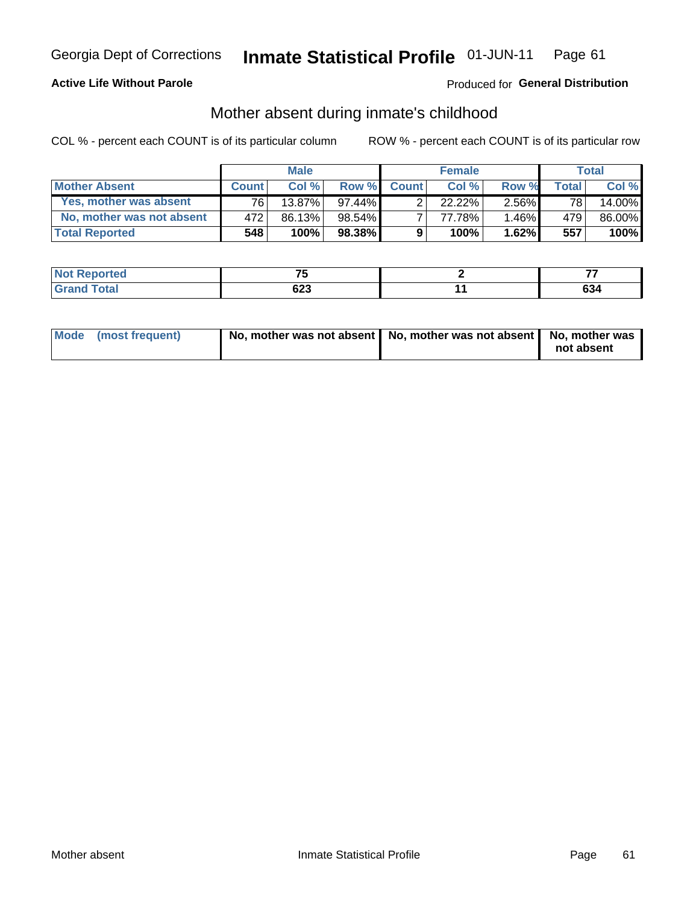Georgia Dept of Corrections **Inmate Statistical Profile** 01-JUN-11

**Active Life Without Parole**

Produced for **General Distribution**

## Mother absent during inmate's childhood

COL % - percent each COUNT is of its particular column

ROW % - percent each COUNT is of its particular row

| | Male | | | Female | | | Total | |
|---|---|---|---|---|---|---|---|---|
| **Mother Absent** | **Count** | **Col %** | **Row %** | **Count** | **Col %** | **Row %** | **Total** | **Col %** |
| **Yes, mother was absent** | 76 | 13.87% | 97.44% | 2 | 22.22% | 2.56% | 78 | 14.00% |
| **No, mother was not absent** | 472 | 86.13% | 98.54% | 7 | 77.78% | 1.46% | 479 | 86.00% |
| **Total Reported** | **548** | **100%** | **98.38%** | **9** | **100%** | **1.62%** | **557** | **100%** |

| | Male | Female | Total |
|---|---|---|---|
| **Not Reported** | **75** | **2** | **77** |
| **Grand Total** | **623** | **11** | **634** |

| | Male | Female | Total |
|---|---|---|---|
| **Mode (most frequent)** | **No, mother was not absent** | **No, mother was not absent** | **No, mother was not absent** |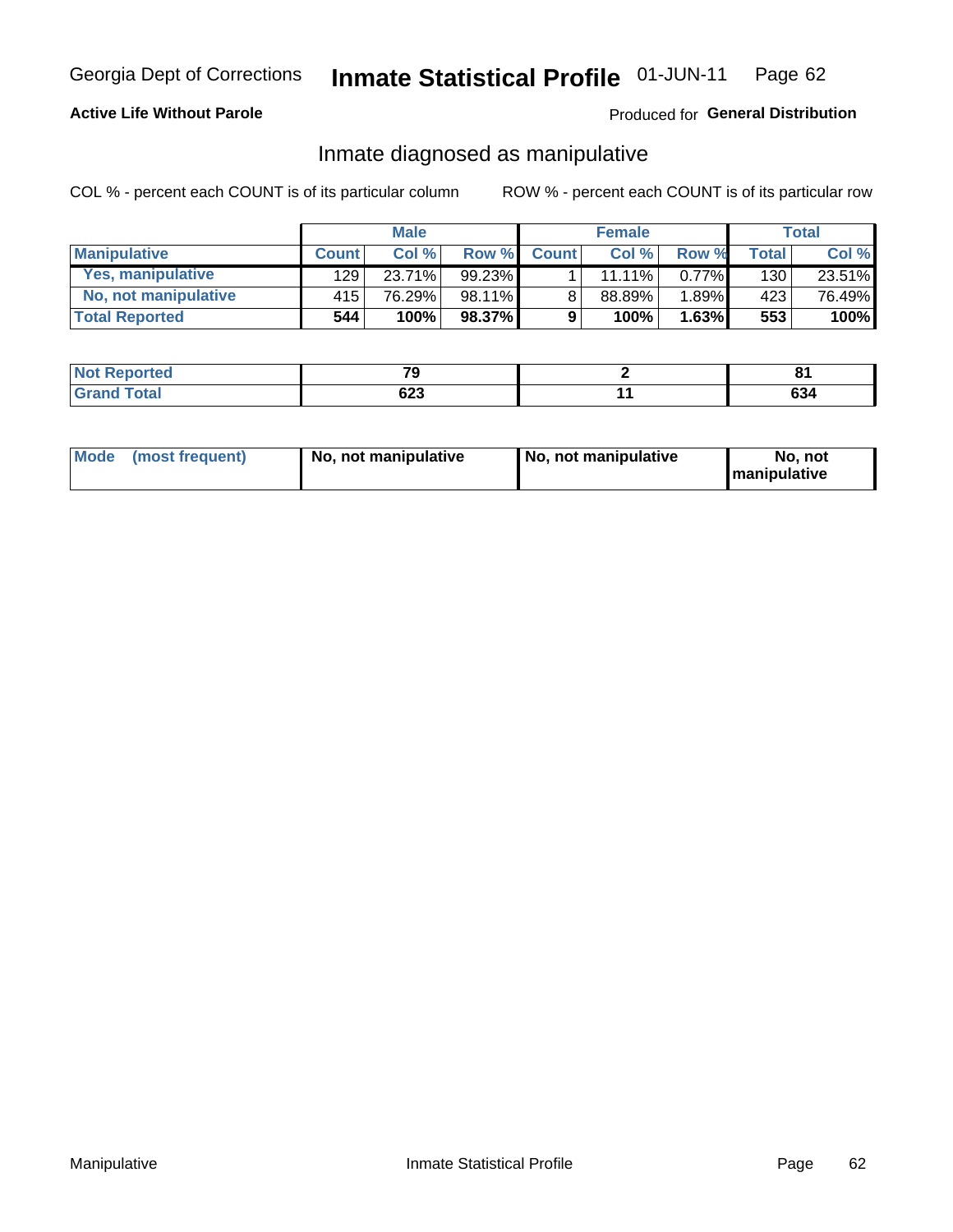Georgia Dept of Corrections **Inmate Statistical Profile** 01-JUN-11

**Active Life Without Parole**

Produced for **General Distribution**

## Inmate diagnosed as manipulative

COL % - percent each COUNT is of its particular column

ROW % - percent each COUNT is of its particular row

| | Male | | | Female | | | Total | |
|---|---|---|---|---|---|---|---|---|
| **Manipulative** | **Count** | **Col %** | **Row %** | **Count** | **Col %** | **Row %** | **Total** | **Col %** |
| **Yes, manipulative** | 129 | 23.71% | 99.23% | 1 | 11.11% | 0.77% | 130 | 23.51% |
| **No, not manipulative** | 415 | 76.29% | 98.11% | 8 | 88.89% | 1.89% | 423 | 76.49% |
| **Total Reported** | **544** | **100%** | **98.37%** | **9** | **100%** | **1.63%** | **553** | **100%** |

| | Male | Female | Total |
|---|---|---|---|
| **Not Reported** | **79** | **2** | **81** |
| **Grand Total** | **623** | **11** | **634** |

| | Male | Female | Total |
|---|---|---|---|
| **Mode (most frequent)** | **No, not manipulative** | **No, not manipulative** | **No, not manipulative** |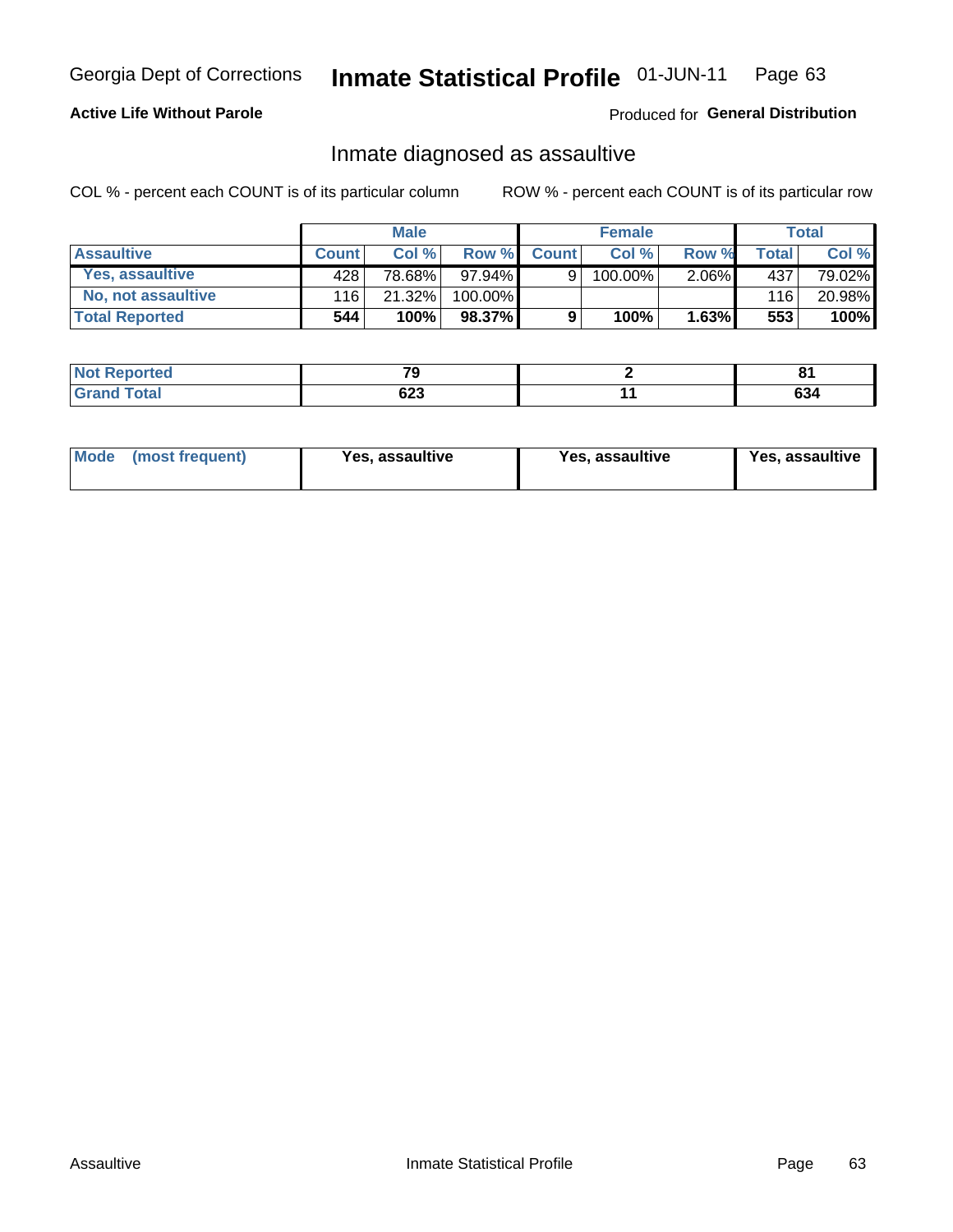Georgia Dept of Corrections **Inmate Statistical Profile** 01-JUN-11

**Active Life Without Parole**

Produced for **General Distribution**

## Inmate diagnosed as assaultive

COL % - percent each COUNT is of its particular column

ROW % - percent each COUNT is of its particular row

| | Male | | | Female | | | Total | |
|---|---|---|---|---|---|---|---|---|
| **Assaultive** | **Count** | **Col %** | **Row %** | **Count** | **Col %** | **Row %** | **Total** | **Col %** |
| **Yes, assaultive** | 428 | 78.68% | 97.94% | 9 | 100.00% | 2.06% | 437 | 79.02% |
| **No, not assaultive** | 116 | 21.32% | 100.00% | | | | 116 | 20.98% |
| **Total Reported** | **544** | **100%** | **98.37%** | **9** | **100%** | **1.63%** | **553** | **100%** |

| | Male | Female | Total |
|---|---|---|---|
| **Not Reported** | **79** | **2** | **81** |
| **Grand Total** | **623** | **11** | **634** |

| | Male | Female | Total |
|---|---|---|---|
| **Mode (most frequent)** | **Yes, assaultive** | **Yes, assaultive** | **Yes, assaultive** |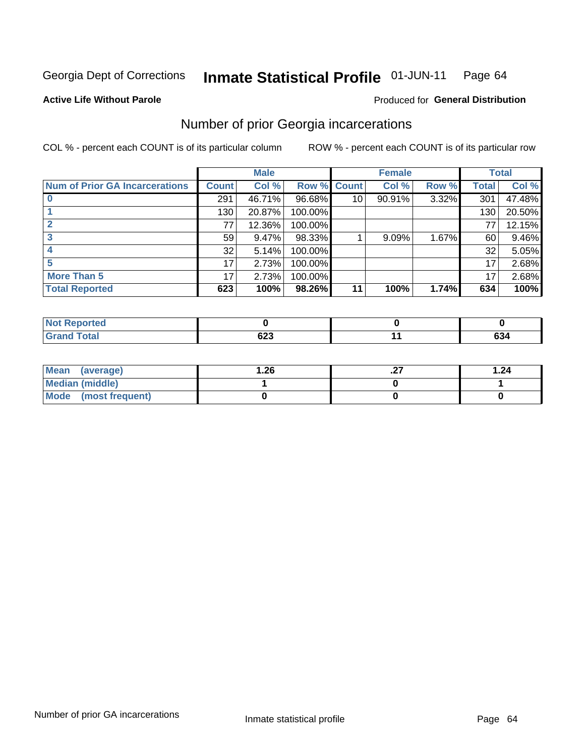Georgia Dept of Corrections **Inmate Statistical Profile** 01-JUN-11

**Active Life Without Parole**

Produced for **General Distribution**

## Number of prior Georgia incarcerations

COL % - percent each COUNT is of its particular column

ROW % - percent each COUNT is of its particular row

| | Male | | | Female | | | Total | |
|---|---|---|---|---|---|---|---|---|
| **Num of Prior GA Incarcerations** | **Count** | **Col %** | **Row %** | **Count** | **Col %** | **Row %** | **Total** | **Col %** |
| **0** | 291 | 46.71% | 96.68% | 10 | 90.91% | 3.32% | 301 | 47.48% |
| **1** | 130 | 20.87% | 100.00% | | | | 130 | 20.50% |
| **2** | 77 | 12.36% | 100.00% | | | | 77 | 12.15% |
| **3** | 59 | 9.47% | 98.33% | 1 | 9.09% | 1.67% | 60 | 9.46% |
| **4** | 32 | 5.14% | 100.00% | | | | 32 | 5.05% |
| **5** | 17 | 2.73% | 100.00% | | | | 17 | 2.68% |
| **More Than 5** | 17 | 2.73% | 100.00% | | | | 17 | 2.68% |
| **Total Reported** | **623** | **100%** | **98.26%** | **11** | **100%** | **1.74%** | **634** | **100%** |

| | Male | Female | Total |
|---|---|---|---|
| **Not Reported** | **0** | **0** | **0** |
| **Grand Total** | **623** | **11** | **634** |

| | Male | Female | Total |
|---|---|---|---|
| **Mean (average)** | **1.26** | **.27** | **1.24** |
| **Median (middle)** | **1** | **0** | **1** |
| **Mode (most frequent)** | **0** | **0** | **0** |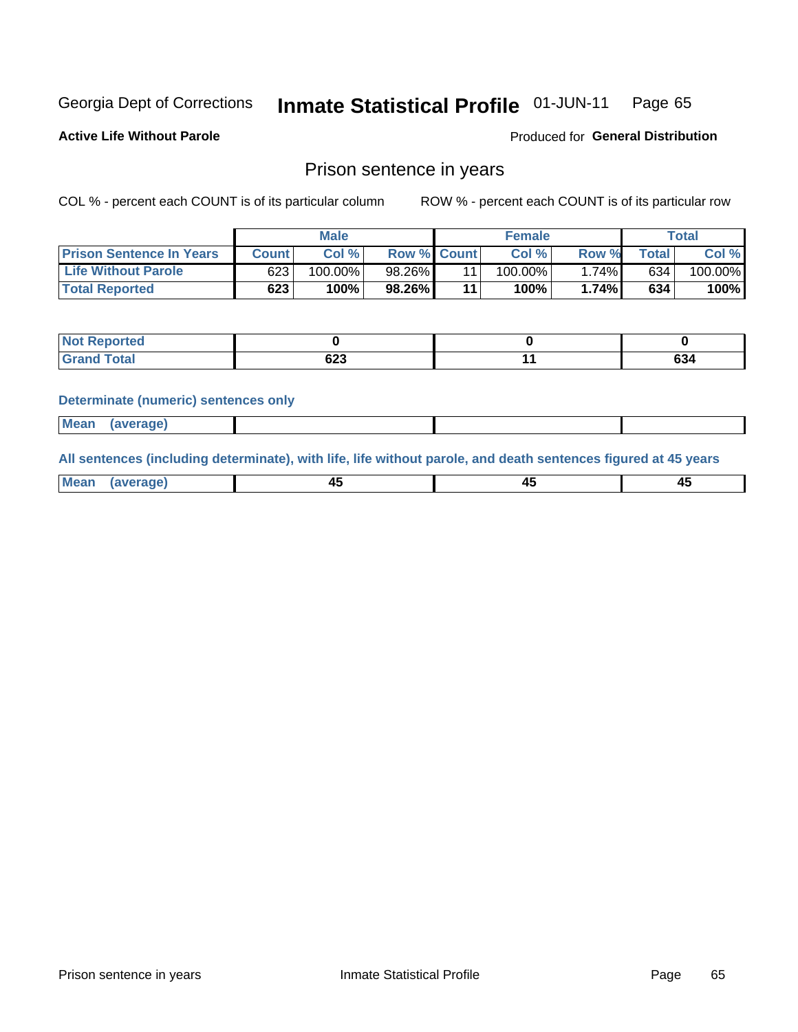Georgia Dept of Corrections **Inmate Statistical Profile** 01-JUN-11

**Active Life Without Parole**

Produced for **General Distribution**

## Prison sentence in years

COL % - percent each COUNT is of its particular column

ROW % - percent each COUNT is of its particular row

| | Male | | | Female | | | Total | |
|---|---|---|---|---|---|---|---|---|
| **Prison Sentence In Years** | **Count** | **Col %** | **Row %** | **Count** | **Col %** | **Row %** | **Total** | **Col %** |
| **Life Without Parole** | 623 | 100.00% | 98.26% | 11 | 100.00% | 1.74% | 634 | 100.00% |
| **Total Reported** | **623** | **100%** | **98.26%** | **11** | **100%** | **1.74%** | **634** | **100%** |

| | Male | Female | Total |
|---|---|---|---|
| **Not Reported** | **0** | **0** | **0** |
| **Grand Total** | **623** | **11** | **634** |

**Determinate (numeric) sentences only**

| | Male | Female | Total |
|---|---|---|---|
| **Mean (average)** | | | |

**All sentences (including determinate), with life, life without parole, and death sentences figured at 45 years**

| | Male | Female | Total |
|---|---|---|---|
| **Mean (average)** | **45** | **45** | **45** |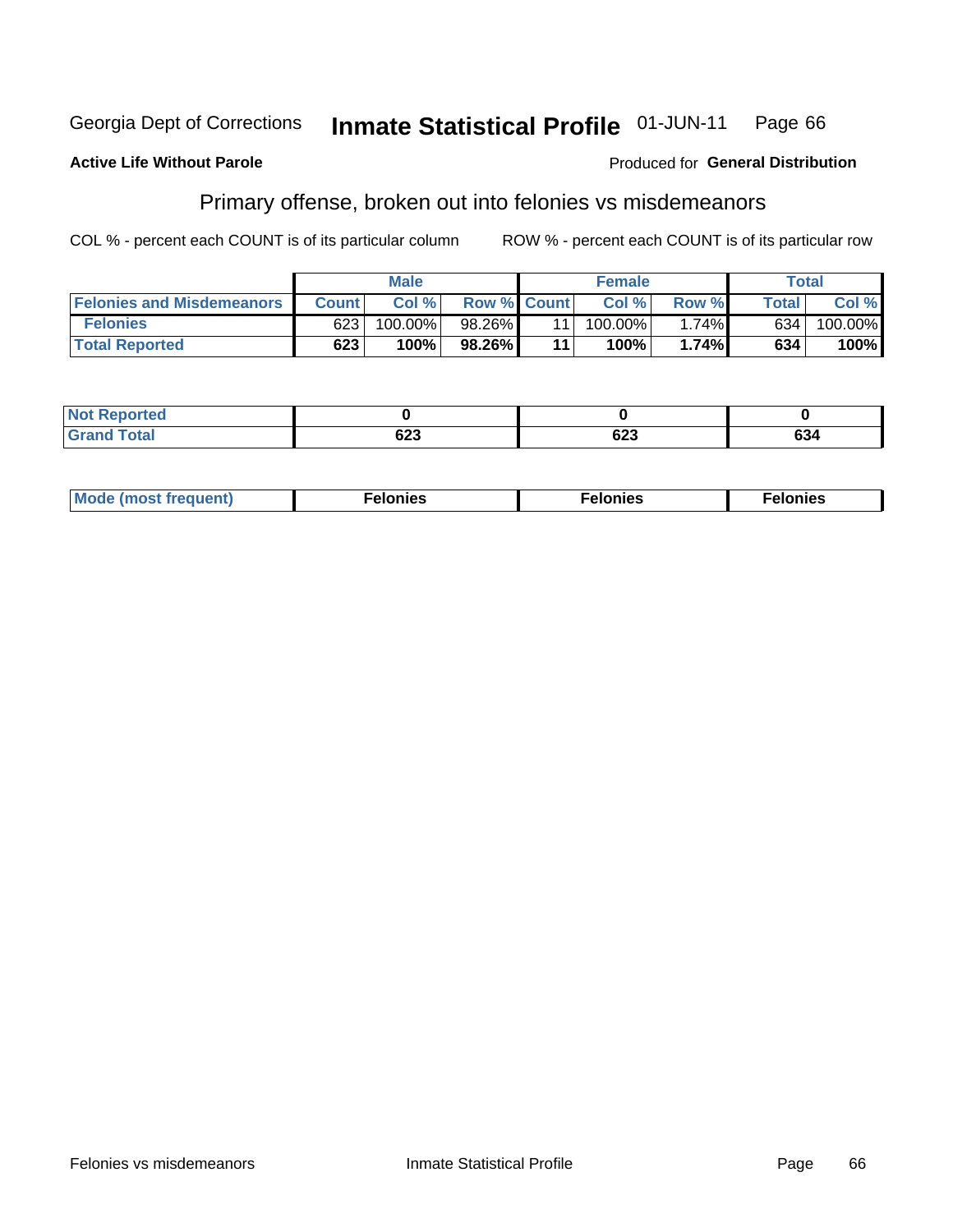Georgia Dept of Corrections **Inmate Statistical Profile** 01-JUN-11 Page 66

**Active Life Without Parole**

Produced for **General Distribution**

## Primary offense, broken out into felonies vs misdemeanors

COL % - percent each COUNT is of its particular column

ROW % - percent each COUNT is of its particular row

| | Male | | | Female | | | Total | |
|---|---|---|---|---|---|---|---|---|
| **Felonies and Misdemeanors** | **Count** | **Col %** | **Row %** | **Count** | **Col %** | **Row %** | **Total** | **Col %** |
| **Felonies** | 623 | 100.00% | 98.26% | 11 | 100.00% | 1.74% | 634 | 100.00% |
| **Total Reported** | **623** | **100%** | **98.26%** | **11** | **100%** | **1.74%** | **634** | **100%** |

| | Male | Female | Total |
|---|---|---|---|
| **Not Reported** | **0** | **0** | **0** |
| **Grand Total** | **623** | **623** | **634** |

| | Male | Female | Total |
|---|---|---|---|
| **Mode (most frequent)** | **Felonies** | **Felonies** | **Felonies** |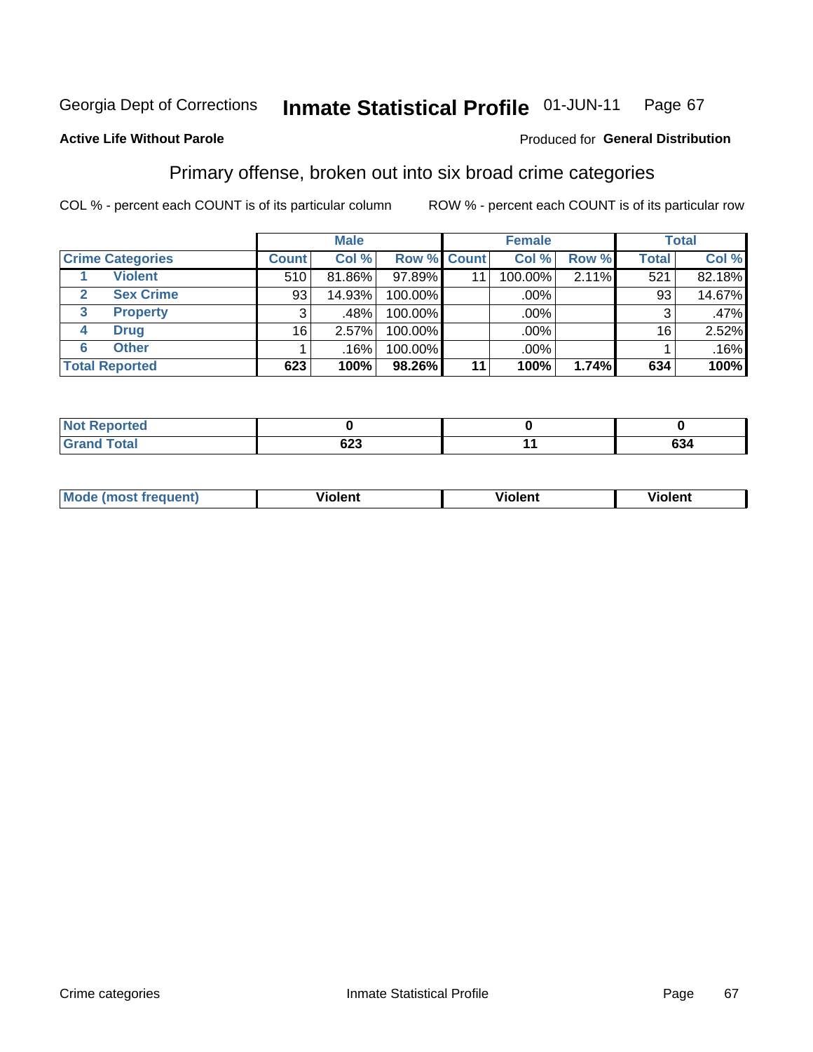Georgia Dept of Corrections **Inmate Statistical Profile** 01-JUN-11 Page 67

**Active Life Without Parole**

Produced for **General Distribution**

## Primary offense, broken out into six broad crime categories

COL % - percent each COUNT is of its particular column

ROW % - percent each COUNT is of its particular row

| | | Male | | | Female | | | Total | |
|---|---|---|---|---|---|---|---|---|---|
| **Crime Categories** | | **Count** | **Col %** | **Row %** | **Count** | **Col %** | **Row %** | **Total** | **Col %** |
| 1 | Violent | 510 | 81.86% | 97.89% | 11 | 100.00% | 2.11% | 521 | 82.18% |
| 2 | Sex Crime | 93 | 14.93% | 100.00% | | .00% | | 93 | 14.67% |
| 3 | Property | 3 | .48% | 100.00% | | .00% | | 3 | .47% |
| 4 | Drug | 16 | 2.57% | 100.00% | | .00% | | 16 | 2.52% |
| 6 | Other | 1 | .16% | 100.00% | | .00% | | 1 | .16% |
| **Total Reported** | | **623** | **100%** | **98.26%** | **11** | **100%** | **1.74%** | **634** | **100%** |

| | Male | Female | Total |
|---|---|---|---|
| Not Reported | 0 | 0 | 0 |
| Grand Total | 623 | 11 | 634 |

| | Male | Female | Total |
|---|---|---|---|
| Mode (most frequent) | Violent | Violent | Violent |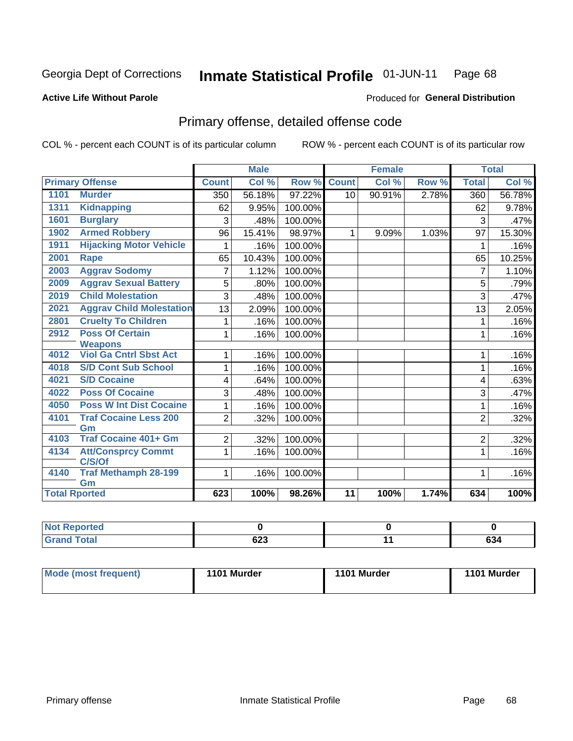Georgia Dept of Corrections **Inmate Statistical Profile** 01-JUN-11

**Active Life Without Parole**

Produced for **General Distribution**

## Primary offense, detailed offense code

COL % - percent each COUNT is of its particular column

ROW % - percent each COUNT is of its particular row

| Primary Offense | | Male | | | Female | | | Total | |
|---|---|---|---|---|---|---|---|---|---|
| | | Count | Col % | Row % | Count | Col % | Row % | Total | Col % |
| 1101 | Murder | 350 | 56.18% | 97.22% | 10 | 90.91% | 2.78% | 360 | 56.78% |
| 1311 | Kidnapping | 62 | 9.95% | 100.00% | | | | 62 | 9.78% |
| 1601 | Burglary | 3 | .48% | 100.00% | | | | 3 | .47% |
| 1902 | Armed Robbery | 96 | 15.41% | 98.97% | 1 | 9.09% | 1.03% | 97 | 15.30% |
| 1911 | Hijacking Motor Vehicle | 1 | .16% | 100.00% | | | | 1 | .16% |
| 2001 | Rape | 65 | 10.43% | 100.00% | | | | 65 | 10.25% |
| 2003 | Aggrav Sodomy | 7 | 1.12% | 100.00% | | | | 7 | 1.10% |
| 2009 | Aggrav Sexual Battery | 5 | .80% | 100.00% | | | | 5 | .79% |
| 2019 | Child Molestation | 3 | .48% | 100.00% | | | | 3 | .47% |
| 2021 | Aggrav Child Molestation | 13 | 2.09% | 100.00% | | | | 13 | 2.05% |
| 2801 | Cruelty To Children | 1 | .16% | 100.00% | | | | 1 | .16% |
| 2912 | Poss Of Certain Weapons | 1 | .16% | 100.00% | | | | 1 | .16% |
| 4012 | Viol Ga Cntrl Sbst Act | 1 | .16% | 100.00% | | | | 1 | .16% |
| 4018 | S/D Cont Sub School | 1 | .16% | 100.00% | | | | 1 | .16% |
| 4021 | S/D Cocaine | 4 | .64% | 100.00% | | | | 4 | .63% |
| 4022 | Poss Of Cocaine | 3 | .48% | 100.00% | | | | 3 | .47% |
| 4050 | Poss W Int Dist Cocaine | 1 | .16% | 100.00% | | | | 1 | .16% |
| 4101 | Traf Cocaine Less 200 Gm | 2 | .32% | 100.00% | | | | 2 | .32% |
| 4103 | Traf Cocaine 401+ Gm | 2 | .32% | 100.00% | | | | 2 | .32% |
| 4134 | Att/Consprcy Commt C/S/Of | 1 | .16% | 100.00% | | | | 1 | .16% |
| 4140 | Traf Methamph 28-199 Gm | 1 | .16% | 100.00% | | | | 1 | .16% |
| Total Rported | | 623 | 100% | 98.26% | 11 | 100% | 1.74% | 634 | 100% |

| | Male | Female | Total |
|---|---|---|---|
| Not Reported | 0 | 0 | 0 |
| Grand Total | 623 | 11 | 634 |

| | Male | Female | Total |
|---|---|---|---|
| Mode (most frequent) | 1101 Murder | 1101 Murder | 1101 Murder |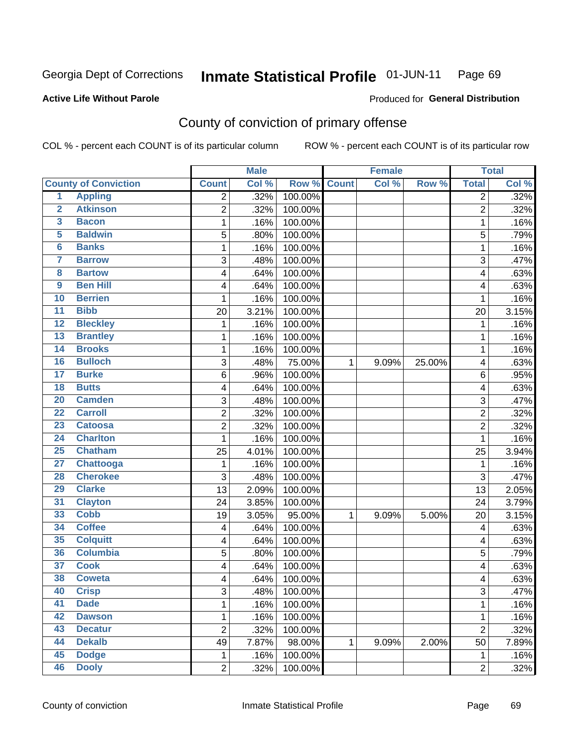Georgia Dept of Corrections **Inmate Statistical Profile** 01-JUN-11 Page 69

**Active Life Without Parole**

Produced for **General Distribution**

## County of conviction of primary offense

COL % - percent each COUNT is of its particular column    ROW % - percent each COUNT is of its particular row

| County of Conviction | | Male | | | Female | | | Total | |
|---|---|---|---|---|---|---|---|---|---|
| | | Count | Col % | Row % | Count | Col % | Row % | Total | Col % |
| 1 | Appling | 2 | .32% | 100.00% | | | | 2 | .32% |
| 2 | Atkinson | 2 | .32% | 100.00% | | | | 2 | .32% |
| 3 | Bacon | 1 | .16% | 100.00% | | | | 1 | .16% |
| 5 | Baldwin | 5 | .80% | 100.00% | | | | 5 | .79% |
| 6 | Banks | 1 | .16% | 100.00% | | | | 1 | .16% |
| 7 | Barrow | 3 | .48% | 100.00% | | | | 3 | .47% |
| 8 | Bartow | 4 | .64% | 100.00% | | | | 4 | .63% |
| 9 | Ben Hill | 4 | .64% | 100.00% | | | | 4 | .63% |
| 10 | Berrien | 1 | .16% | 100.00% | | | | 1 | .16% |
| 11 | Bibb | 20 | 3.21% | 100.00% | | | | 20 | 3.15% |
| 12 | Bleckley | 1 | .16% | 100.00% | | | | 1 | .16% |
| 13 | Brantley | 1 | .16% | 100.00% | | | | 1 | .16% |
| 14 | Brooks | 1 | .16% | 100.00% | | | | 1 | .16% |
| 16 | Bulloch | 3 | .48% | 75.00% | 1 | 9.09% | 25.00% | 4 | .63% |
| 17 | Burke | 6 | .96% | 100.00% | | | | 6 | .95% |
| 18 | Butts | 4 | .64% | 100.00% | | | | 4 | .63% |
| 20 | Camden | 3 | .48% | 100.00% | | | | 3 | .47% |
| 22 | Carroll | 2 | .32% | 100.00% | | | | 2 | .32% |
| 23 | Catoosa | 2 | .32% | 100.00% | | | | 2 | .32% |
| 24 | Charlton | 1 | .16% | 100.00% | | | | 1 | .16% |
| 25 | Chatham | 25 | 4.01% | 100.00% | | | | 25 | 3.94% |
| 27 | Chattooga | 1 | .16% | 100.00% | | | | 1 | .16% |
| 28 | Cherokee | 3 | .48% | 100.00% | | | | 3 | .47% |
| 29 | Clarke | 13 | 2.09% | 100.00% | | | | 13 | 2.05% |
| 31 | Clayton | 24 | 3.85% | 100.00% | | | | 24 | 3.79% |
| 33 | Cobb | 19 | 3.05% | 95.00% | 1 | 9.09% | 5.00% | 20 | 3.15% |
| 34 | Coffee | 4 | .64% | 100.00% | | | | 4 | .63% |
| 35 | Colquitt | 4 | .64% | 100.00% | | | | 4 | .63% |
| 36 | Columbia | 5 | .80% | 100.00% | | | | 5 | .79% |
| 37 | Cook | 4 | .64% | 100.00% | | | | 4 | .63% |
| 38 | Coweta | 4 | .64% | 100.00% | | | | 4 | .63% |
| 40 | Crisp | 3 | .48% | 100.00% | | | | 3 | .47% |
| 41 | Dade | 1 | .16% | 100.00% | | | | 1 | .16% |
| 42 | Dawson | 1 | .16% | 100.00% | | | | 1 | .16% |
| 43 | Decatur | 2 | .32% | 100.00% | | | | 2 | .32% |
| 44 | Dekalb | 49 | 7.87% | 98.00% | 1 | 9.09% | 2.00% | 50 | 7.89% |
| 45 | Dodge | 1 | .16% | 100.00% | | | | 1 | .16% |
| 46 | Dooly | 2 | .32% | 100.00% | | | | 2 | .32% |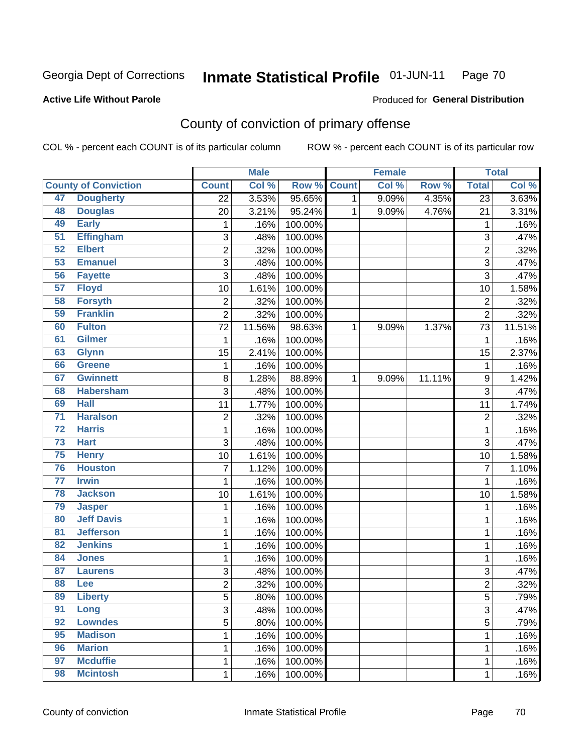Georgia Dept of Corrections **Inmate Statistical Profile** 01-JUN-11 Page 70

**Active Life Without Parole**

Produced for **General Distribution**

# County of conviction of primary offense

COL % - percent each COUNT is of its particular column ROW % - percent each COUNT is of its particular row

| County of Conviction | | Male | | | Female | | | Total | |
|---|---|---|---|---|---|---|---|---|---|
| | | Count | Col % | Row % | Count | Col % | Row % | Total | Col % |
| 47 | Dougherty | 22 | 3.53% | 95.65% | 1 | 9.09% | 4.35% | 23 | 3.63% |
| 48 | Douglas | 20 | 3.21% | 95.24% | 1 | 9.09% | 4.76% | 21 | 3.31% |
| 49 | Early | 1 | .16% | 100.00% | | | | 1 | .16% |
| 51 | Effingham | 3 | .48% | 100.00% | | | | 3 | .47% |
| 52 | Elbert | 2 | .32% | 100.00% | | | | 2 | .32% |
| 53 | Emanuel | 3 | .48% | 100.00% | | | | 3 | .47% |
| 56 | Fayette | 3 | .48% | 100.00% | | | | 3 | .47% |
| 57 | Floyd | 10 | 1.61% | 100.00% | | | | 10 | 1.58% |
| 58 | Forsyth | 2 | .32% | 100.00% | | | | 2 | .32% |
| 59 | Franklin | 2 | .32% | 100.00% | | | | 2 | .32% |
| 60 | Fulton | 72 | 11.56% | 98.63% | 1 | 9.09% | 1.37% | 73 | 11.51% |
| 61 | Gilmer | 1 | .16% | 100.00% | | | | 1 | .16% |
| 63 | Glynn | 15 | 2.41% | 100.00% | | | | 15 | 2.37% |
| 66 | Greene | 1 | .16% | 100.00% | | | | 1 | .16% |
| 67 | Gwinnett | 8 | 1.28% | 88.89% | 1 | 9.09% | 11.11% | 9 | 1.42% |
| 68 | Habersham | 3 | .48% | 100.00% | | | | 3 | .47% |
| 69 | Hall | 11 | 1.77% | 100.00% | | | | 11 | 1.74% |
| 71 | Haralson | 2 | .32% | 100.00% | | | | 2 | .32% |
| 72 | Harris | 1 | .16% | 100.00% | | | | 1 | .16% |
| 73 | Hart | 3 | .48% | 100.00% | | | | 3 | .47% |
| 75 | Henry | 10 | 1.61% | 100.00% | | | | 10 | 1.58% |
| 76 | Houston | 7 | 1.12% | 100.00% | | | | 7 | 1.10% |
| 77 | Irwin | 1 | .16% | 100.00% | | | | 1 | .16% |
| 78 | Jackson | 10 | 1.61% | 100.00% | | | | 10 | 1.58% |
| 79 | Jasper | 1 | .16% | 100.00% | | | | 1 | .16% |
| 80 | Jeff Davis | 1 | .16% | 100.00% | | | | 1 | .16% |
| 81 | Jefferson | 1 | .16% | 100.00% | | | | 1 | .16% |
| 82 | Jenkins | 1 | .16% | 100.00% | | | | 1 | .16% |
| 84 | Jones | 1 | .16% | 100.00% | | | | 1 | .16% |
| 87 | Laurens | 3 | .48% | 100.00% | | | | 3 | .47% |
| 88 | Lee | 2 | .32% | 100.00% | | | | 2 | .32% |
| 89 | Liberty | 5 | .80% | 100.00% | | | | 5 | .79% |
| 91 | Long | 3 | .48% | 100.00% | | | | 3 | .47% |
| 92 | Lowndes | 5 | .80% | 100.00% | | | | 5 | .79% |
| 95 | Madison | 1 | .16% | 100.00% | | | | 1 | .16% |
| 96 | Marion | 1 | .16% | 100.00% | | | | 1 | .16% |
| 97 | Mcduffie | 1 | .16% | 100.00% | | | | 1 | .16% |
| 98 | Mcintosh | 1 | .16% | 100.00% | | | | 1 | .16% |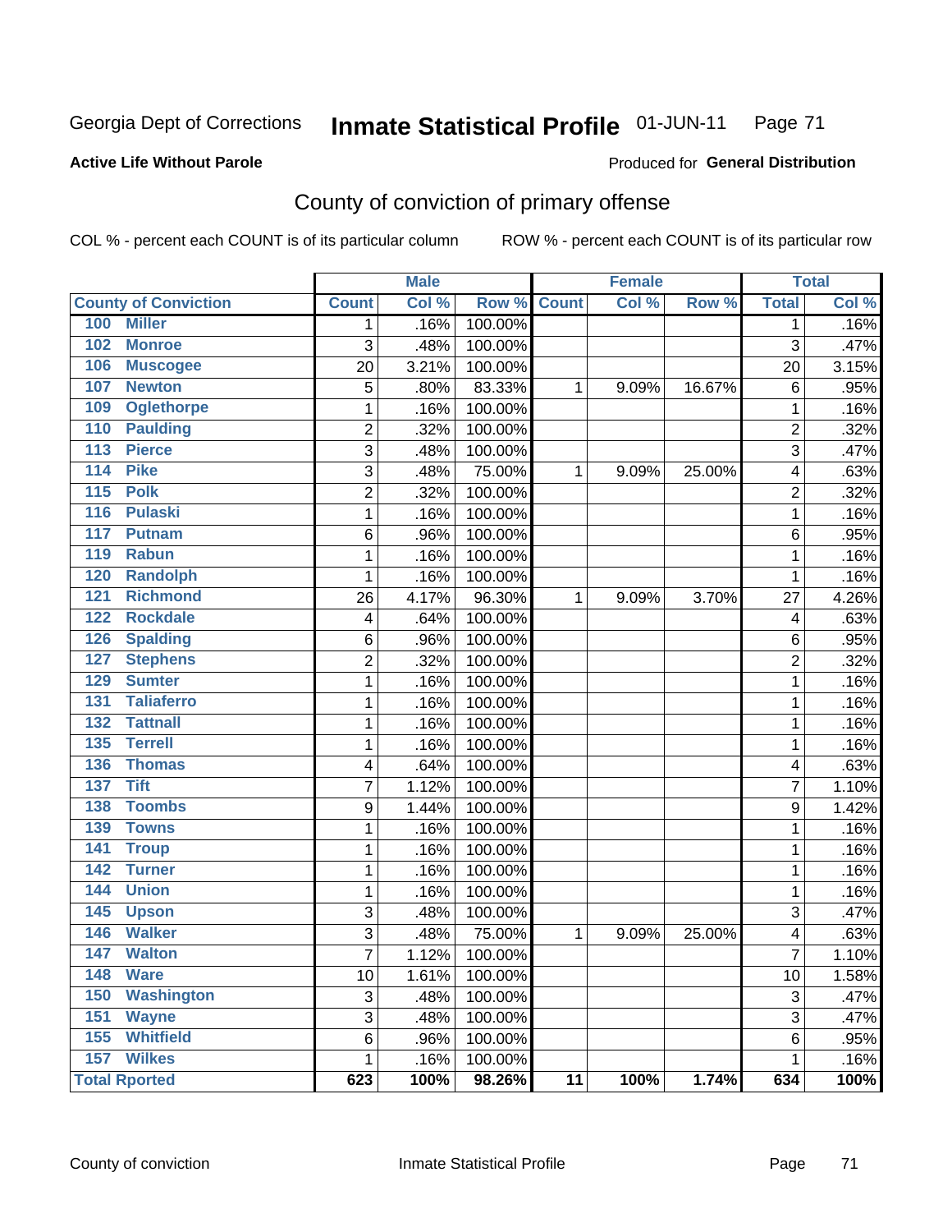Georgia Dept of Corrections **Inmate Statistical Profile** 01-JUN-11 Page 71

**Active Life Without Parole**

Produced for **General Distribution**

## County of conviction of primary offense

COL % - percent each COUNT is of its particular column ROW % - percent each COUNT is of its particular row

| County of Conviction | Male | | | Female | | | Total | |
|---|---|---|---|---|---|---|---|---|
| | Count | Col % | Row % | Count | Col % | Row % | Total | Col % |
| 100 Miller | 1 | .16% | 100.00% | | | | 1 | .16% |
| 102 Monroe | 3 | .48% | 100.00% | | | | 3 | .47% |
| 106 Muscogee | 20 | 3.21% | 100.00% | | | | 20 | 3.15% |
| 107 Newton | 5 | .80% | 83.33% | 1 | 9.09% | 16.67% | 6 | .95% |
| 109 Oglethorpe | 1 | .16% | 100.00% | | | | 1 | .16% |
| 110 Paulding | 2 | .32% | 100.00% | | | | 2 | .32% |
| 113 Pierce | 3 | .48% | 100.00% | | | | 3 | .47% |
| 114 Pike | 3 | .48% | 75.00% | 1 | 9.09% | 25.00% | 4 | .63% |
| 115 Polk | 2 | .32% | 100.00% | | | | 2 | .32% |
| 116 Pulaski | 1 | .16% | 100.00% | | | | 1 | .16% |
| 117 Putnam | 6 | .96% | 100.00% | | | | 6 | .95% |
| 119 Rabun | 1 | .16% | 100.00% | | | | 1 | .16% |
| 120 Randolph | 1 | .16% | 100.00% | | | | 1 | .16% |
| 121 Richmond | 26 | 4.17% | 96.30% | 1 | 9.09% | 3.70% | 27 | 4.26% |
| 122 Rockdale | 4 | .64% | 100.00% | | | | 4 | .63% |
| 126 Spalding | 6 | .96% | 100.00% | | | | 6 | .95% |
| 127 Stephens | 2 | .32% | 100.00% | | | | 2 | .32% |
| 129 Sumter | 1 | .16% | 100.00% | | | | 1 | .16% |
| 131 Taliaferro | 1 | .16% | 100.00% | | | | 1 | .16% |
| 132 Tattnall | 1 | .16% | 100.00% | | | | 1 | .16% |
| 135 Terrell | 1 | .16% | 100.00% | | | | 1 | .16% |
| 136 Thomas | 4 | .64% | 100.00% | | | | 4 | .63% |
| 137 Tift | 7 | 1.12% | 100.00% | | | | 7 | 1.10% |
| 138 Toombs | 9 | 1.44% | 100.00% | | | | 9 | 1.42% |
| 139 Towns | 1 | .16% | 100.00% | | | | 1 | .16% |
| 141 Troup | 1 | .16% | 100.00% | | | | 1 | .16% |
| 142 Turner | 1 | .16% | 100.00% | | | | 1 | .16% |
| 144 Union | 1 | .16% | 100.00% | | | | 1 | .16% |
| 145 Upson | 3 | .48% | 100.00% | | | | 3 | .47% |
| 146 Walker | 3 | .48% | 75.00% | 1 | 9.09% | 25.00% | 4 | .63% |
| 147 Walton | 7 | 1.12% | 100.00% | | | | 7 | 1.10% |
| 148 Ware | 10 | 1.61% | 100.00% | | | | 10 | 1.58% |
| 150 Washington | 3 | .48% | 100.00% | | | | 3 | .47% |
| 151 Wayne | 3 | .48% | 100.00% | | | | 3 | .47% |
| 155 Whitfield | 6 | .96% | 100.00% | | | | 6 | .95% |
| 157 Wilkes | 1 | .16% | 100.00% | | | | 1 | .16% |
| **Total Rported** | **623** | **100%** | **98.26%** | **11** | **100%** | **1.74%** | **634** | **100%** |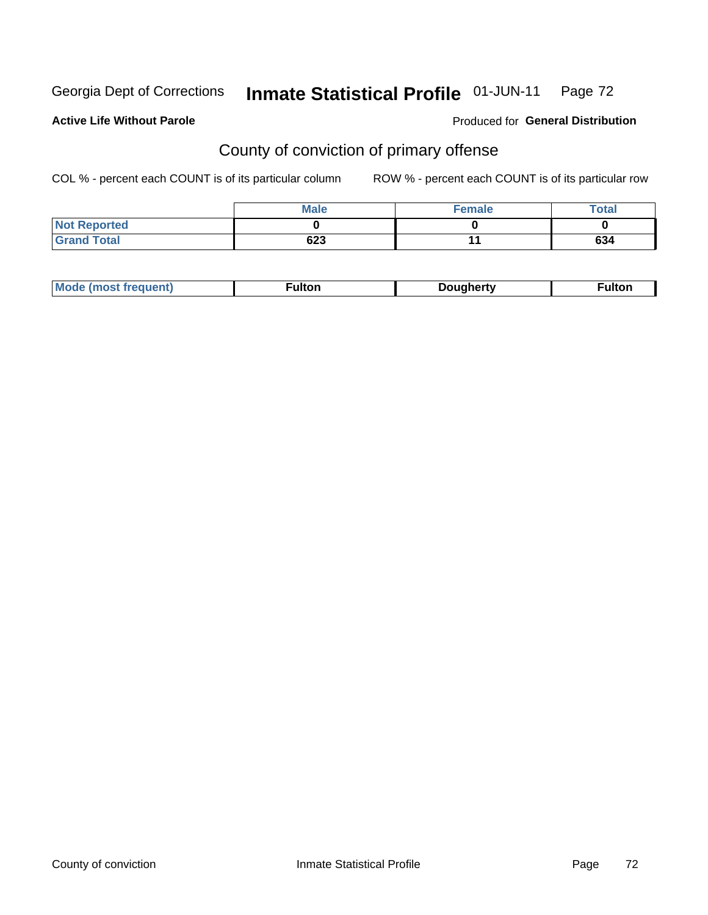Georgia Dept of Corrections **Inatmate Statistical Profile** 01-JUN-11

**Active Life Without Parole**

Produced for **General Distribution**

## County of conviction of primary offense

COL % - percent each COUNT is of its particular column ROW % - percent each COUNT is of its particular row

| | Male | Female | Total |
|---|---|---|---|
| Not Reported | 0 | 0 | 0 |
| Grand Total | 623 | 11 | 634 |

| Mode (most frequent) | Fulton | Dougherty | Fulton |
|---|---|---|---|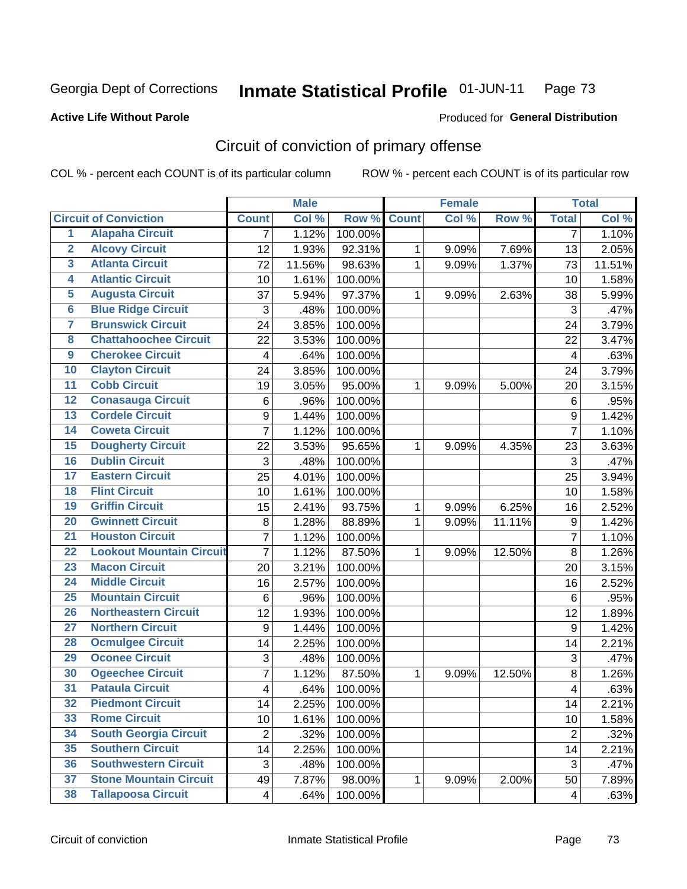Georgia Dept of Corrections **Inmate Statistical Profile** 01-JUN-11

**Active Life Without Parole**

Produced for **General Distribution**

## Circuit of conviction of primary offense

COL % - percent each COUNT is of its particular column ROW % - percent each COUNT is of its particular row

| | Circuit of Conviction | Male | | | Female | | | Total | |
|---|---|---|---|---|---|---|---|---|---|
| | | Count | Col % | Row % | Count | Col % | Row % | Total | Col % |
| 1 | Alapaha Circuit | 7 | 1.12% | 100.00% | | | | 7 | 1.10% |
| 2 | Alcovy Circuit | 12 | 1.93% | 92.31% | 1 | 9.09% | 7.69% | 13 | 2.05% |
| 3 | Atlanta Circuit | 72 | 11.56% | 98.63% | 1 | 9.09% | 1.37% | 73 | 11.51% |
| 4 | Atlantic Circuit | 10 | 1.61% | 100.00% | | | | 10 | 1.58% |
| 5 | Augusta Circuit | 37 | 5.94% | 97.37% | 1 | 9.09% | 2.63% | 38 | 5.99% |
| 6 | Blue Ridge Circuit | 3 | .48% | 100.00% | | | | 3 | .47% |
| 7 | Brunswick Circuit | 24 | 3.85% | 100.00% | | | | 24 | 3.79% |
| 8 | Chattahoochee Circuit | 22 | 3.53% | 100.00% | | | | 22 | 3.47% |
| 9 | Cherokee Circuit | 4 | .64% | 100.00% | | | | 4 | .63% |
| 10 | Clayton Circuit | 24 | 3.85% | 100.00% | | | | 24 | 3.79% |
| 11 | Cobb Circuit | 19 | 3.05% | 95.00% | 1 | 9.09% | 5.00% | 20 | 3.15% |
| 12 | Conasauga Circuit | 6 | .96% | 100.00% | | | | 6 | .95% |
| 13 | Cordele Circuit | 9 | 1.44% | 100.00% | | | | 9 | 1.42% |
| 14 | Coweta Circuit | 7 | 1.12% | 100.00% | | | | 7 | 1.10% |
| 15 | Dougherty Circuit | 22 | 3.53% | 95.65% | 1 | 9.09% | 4.35% | 23 | 3.63% |
| 16 | Dublin Circuit | 3 | .48% | 100.00% | | | | 3 | .47% |
| 17 | Eastern Circuit | 25 | 4.01% | 100.00% | | | | 25 | 3.94% |
| 18 | Flint Circuit | 10 | 1.61% | 100.00% | | | | 10 | 1.58% |
| 19 | Griffin Circuit | 15 | 2.41% | 93.75% | 1 | 9.09% | 6.25% | 16 | 2.52% |
| 20 | Gwinnett Circuit | 8 | 1.28% | 88.89% | 1 | 9.09% | 11.11% | 9 | 1.42% |
| 21 | Houston Circuit | 7 | 1.12% | 100.00% | | | | 7 | 1.10% |
| 22 | Lookout Mountain Circuit | 7 | 1.12% | 87.50% | 1 | 9.09% | 12.50% | 8 | 1.26% |
| 23 | Macon Circuit | 20 | 3.21% | 100.00% | | | | 20 | 3.15% |
| 24 | Middle Circuit | 16 | 2.57% | 100.00% | | | | 16 | 2.52% |
| 25 | Mountain Circuit | 6 | .96% | 100.00% | | | | 6 | .95% |
| 26 | Northeastern Circuit | 12 | 1.93% | 100.00% | | | | 12 | 1.89% |
| 27 | Northern Circuit | 9 | 1.44% | 100.00% | | | | 9 | 1.42% |
| 28 | Ocmulgee Circuit | 14 | 2.25% | 100.00% | | | | 14 | 2.21% |
| 29 | Oconee Circuit | 3 | .48% | 100.00% | | | | 3 | .47% |
| 30 | Ogeechee Circuit | 7 | 1.12% | 87.50% | 1 | 9.09% | 12.50% | 8 | 1.26% |
| 31 | Pataula Circuit | 4 | .64% | 100.00% | | | | 4 | .63% |
| 32 | Piedmont Circuit | 14 | 2.25% | 100.00% | | | | 14 | 2.21% |
| 33 | Rome Circuit | 10 | 1.61% | 100.00% | | | | 10 | 1.58% |
| 34 | South Georgia Circuit | 2 | .32% | 100.00% | | | | 2 | .32% |
| 35 | Southern Circuit | 14 | 2.25% | 100.00% | | | | 14 | 2.21% |
| 36 | Southwestern Circuit | 3 | .48% | 100.00% | | | | 3 | .47% |
| 37 | Stone Mountain Circuit | 49 | 7.87% | 98.00% | 1 | 9.09% | 2.00% | 50 | 7.89% |
| 38 | Tallapoosa Circuit | 4 | .64% | 100.00% | | | | 4 | .63% |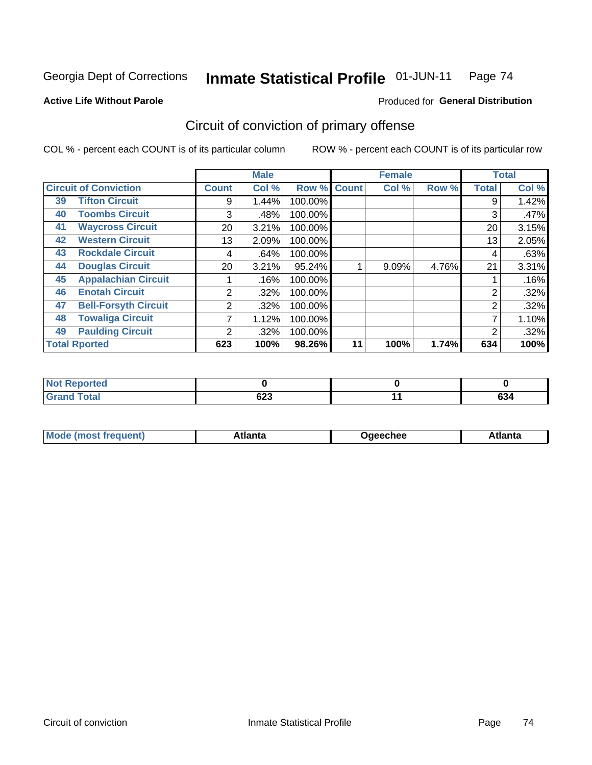Georgia Dept of Corrections **Inmate Statistical Profile** 01-JUN-11

**Active Life Without Parole**

Produced for **General Distribution**

## Circuit of conviction of primary offense

COL % - percent each COUNT is of its particular column

ROW % - percent each COUNT is of its particular row

| Circuit of Conviction | | Male | | | Female | | | Total | |
|---|---|---|---|---|---|---|---|---|---|
| | | Count | Col % | Row % | Count | Col % | Row % | Total | Col % |
| 39 | Tifton Circuit | 9 | 1.44% | 100.00% | | | | 9 | 1.42% |
| 40 | Toombs Circuit | 3 | .48% | 100.00% | | | | 3 | .47% |
| 41 | Waycross Circuit | 20 | 3.21% | 100.00% | | | | 20 | 3.15% |
| 42 | Western Circuit | 13 | 2.09% | 100.00% | | | | 13 | 2.05% |
| 43 | Rockdale Circuit | 4 | .64% | 100.00% | | | | 4 | .63% |
| 44 | Douglas Circuit | 20 | 3.21% | 95.24% | 1 | 9.09% | 4.76% | 21 | 3.31% |
| 45 | Appalachian Circuit | 1 | .16% | 100.00% | | | | 1 | .16% |
| 46 | Enotah Circuit | 2 | .32% | 100.00% | | | | 2 | .32% |
| 47 | Bell-Forsyth Circuit | 2 | .32% | 100.00% | | | | 2 | .32% |
| 48 | Towaliga Circuit | 7 | 1.12% | 100.00% | | | | 7 | 1.10% |
| 49 | Paulding Circuit | 2 | .32% | 100.00% | | | | 2 | .32% |
| **Total Rported** | | **623** | **100%** | **98.26%** | **11** | **100%** | **1.74%** | **634** | **100%** |

| | Male | Female | Total |
|---|---|---|---|
| **Not Reported** | **0** | **0** | **0** |
| **Grand Total** | **623** | **11** | **634** |

| | Male | Female | Total |
|---|---|---|---|
| **Mode (most frequent)** | **Atlanta** | **Ogeechee** | **Atlanta** |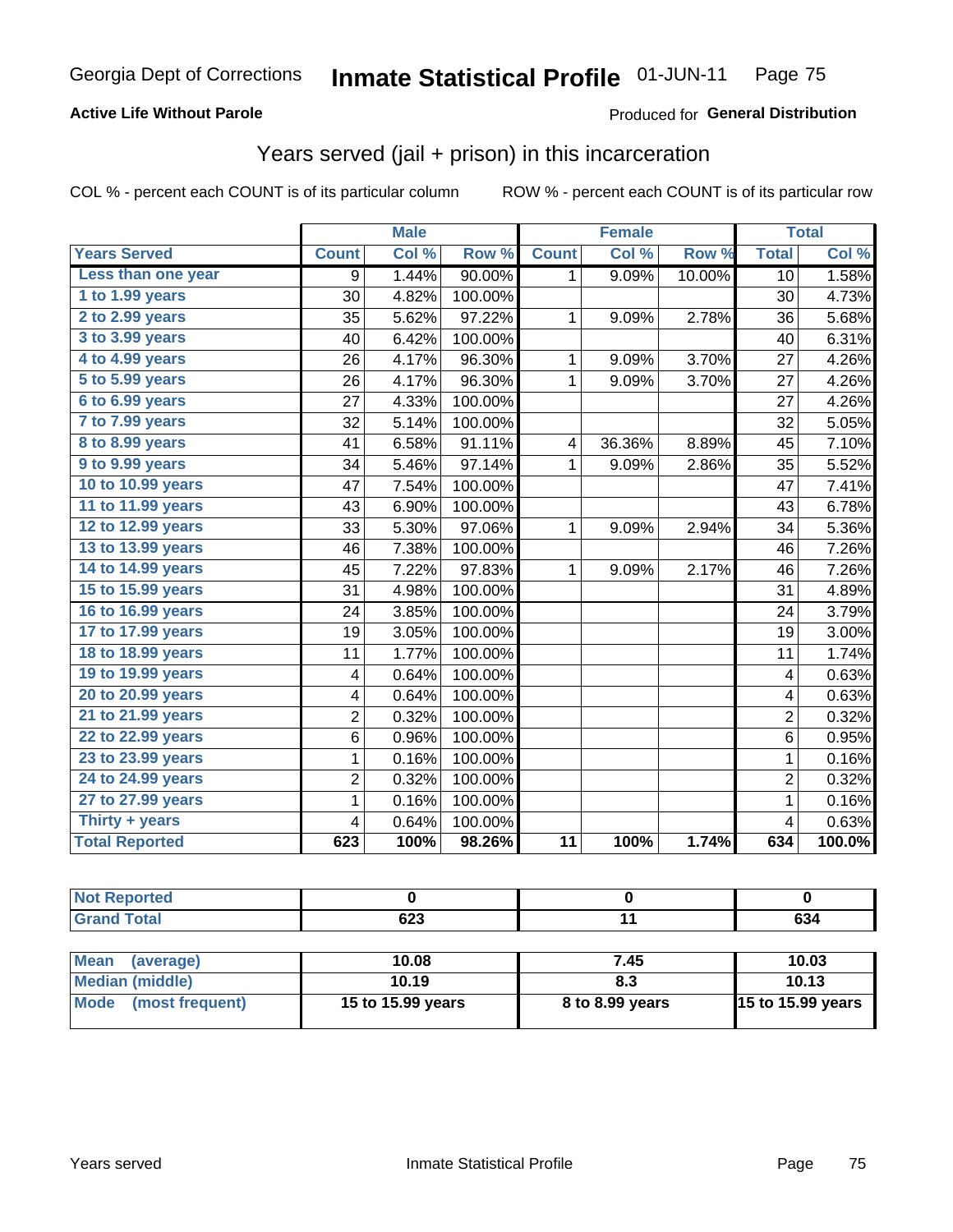Georgia Dept of Corrections **Inmate Statistical Profile** 01-JUN-11

**Active Life Without Parole**

Produced for **General Distribution**

## Years served (jail + prison) in this incarceration

COL % - percent each COUNT is of its particular column

ROW % - percent each COUNT is of its particular row

| | Male | | | Female | | | Total | |
|---|---|---|---|---|---|---|---|---|
| **Years Served** | **Count** | **Col %** | **Row %** | **Count** | **Col %** | **Row %** | **Total** | **Col %** |
| **Less than one year** | 9 | 1.44% | 90.00% | 1 | 9.09% | 10.00% | 10 | 1.58% |
| **1 to 1.99 years** | 30 | 4.82% | 100.00% | | | | 30 | 4.73% |
| **2 to 2.99 years** | 35 | 5.62% | 97.22% | 1 | 9.09% | 2.78% | 36 | 5.68% |
| **3 to 3.99 years** | 40 | 6.42% | 100.00% | | | | 40 | 6.31% |
| **4 to 4.99 years** | 26 | 4.17% | 96.30% | 1 | 9.09% | 3.70% | 27 | 4.26% |
| **5 to 5.99 years** | 26 | 4.17% | 96.30% | 1 | 9.09% | 3.70% | 27 | 4.26% |
| **6 to 6.99 years** | 27 | 4.33% | 100.00% | | | | 27 | 4.26% |
| **7 to 7.99 years** | 32 | 5.14% | 100.00% | | | | 32 | 5.05% |
| **8 to 8.99 years** | 41 | 6.58% | 91.11% | 4 | 36.36% | 8.89% | 45 | 7.10% |
| **9 to 9.99 years** | 34 | 5.46% | 97.14% | 1 | 9.09% | 2.86% | 35 | 5.52% |
| **10 to 10.99 years** | 47 | 7.54% | 100.00% | | | | 47 | 7.41% |
| **11 to 11.99 years** | 43 | 6.90% | 100.00% | | | | 43 | 6.78% |
| **12 to 12.99 years** | 33 | 5.30% | 97.06% | 1 | 9.09% | 2.94% | 34 | 5.36% |
| **13 to 13.99 years** | 46 | 7.38% | 100.00% | | | | 46 | 7.26% |
| **14 to 14.99 years** | 45 | 7.22% | 97.83% | 1 | 9.09% | 2.17% | 46 | 7.26% |
| **15 to 15.99 years** | 31 | 4.98% | 100.00% | | | | 31 | 4.89% |
| **16 to 16.99 years** | 24 | 3.85% | 100.00% | | | | 24 | 3.79% |
| **17 to 17.99 years** | 19 | 3.05% | 100.00% | | | | 19 | 3.00% |
| **18 to 18.99 years** | 11 | 1.77% | 100.00% | | | | 11 | 1.74% |
| **19 to 19.99 years** | 4 | 0.64% | 100.00% | | | | 4 | 0.63% |
| **20 to 20.99 years** | 4 | 0.64% | 100.00% | | | | 4 | 0.63% |
| **21 to 21.99 years** | 2 | 0.32% | 100.00% | | | | 2 | 0.32% |
| **22 to 22.99 years** | 6 | 0.96% | 100.00% | | | | 6 | 0.95% |
| **23 to 23.99 years** | 1 | 0.16% | 100.00% | | | | 1 | 0.16% |
| **24 to 24.99 years** | 2 | 0.32% | 100.00% | | | | 2 | 0.32% |
| **27 to 27.99 years** | 1 | 0.16% | 100.00% | | | | 1 | 0.16% |
| **Thirty + years** | 4 | 0.64% | 100.00% | | | | 4 | 0.63% |
| **Total Reported** | **623** | **100%** | **98.26%** | **11** | **100%** | **1.74%** | **634** | **100.0%** |

| | Male | Female | Total |
|---|---|---|---|
| **Not Reported** | **0** | **0** | **0** |
| **Grand Total** | **623** | **11** | **634** |

| | Male | Female | Total |
|---|---|---|---|
| **Mean (average)** | **10.08** | **7.45** | **10.03** |
| **Median (middle)** | **10.19** | **8.3** | **10.13** |
| **Mode (most frequent)** | **15 to 15.99 years** | **8 to 8.99 years** | **15 to 15.99 years** |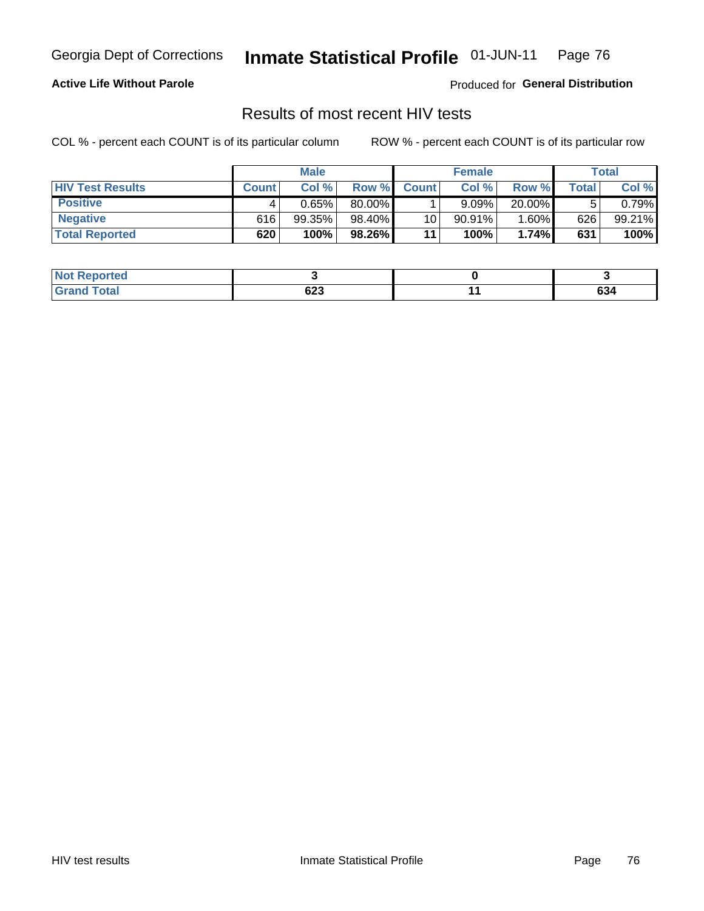Georgia Dept of Corrections **Inmate Statistical Profile** 01-JUN-11

**Active Life Without Parole**

Produced for **General Distribution**

## Results of most recent HIV tests

COL % - percent each COUNT is of its particular column ROW % - percent each COUNT is of its particular row

| | Male | | | Female | | | Total | |
|---|---|---|---|---|---|---|---|---|
| **HIV Test Results** | **Count** | **Col %** | **Row %** | **Count** | **Col %** | **Row %** | **Total** | **Col %** |
| **Positive** | 4 | 0.65% | 80.00% | 1 | 9.09% | 20.00% | 5 | 0.79% |
| **Negative** | 616 | 99.35% | 98.40% | 10 | 90.91% | 1.60% | 626 | 99.21% |
| **Total Reported** | **620** | **100%** | **98.26%** | **11** | **100%** | **1.74%** | **631** | **100%** |

| | Male | Female | Total |
|---|---|---|---|
| **Not Reported** | **3** | **0** | **3** |
| **Grand Total** | **623** | **11** | **634** |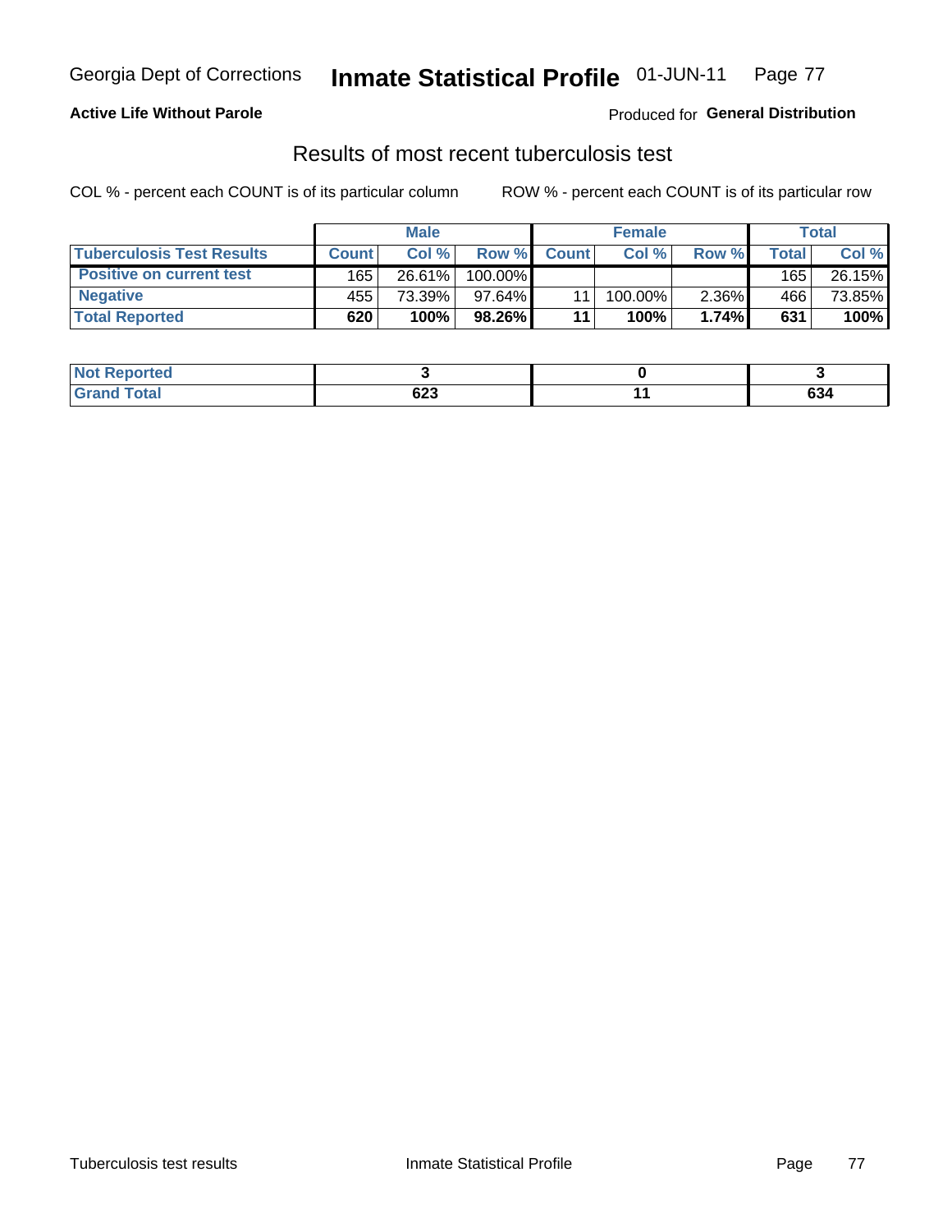Georgia Dept of Corrections **Inmate Statistical Profile** 01-JUN-11

**Active Life Without Parole**

Produced for **General Distribution**

## Results of most recent tuberculosis test

COL % - percent each COUNT is of its particular column ROW % - percent each COUNT is of its particular row

| | Male | | | Female | | | Total | |
|---|---|---|---|---|---|---|---|---|
| **Tuberculosis Test Results** | **Count** | **Col %** | **Row %** | **Count** | **Col %** | **Row %** | **Total** | **Col %** |
| **Positive on current test** | 165 | 26.61% | 100.00% | | | | 165 | 26.15% |
| **Negative** | 455 | 73.39% | 97.64% | 11 | 100.00% | 2.36% | 466 | 73.85% |
| **Total Reported** | **620** | **100%** | **98.26%** | **11** | **100%** | **1.74%** | **631** | **100%** |

| | Male | Female | Total |
|---|---|---|---|
| **Not Reported** | **3** | **0** | **3** |
| **Grand Total** | **623** | **11** | **634** |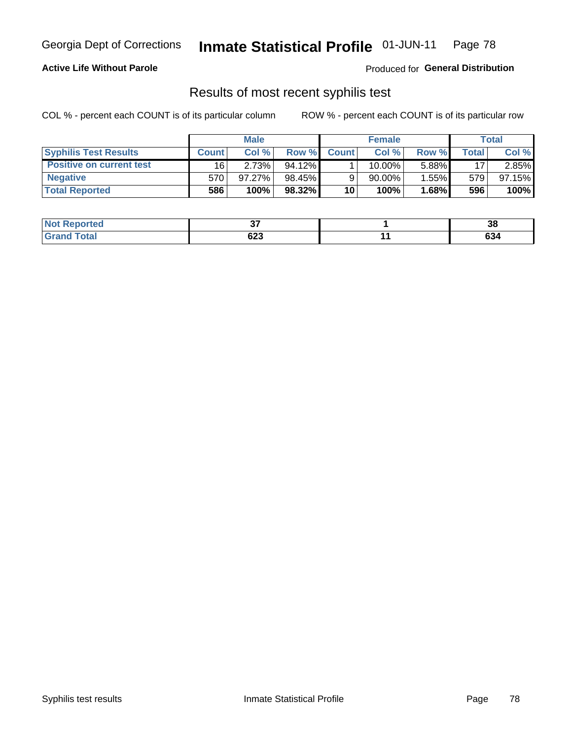**Active Life Without Parole**

Produced for **General Distribution**

## Results of most recent syphilis test

COL % - percent each COUNT is of its particular column

ROW % - percent each COUNT is of its particular row

| | Male | | | Female | | | Total | |
|---|---|---|---|---|---|---|---|---|
| **Syphilis Test Results** | **Count** | **Col %** | **Row %** | **Count** | **Col %** | **Row %** | **Total** | **Col %** |
| **Positive on current test** | 16 | 2.73% | 94.12% | 1 | 10.00% | 5.88% | 17 | 2.85% |
| **Negative** | 570 | 97.27% | 98.45% | 9 | 90.00% | 1.55% | 579 | 97.15% |
| **Total Reported** | **586** | **100%** | **98.32%** | **10** | **100%** | **1.68%** | **596** | **100%** |

| | Male | Female | Total |
|---|---|---|---|
| **Not Reported** | **37** | **1** | **38** |
| **Grand Total** | **623** | **11** | **634** |

Syphilis test results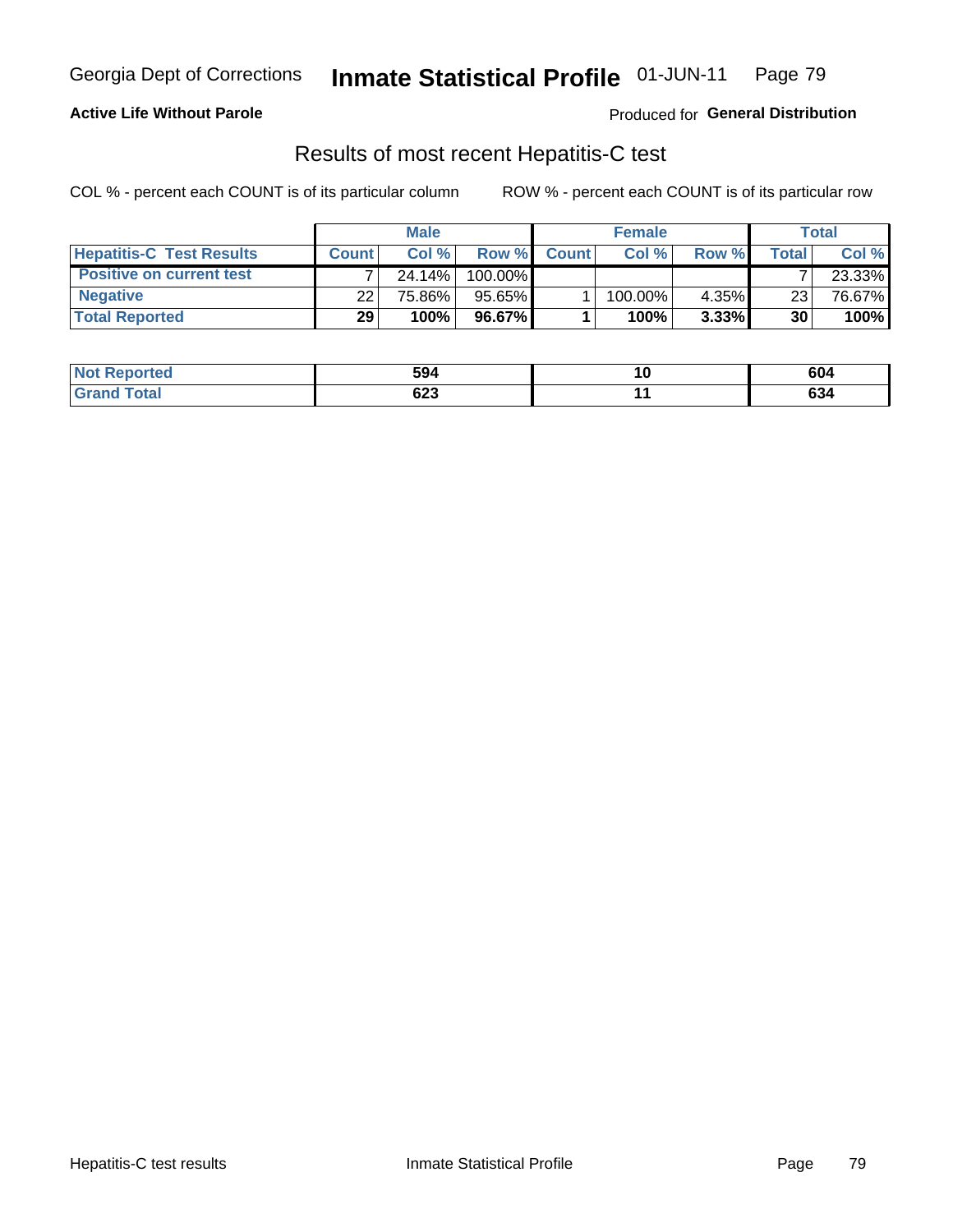**Active Life Without Parole**

Produced for **General Distribution**

## Results of most recent Hepatitis-C test

COL % - percent each COUNT is of its particular column

ROW % - percent each COUNT is of its particular row

| | Male | | | Female | | | Total | |
|---|---|---|---|---|---|---|---|---|
| **Hepatitis-C Test Results** | **Count** | **Col %** | **Row %** | **Count** | **Col %** | **Row %** | **Total** | **Col %** |
| **Positive on current test** | 7 | 24.14% | 100.00% | | | | 7 | 23.33% |
| **Negative** | 22 | 75.86% | 95.65% | 1 | 100.00% | 4.35% | 23 | 76.67% |
| **Total Reported** | **29** | **100%** | **96.67%** | **1** | **100%** | **3.33%** | **30** | **100%** |

| | Male | Female | Total |
|---|---|---|---|
| **Not Reported** | **594** | **10** | **604** |
| **Grand Total** | **623** | **11** | **634** |